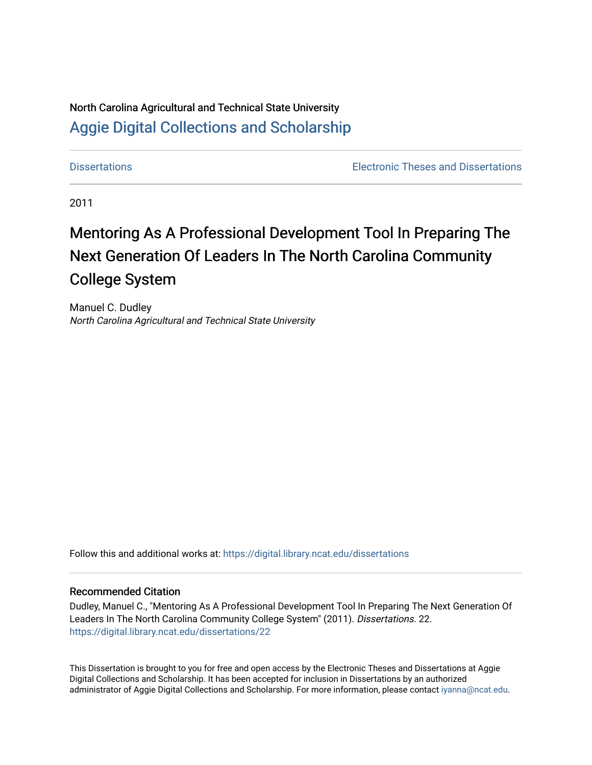North Carolina Agricultural and Technical State University

# Aggie Digital Collections and Scholarship

Dissertations

Electronic Theses and Dissertations

2011

# Mentoring As A Professional Development Tool In Preparing The Next Generation Of Leaders In The North Carolina Community College System

Manuel C. Dudley

*North Carolina Agricultural and Technical State University*

Follow this and additional works at: https://digital.library.ncat.edu/dissertations

## Recommended Citation

Dudley, Manuel C., "Mentoring As A Professional Development Tool In Preparing The Next Generation Of Leaders In The North Carolina Community College System" (2011). *Dissertations*. 22.
https://digital.library.ncat.edu/dissertations/22

This Dissertation is brought to you for free and open access by the Electronic Theses and Dissertations at Aggie Digital Collections and Scholarship. It has been accepted for inclusion in Dissertations by an authorized administrator of Aggie Digital Collections and Scholarship. For more information, please contact iyanna@ncat.edu.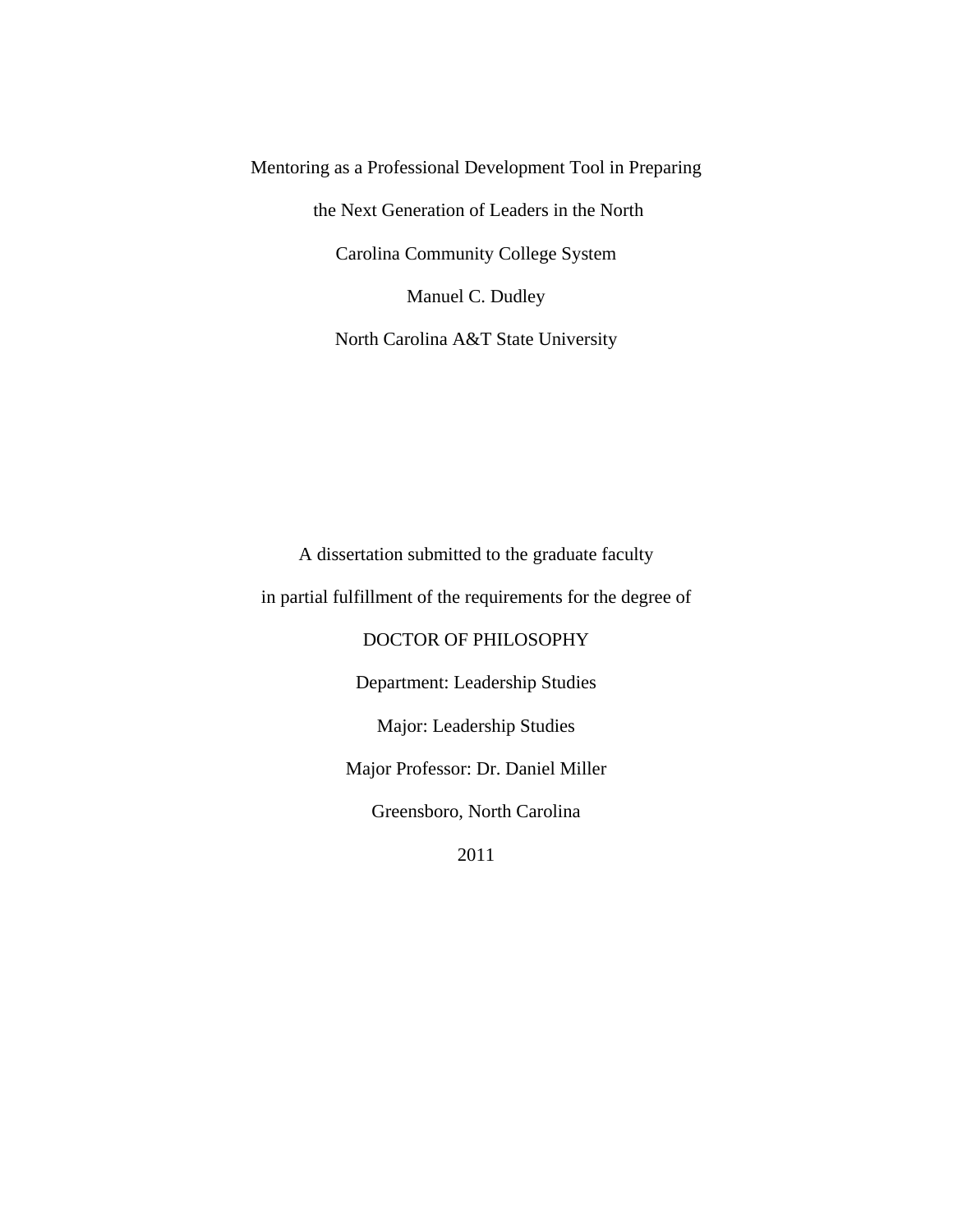Mentoring as a Professional Development Tool in Preparing

the Next Generation of Leaders in the North

Carolina Community College System

Manuel C. Dudley

North Carolina A&T State University

A dissertation submitted to the graduate faculty

in partial fulfillment of the requirements for the degree of

DOCTOR OF PHILOSOPHY

Department: Leadership Studies

Major: Leadership Studies

Major Professor: Dr. Daniel Miller

Greensboro, North Carolina

2011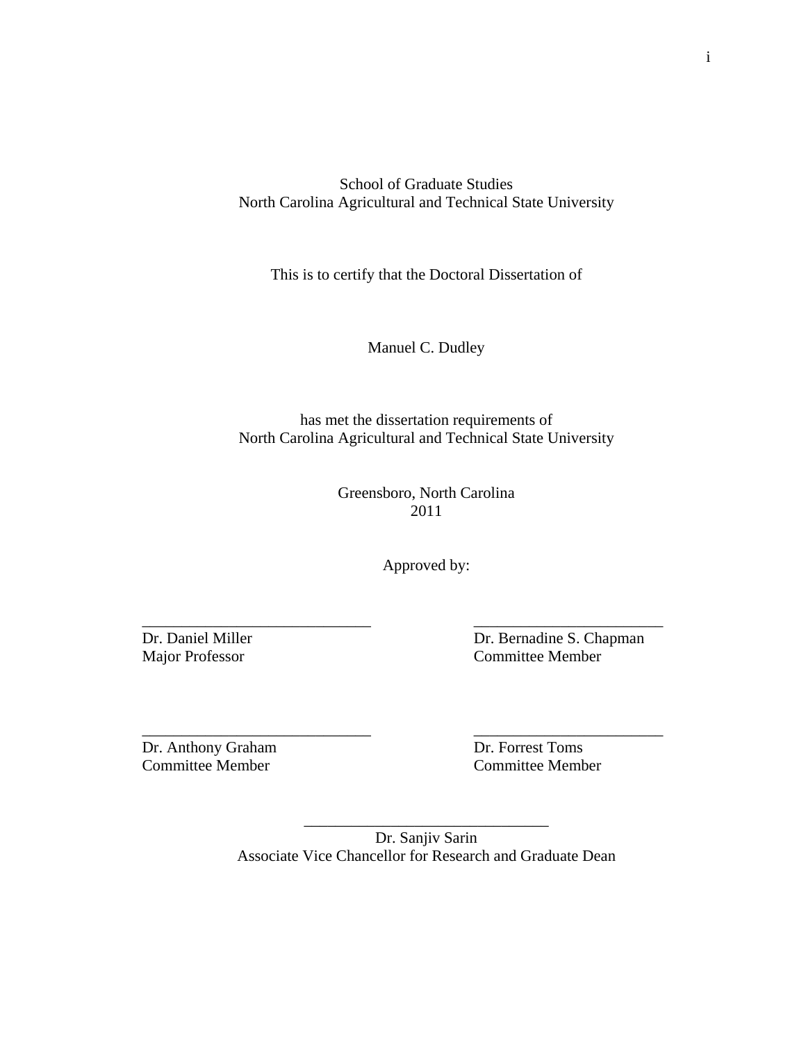School of Graduate Studies
North Carolina Agricultural and Technical State University

This is to certify that the Doctoral Dissertation of

Manuel C. Dudley

has met the dissertation requirements of
North Carolina Agricultural and Technical State University

Greensboro, North Carolina
2011

Approved by:

| | |
|---|---|
| \_\_\_\_\_\_\_\_\_\_\_\_\_\_\_\_\_\_\_\_\_\_\_\_\_\_\_\_\_\_ | \_\_\_\_\_\_\_\_\_\_\_\_\_\_\_\_\_\_\_\_\_\_\_\_\_ |
| Dr. Daniel Miller<br>Major Professor | Dr. Bernadine S. Chapman<br>Committee Member |
| \_\_\_\_\_\_\_\_\_\_\_\_\_\_\_\_\_\_\_\_\_\_\_\_\_\_\_\_\_\_ | \_\_\_\_\_\_\_\_\_\_\_\_\_\_\_\_\_\_\_\_\_\_\_\_\_ |
| Dr. Anthony Graham<br>Committee Member | Dr. Forrest Toms<br>Committee Member |

\_\_\_\_\_\_\_\_\_\_\_\_\_\_\_\_\_\_\_\_\_\_\_\_\_\_\_\_\_\_\_\_
Dr. Sanjiv Sarin
Associate Vice Chancellor for Research and Graduate Dean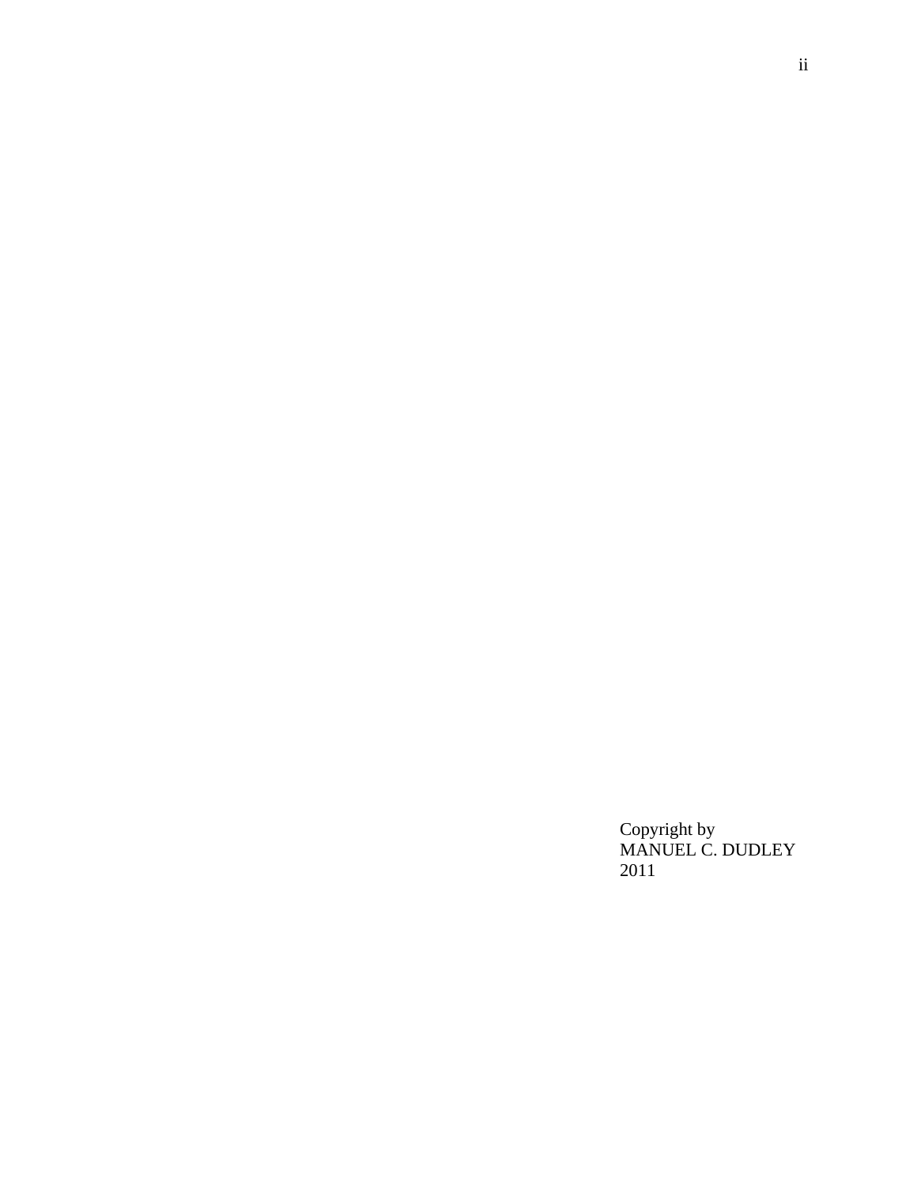Copyright by
MANUEL C. DUDLEY
2011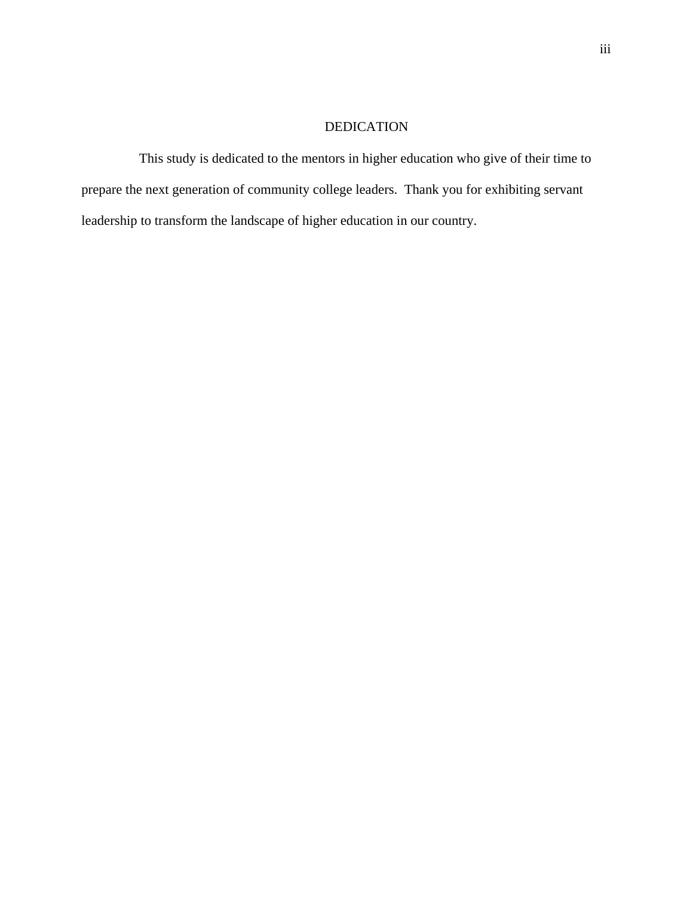# DEDICATION

This study is dedicated to the mentors in higher education who give of their time to prepare the next generation of community college leaders.  Thank you for exhibiting servant leadership to transform the landscape of higher education in our country.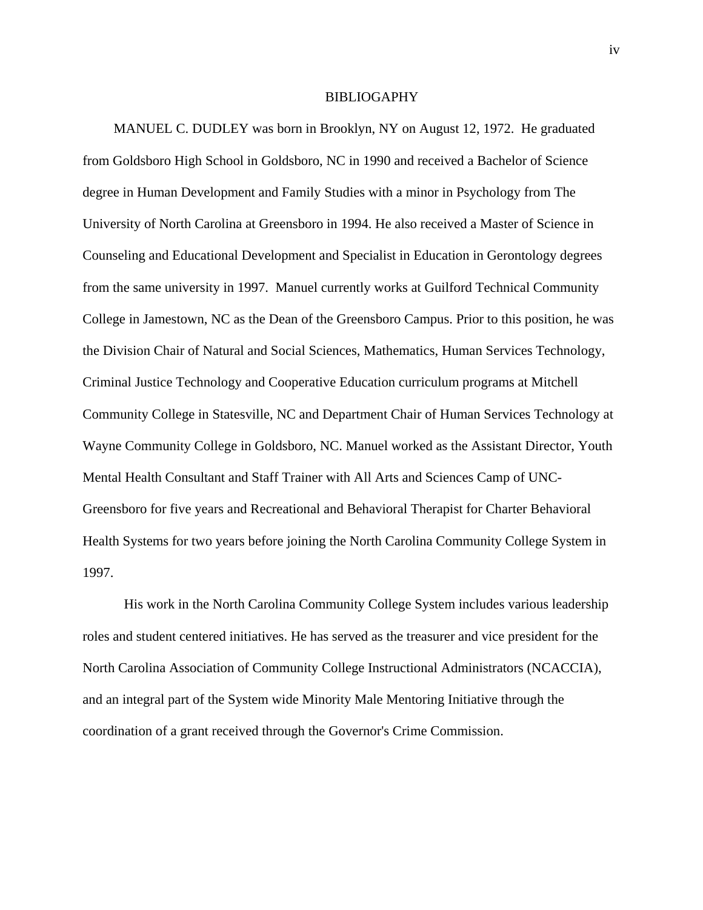# BIBLIOGAPHY

MANUEL C. DUDLEY was born in Brooklyn, NY on August 12, 1972. He graduated from Goldsboro High School in Goldsboro, NC in 1990 and received a Bachelor of Science degree in Human Development and Family Studies with a minor in Psychology from The University of North Carolina at Greensboro in 1994. He also received a Master of Science in Counseling and Educational Development and Specialist in Education in Gerontology degrees from the same university in 1997. Manuel currently works at Guilford Technical Community College in Jamestown, NC as the Dean of the Greensboro Campus. Prior to this position, he was the Division Chair of Natural and Social Sciences, Mathematics, Human Services Technology, Criminal Justice Technology and Cooperative Education curriculum programs at Mitchell Community College in Statesville, NC and Department Chair of Human Services Technology at Wayne Community College in Goldsboro, NC. Manuel worked as the Assistant Director, Youth Mental Health Consultant and Staff Trainer with All Arts and Sciences Camp of UNC-Greensboro for five years and Recreational and Behavioral Therapist for Charter Behavioral Health Systems for two years before joining the North Carolina Community College System in 1997.

His work in the North Carolina Community College System includes various leadership roles and student centered initiatives. He has served as the treasurer and vice president for the North Carolina Association of Community College Instructional Administrators (NCACCIA), and an integral part of the System wide Minority Male Mentoring Initiative through the coordination of a grant received through the Governor's Crime Commission.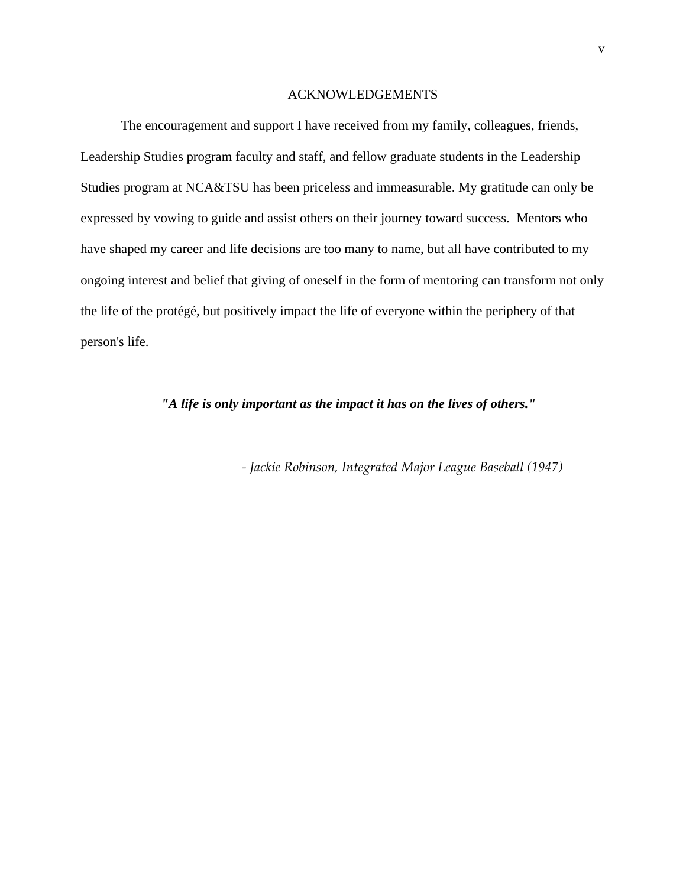# ACKNOWLEDGEMENTS

The encouragement and support I have received from my family, colleagues, friends, Leadership Studies program faculty and staff, and fellow graduate students in the Leadership Studies program at NCA&TSU has been priceless and immeasurable. My gratitude can only be expressed by vowing to guide and assist others on their journey toward success. Mentors who have shaped my career and life decisions are too many to name, but all have contributed to my ongoing interest and belief that giving of oneself in the form of mentoring can transform not only the life of the protégé, but positively impact the life of everyone within the periphery of that person's life.

***"A life is only important as the impact it has on the lives of others."***

*- Jackie Robinson, Integrated Major League Baseball (1947)*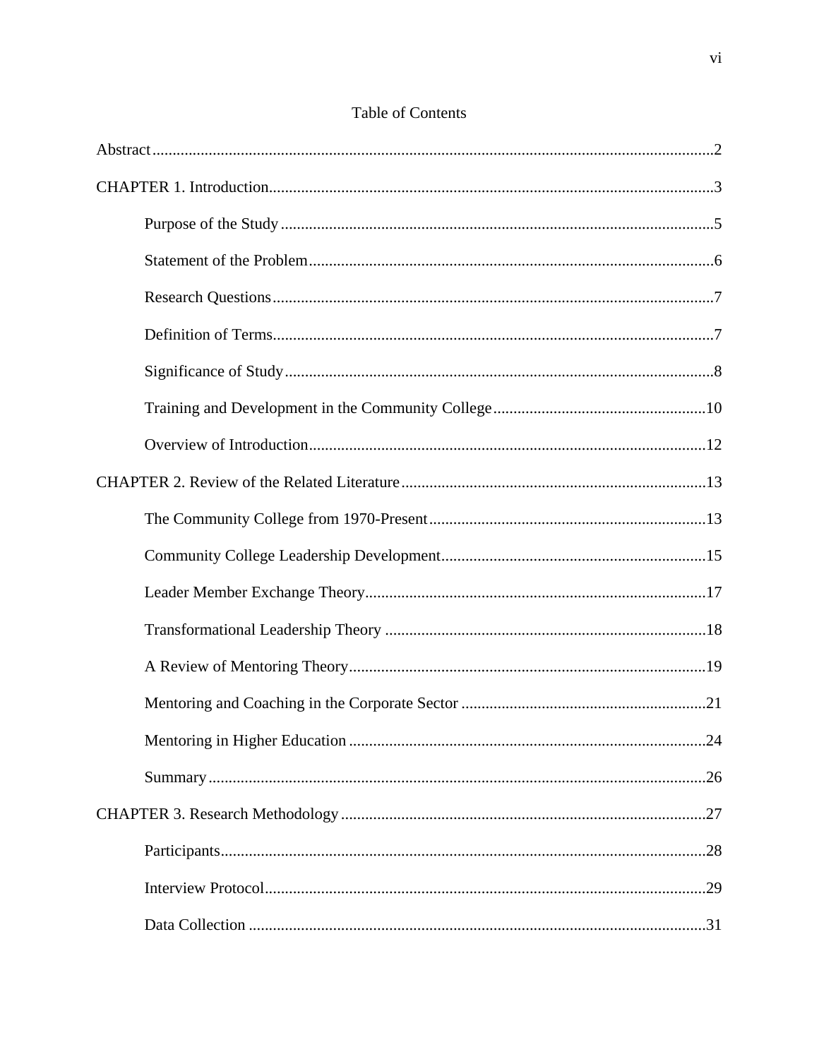# Table of Contents

Abstract....................................................................................................................................2

CHAPTER 1. Introduction..............................................................................................................3

- Purpose of the Study ............................................................................................................5
- Statement of the Problem .....................................................................................................6
- Research Questions ..............................................................................................................7
- Definition of Terms...............................................................................................................7
- Significance of Study ...........................................................................................................8
- Training and Development in the Community College .....................................................10
- Overview of Introduction....................................................................................................12

CHAPTER 2. Review of the Related Literature ...........................................................................13

- The Community College from 1970-Present .....................................................................13
- Community College Leadership Development..................................................................15
- Leader Member Exchange Theory.....................................................................................17
- Transformational Leadership Theory ................................................................................18
- A Review of Mentoring Theory.........................................................................................19
- Mentoring and Coaching in the Corporate Sector .............................................................21
- Mentoring in Higher Education .........................................................................................24
- Summary ............................................................................................................................26

CHAPTER 3. Research Methodology ...........................................................................................27

- Participants.........................................................................................................................28
- Interview Protocol..............................................................................................................29
- Data Collection ..................................................................................................................31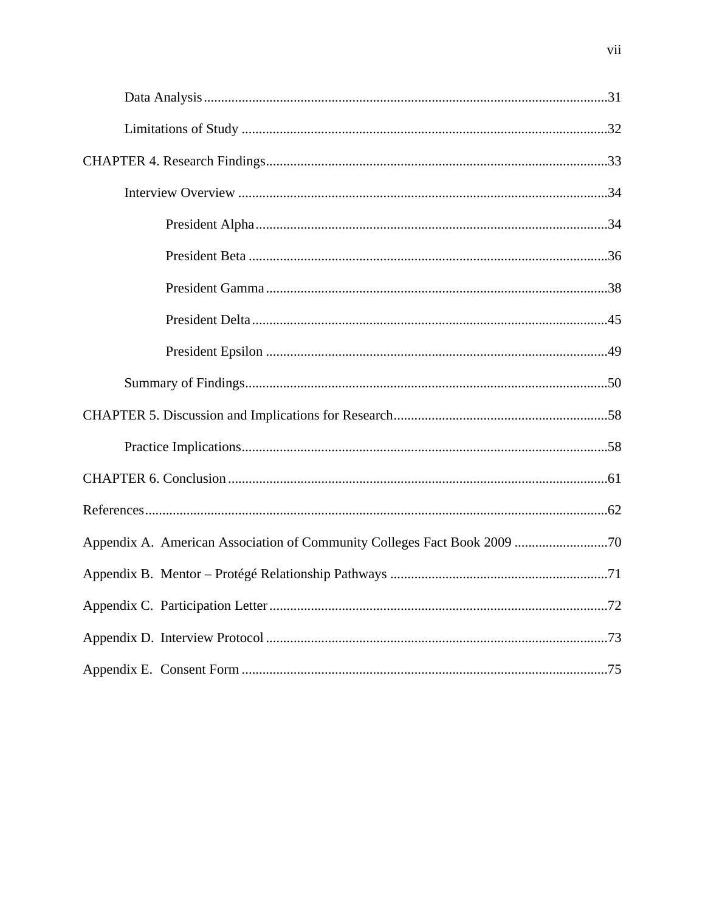Data Analysis ......................................................................................................31

Limitations of Study ...........................................................................................32

CHAPTER 4. Research Findings...................................................................................33

Interview Overview ............................................................................................34

President Alpha.......................................................................................34

President Beta .........................................................................................36

President Gamma ....................................................................................38

President Delta ........................................................................................45

President Epsilon ....................................................................................49

Summary of Findings..........................................................................................50

CHAPTER 5. Discussion and Implications for Research..............................................58

Practice Implications...........................................................................................58

CHAPTER 6. Conclusion ..............................................................................................61

References......................................................................................................................62

Appendix A. American Association of Community Colleges Fact Book 2009 ...........................70

Appendix B. Mentor – Protégé Relationship Pathways ...............................................................71

Appendix C. Participation Letter ..................................................................................72

Appendix D. Interview Protocol ...................................................................................73

Appendix E. Consent Form ..........................................................................................75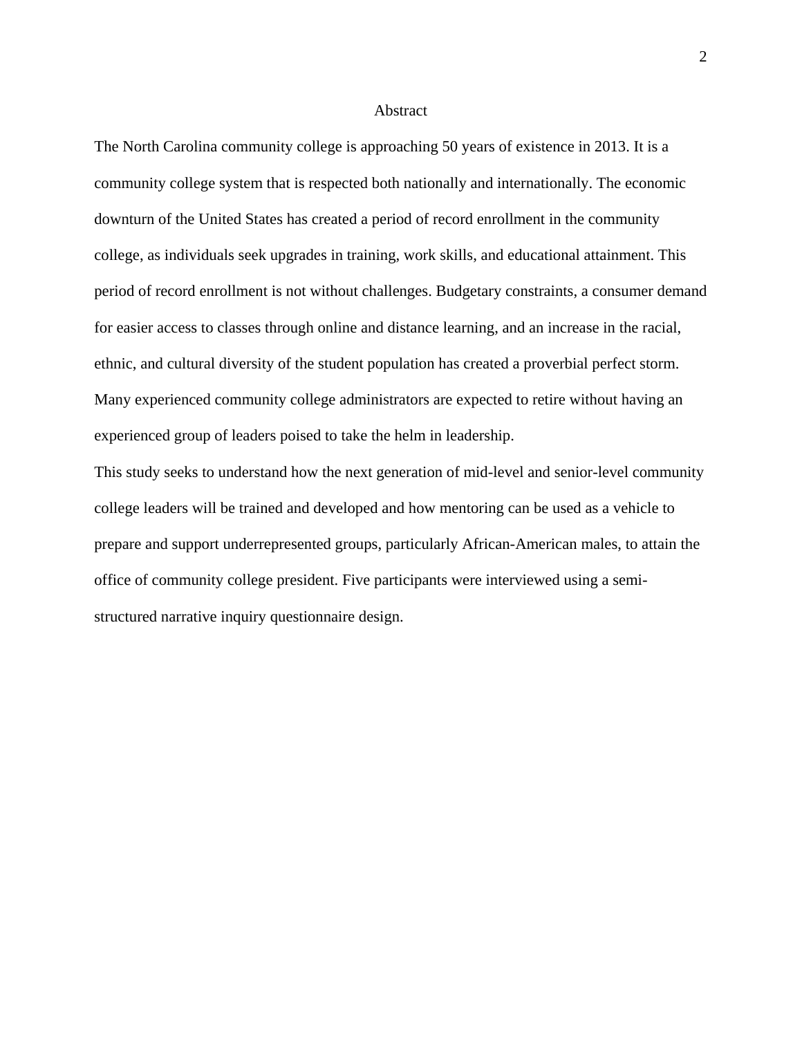# Abstract

The North Carolina community college is approaching 50 years of existence in 2013. It is a community college system that is respected both nationally and internationally. The economic downturn of the United States has created a period of record enrollment in the community college, as individuals seek upgrades in training, work skills, and educational attainment. This period of record enrollment is not without challenges. Budgetary constraints, a consumer demand for easier access to classes through online and distance learning, and an increase in the racial, ethnic, and cultural diversity of the student population has created a proverbial perfect storm. Many experienced community college administrators are expected to retire without having an experienced group of leaders poised to take the helm in leadership.

This study seeks to understand how the next generation of mid-level and senior-level community college leaders will be trained and developed and how mentoring can be used as a vehicle to prepare and support underrepresented groups, particularly African-American males, to attain the office of community college president. Five participants were interviewed using a semi-structured narrative inquiry questionnaire design.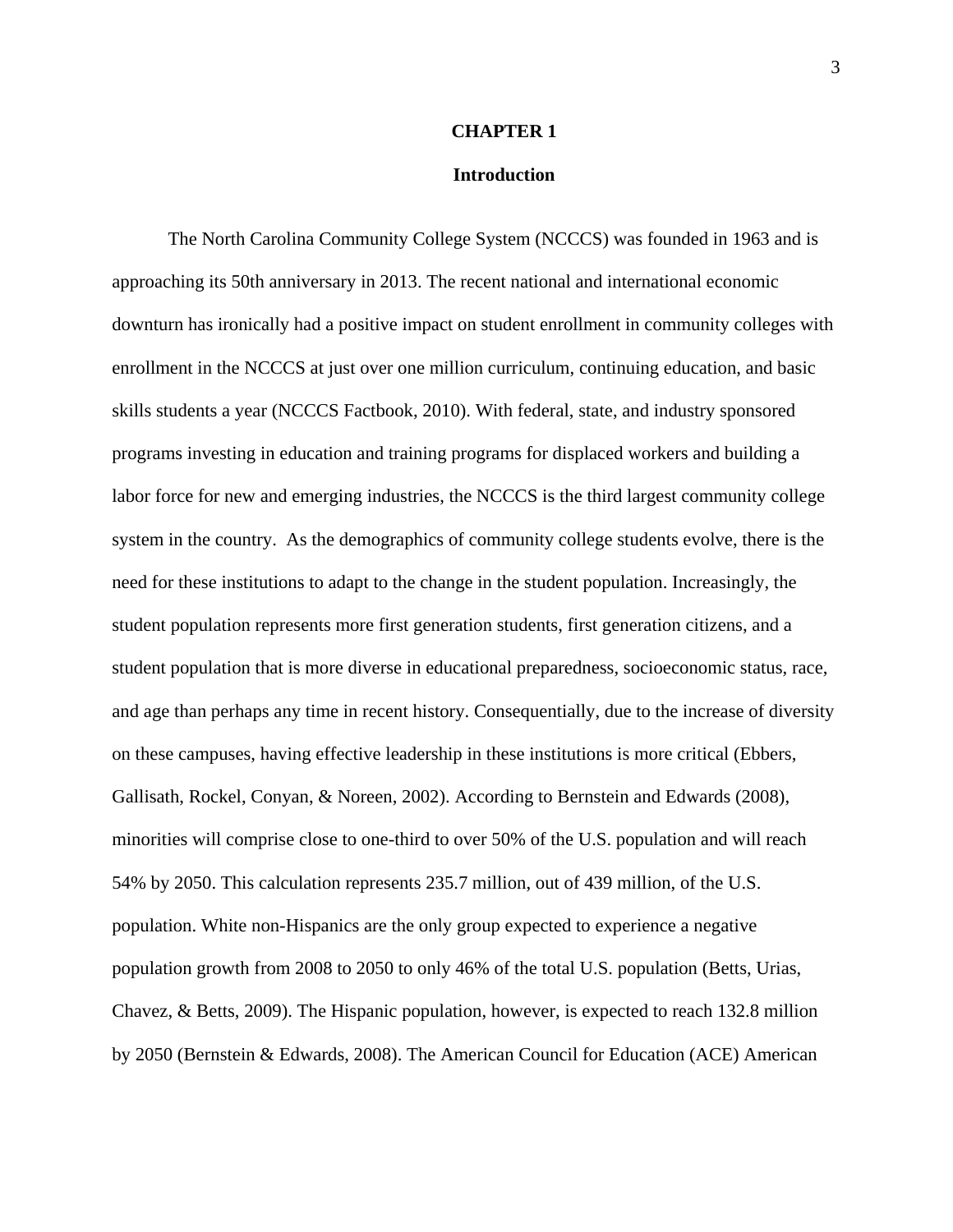# CHAPTER 1

## Introduction

The North Carolina Community College System (NCCCS) was founded in 1963 and is approaching its 50th anniversary in 2013. The recent national and international economic downturn has ironically had a positive impact on student enrollment in community colleges with enrollment in the NCCCS at just over one million curriculum, continuing education, and basic skills students a year (NCCCS Factbook, 2010). With federal, state, and industry sponsored programs investing in education and training programs for displaced workers and building a labor force for new and emerging industries, the NCCCS is the third largest community college system in the country. As the demographics of community college students evolve, there is the need for these institutions to adapt to the change in the student population. Increasingly, the student population represents more first generation students, first generation citizens, and a student population that is more diverse in educational preparedness, socioeconomic status, race, and age than perhaps any time in recent history. Consequentially, due to the increase of diversity on these campuses, having effective leadership in these institutions is more critical (Ebbers, Gallisath, Rockel, Conyan, & Noreen, 2002). According to Bernstein and Edwards (2008), minorities will comprise close to one-third to over 50% of the U.S. population and will reach 54% by 2050. This calculation represents 235.7 million, out of 439 million, of the U.S. population. White non-Hispanics are the only group expected to experience a negative population growth from 2008 to 2050 to only 46% of the total U.S. population (Betts, Urias, Chavez, & Betts, 2009). The Hispanic population, however, is expected to reach 132.8 million by 2050 (Bernstein & Edwards, 2008). The American Council for Education (ACE) American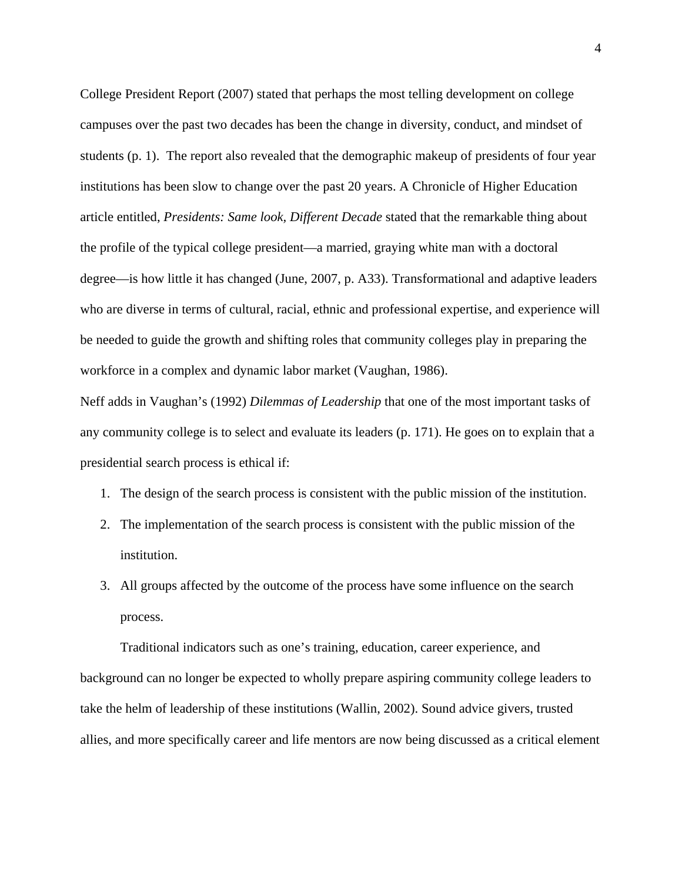College President Report (2007) stated that perhaps the most telling development on college campuses over the past two decades has been the change in diversity, conduct, and mindset of students (p. 1). The report also revealed that the demographic makeup of presidents of four year institutions has been slow to change over the past 20 years. A Chronicle of Higher Education article entitled, *Presidents: Same look, Different Decade* stated that the remarkable thing about the profile of the typical college president—a married, graying white man with a doctoral degree—is how little it has changed (June, 2007, p. A33). Transformational and adaptive leaders who are diverse in terms of cultural, racial, ethnic and professional expertise, and experience will be needed to guide the growth and shifting roles that community colleges play in preparing the workforce in a complex and dynamic labor market (Vaughan, 1986).

Neff adds in Vaughan's (1992) *Dilemmas of Leadership* that one of the most important tasks of any community college is to select and evaluate its leaders (p. 171). He goes on to explain that a presidential search process is ethical if:

1. The design of the search process is consistent with the public mission of the institution.
2. The implementation of the search process is consistent with the public mission of the institution.
3. All groups affected by the outcome of the process have some influence on the search process.

Traditional indicators such as one's training, education, career experience, and background can no longer be expected to wholly prepare aspiring community college leaders to take the helm of leadership of these institutions (Wallin, 2002). Sound advice givers, trusted allies, and more specifically career and life mentors are now being discussed as a critical element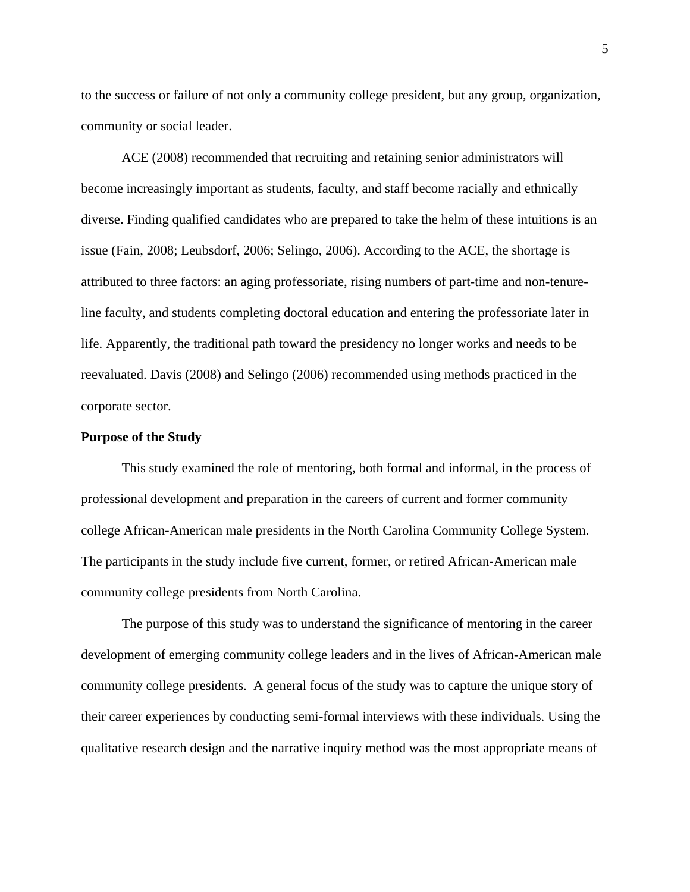to the success or failure of not only a community college president, but any group, organization, community or social leader.

ACE (2008) recommended that recruiting and retaining senior administrators will become increasingly important as students, faculty, and staff become racially and ethnically diverse. Finding qualified candidates who are prepared to take the helm of these intuitions is an issue (Fain, 2008; Leubsdorf, 2006; Selingo, 2006). According to the ACE, the shortage is attributed to three factors: an aging professoriate, rising numbers of part-time and non-tenure-line faculty, and students completing doctoral education and entering the professoriate later in life. Apparently, the traditional path toward the presidency no longer works and needs to be reevaluated. Davis (2008) and Selingo (2006) recommended using methods practiced in the corporate sector.

**Purpose of the Study**

This study examined the role of mentoring, both formal and informal, in the process of professional development and preparation in the careers of current and former community college African-American male presidents in the North Carolina Community College System. The participants in the study include five current, former, or retired African-American male community college presidents from North Carolina.

The purpose of this study was to understand the significance of mentoring in the career development of emerging community college leaders and in the lives of African-American male community college presidents. A general focus of the study was to capture the unique story of their career experiences by conducting semi-formal interviews with these individuals. Using the qualitative research design and the narrative inquiry method was the most appropriate means of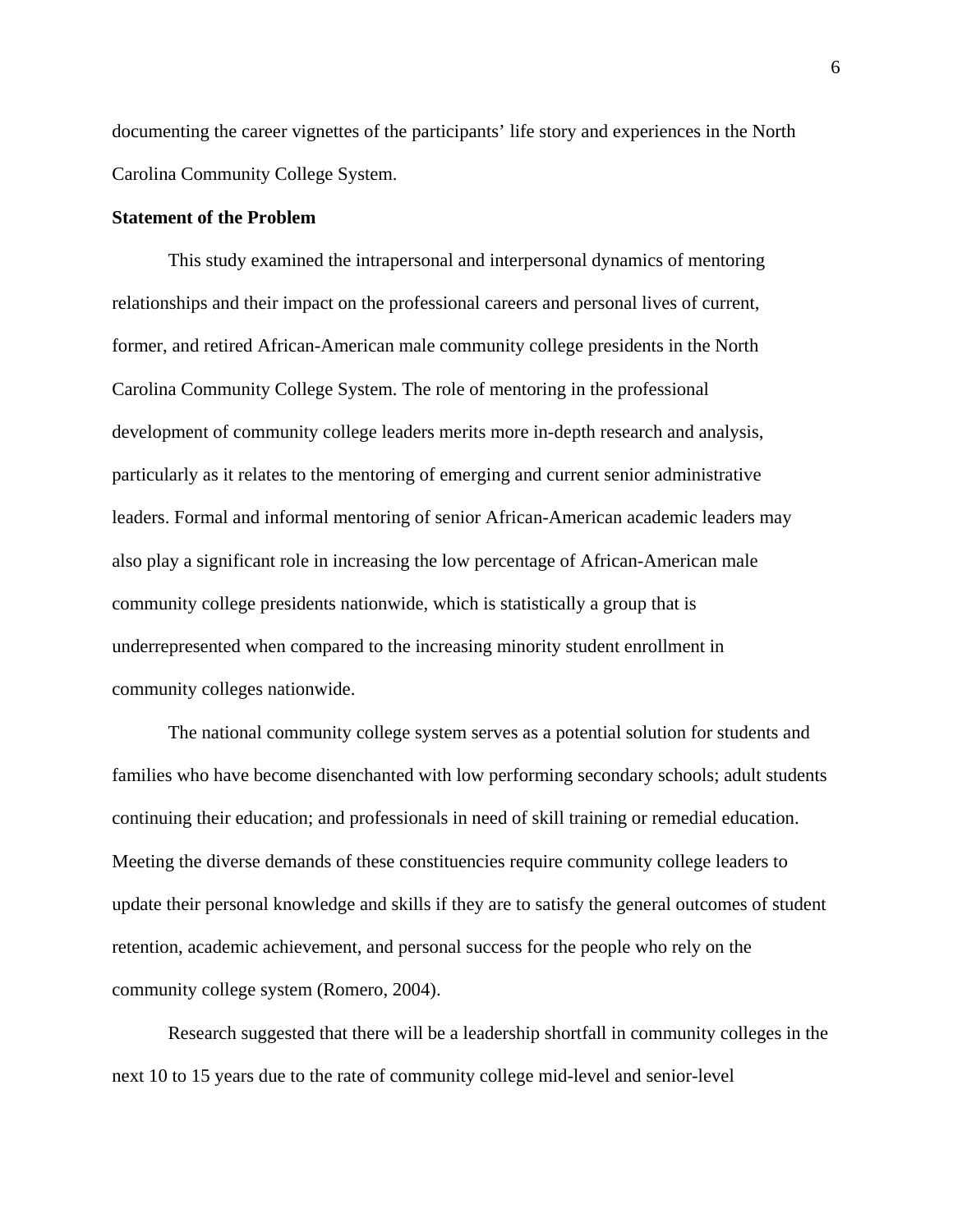documenting the career vignettes of the participants' life story and experiences in the North Carolina Community College System.

**Statement of the Problem**

This study examined the intrapersonal and interpersonal dynamics of mentoring relationships and their impact on the professional careers and personal lives of current, former, and retired African-American male community college presidents in the North Carolina Community College System. The role of mentoring in the professional development of community college leaders merits more in-depth research and analysis, particularly as it relates to the mentoring of emerging and current senior administrative leaders. Formal and informal mentoring of senior African-American academic leaders may also play a significant role in increasing the low percentage of African-American male community college presidents nationwide, which is statistically a group that is underrepresented when compared to the increasing minority student enrollment in community colleges nationwide.

The national community college system serves as a potential solution for students and families who have become disenchanted with low performing secondary schools; adult students continuing their education; and professionals in need of skill training or remedial education. Meeting the diverse demands of these constituencies require community college leaders to update their personal knowledge and skills if they are to satisfy the general outcomes of student retention, academic achievement, and personal success for the people who rely on the community college system (Romero, 2004).

Research suggested that there will be a leadership shortfall in community colleges in the next 10 to 15 years due to the rate of community college mid-level and senior-level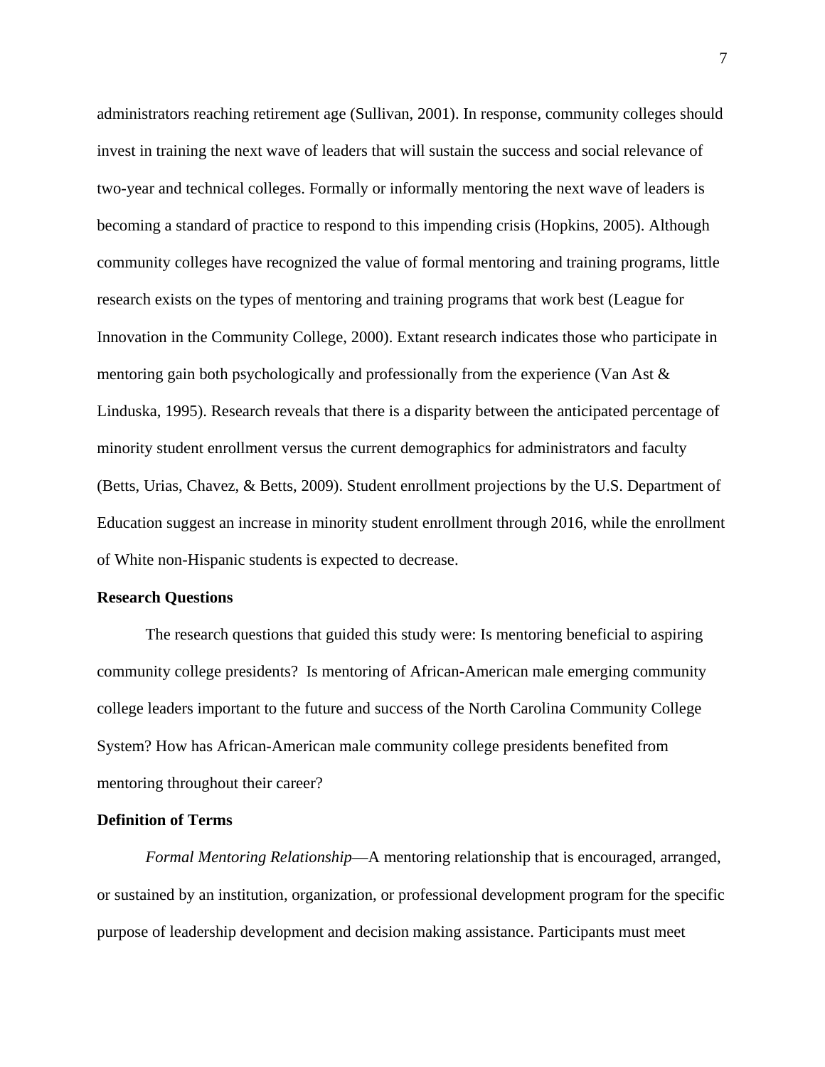administrators reaching retirement age (Sullivan, 2001). In response, community colleges should invest in training the next wave of leaders that will sustain the success and social relevance of two-year and technical colleges. Formally or informally mentoring the next wave of leaders is becoming a standard of practice to respond to this impending crisis (Hopkins, 2005). Although community colleges have recognized the value of formal mentoring and training programs, little research exists on the types of mentoring and training programs that work best (League for Innovation in the Community College, 2000). Extant research indicates those who participate in mentoring gain both psychologically and professionally from the experience (Van Ast & Linduska, 1995). Research reveals that there is a disparity between the anticipated percentage of minority student enrollment versus the current demographics for administrators and faculty (Betts, Urias, Chavez, & Betts, 2009). Student enrollment projections by the U.S. Department of Education suggest an increase in minority student enrollment through 2016, while the enrollment of White non-Hispanic students is expected to decrease.

**Research Questions**

The research questions that guided this study were: Is mentoring beneficial to aspiring community college presidents?  Is mentoring of African-American male emerging community college leaders important to the future and success of the North Carolina Community College System? How has African-American male community college presidents benefited from mentoring throughout their career?

**Definition of Terms**

*Formal Mentoring Relationship*—A mentoring relationship that is encouraged, arranged, or sustained by an institution, organization, or professional development program for the specific purpose of leadership development and decision making assistance. Participants must meet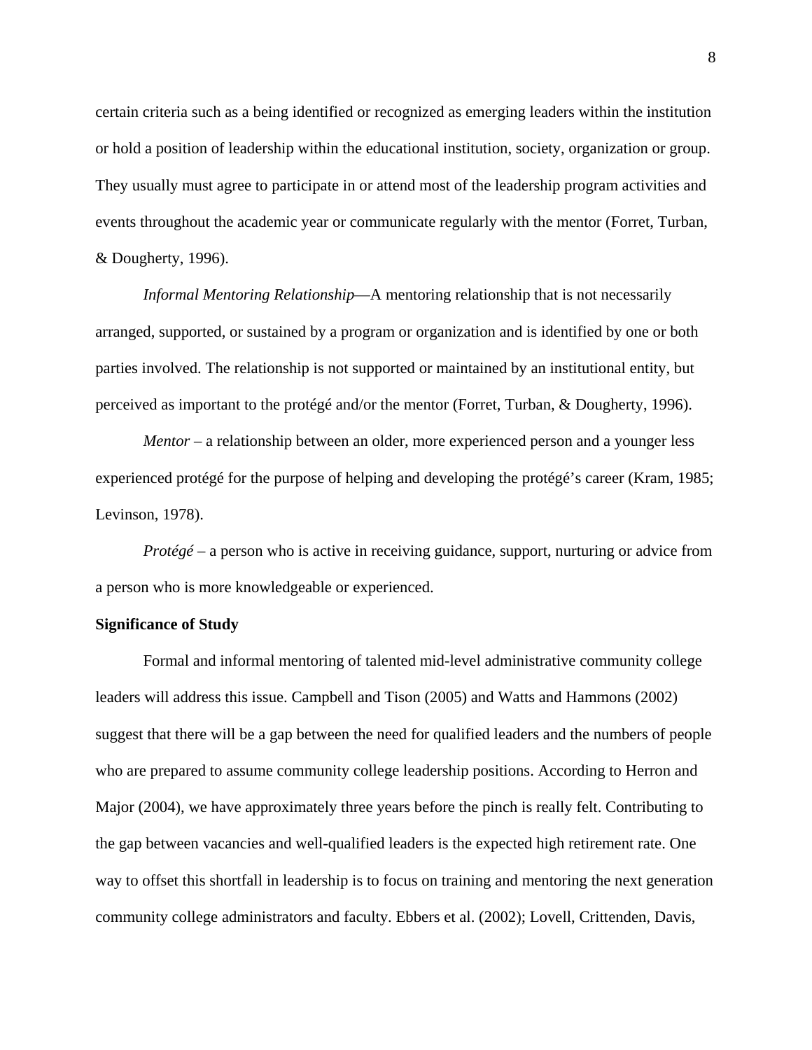certain criteria such as a being identified or recognized as emerging leaders within the institution or hold a position of leadership within the educational institution, society, organization or group. They usually must agree to participate in or attend most of the leadership program activities and events throughout the academic year or communicate regularly with the mentor (Forret, Turban, & Dougherty, 1996).

*Informal Mentoring Relationship*—A mentoring relationship that is not necessarily arranged, supported, or sustained by a program or organization and is identified by one or both parties involved. The relationship is not supported or maintained by an institutional entity, but perceived as important to the protégé and/or the mentor (Forret, Turban, & Dougherty, 1996).

*Mentor* – a relationship between an older, more experienced person and a younger less experienced protégé for the purpose of helping and developing the protégé's career (Kram, 1985; Levinson, 1978).

*Protégé* – a person who is active in receiving guidance, support, nurturing or advice from a person who is more knowledgeable or experienced.

**Significance of Study**

Formal and informal mentoring of talented mid-level administrative community college leaders will address this issue. Campbell and Tison (2005) and Watts and Hammons (2002) suggest that there will be a gap between the need for qualified leaders and the numbers of people who are prepared to assume community college leadership positions. According to Herron and Major (2004), we have approximately three years before the pinch is really felt. Contributing to the gap between vacancies and well-qualified leaders is the expected high retirement rate. One way to offset this shortfall in leadership is to focus on training and mentoring the next generation community college administrators and faculty. Ebbers et al. (2002); Lovell, Crittenden, Davis,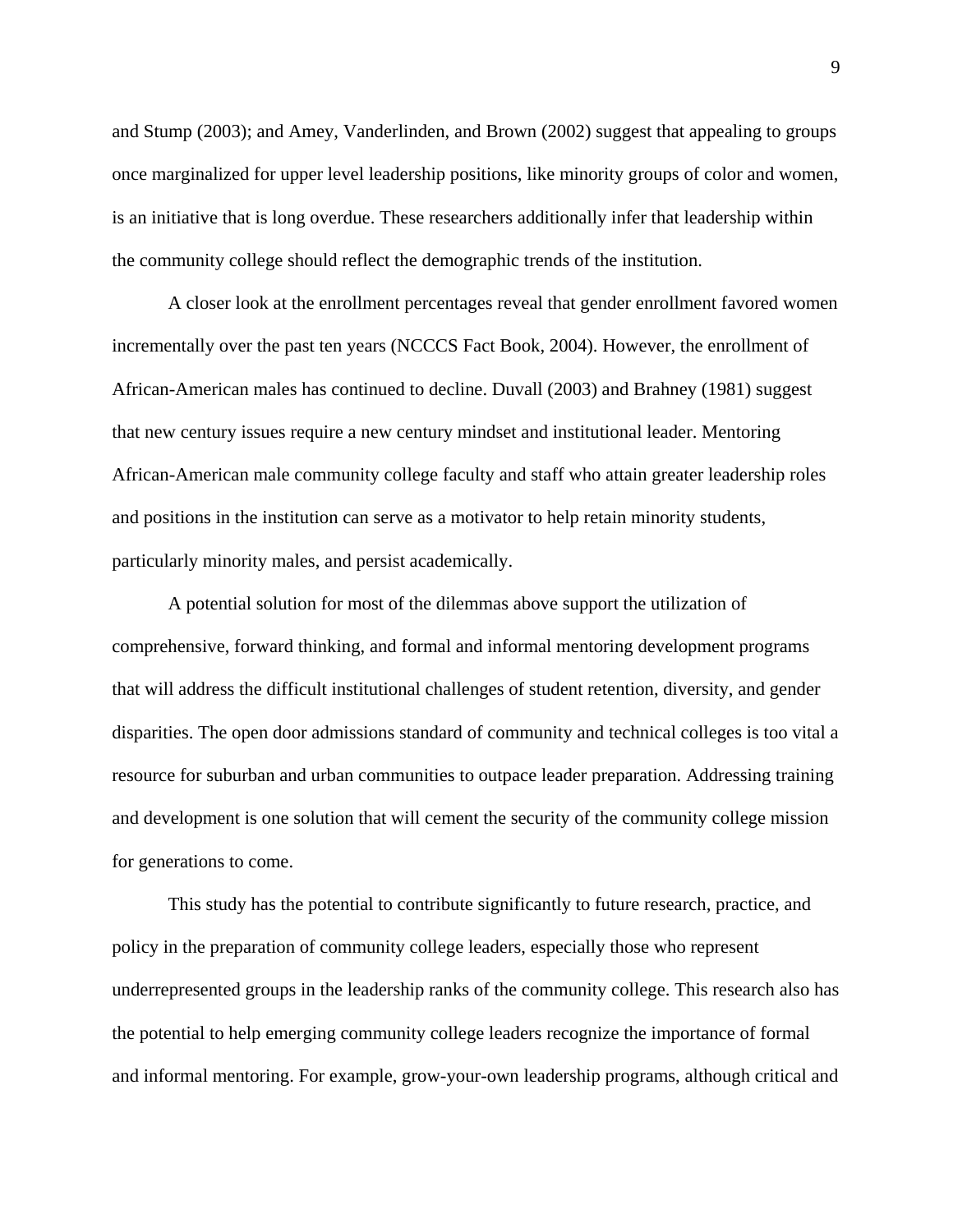and Stump (2003); and Amey, Vanderlinden, and Brown (2002) suggest that appealing to groups once marginalized for upper level leadership positions, like minority groups of color and women, is an initiative that is long overdue. These researchers additionally infer that leadership within the community college should reflect the demographic trends of the institution.

A closer look at the enrollment percentages reveal that gender enrollment favored women incrementally over the past ten years (NCCCS Fact Book, 2004). However, the enrollment of African-American males has continued to decline. Duvall (2003) and Brahney (1981) suggest that new century issues require a new century mindset and institutional leader. Mentoring African-American male community college faculty and staff who attain greater leadership roles and positions in the institution can serve as a motivator to help retain minority students, particularly minority males, and persist academically.

A potential solution for most of the dilemmas above support the utilization of comprehensive, forward thinking, and formal and informal mentoring development programs that will address the difficult institutional challenges of student retention, diversity, and gender disparities. The open door admissions standard of community and technical colleges is too vital a resource for suburban and urban communities to outpace leader preparation. Addressing training and development is one solution that will cement the security of the community college mission for generations to come.

This study has the potential to contribute significantly to future research, practice, and policy in the preparation of community college leaders, especially those who represent underrepresented groups in the leadership ranks of the community college. This research also has the potential to help emerging community college leaders recognize the importance of formal and informal mentoring. For example, grow-your-own leadership programs, although critical and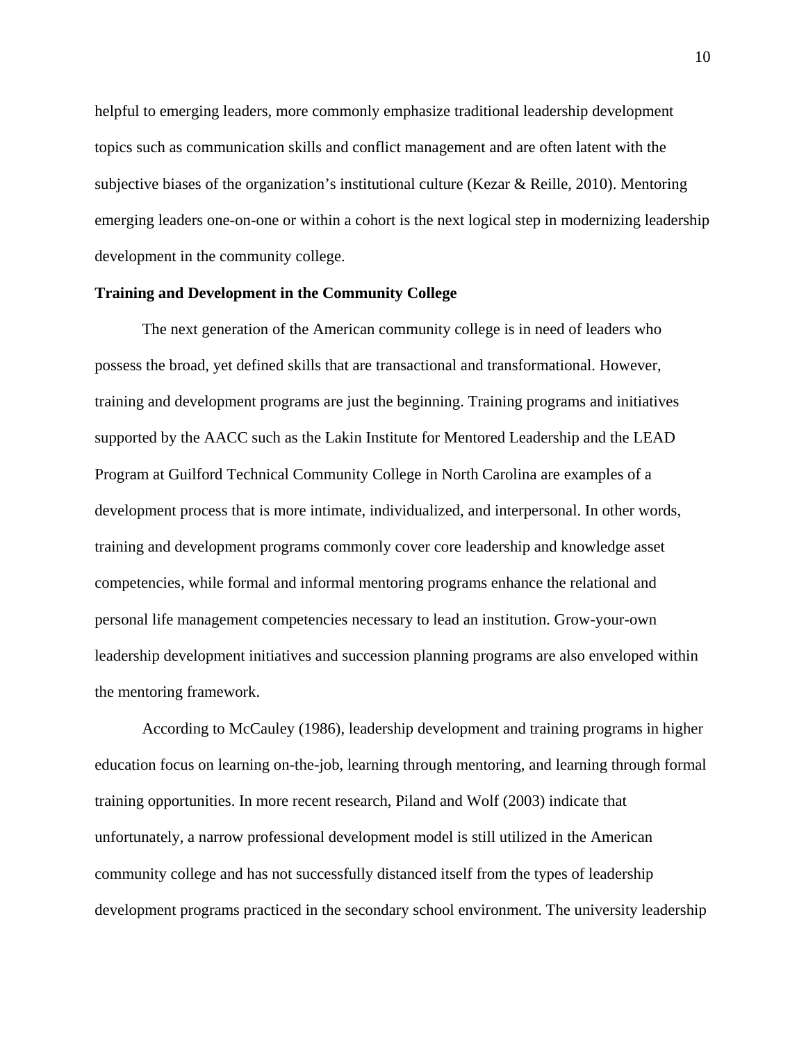helpful to emerging leaders, more commonly emphasize traditional leadership development topics such as communication skills and conflict management and are often latent with the subjective biases of the organization's institutional culture (Kezar & Reille, 2010). Mentoring emerging leaders one-on-one or within a cohort is the next logical step in modernizing leadership development in the community college.

**Training and Development in the Community College**

The next generation of the American community college is in need of leaders who possess the broad, yet defined skills that are transactional and transformational. However, training and development programs are just the beginning. Training programs and initiatives supported by the AACC such as the Lakin Institute for Mentored Leadership and the LEAD Program at Guilford Technical Community College in North Carolina are examples of a development process that is more intimate, individualized, and interpersonal. In other words, training and development programs commonly cover core leadership and knowledge asset competencies, while formal and informal mentoring programs enhance the relational and personal life management competencies necessary to lead an institution. Grow-your-own leadership development initiatives and succession planning programs are also enveloped within the mentoring framework.

According to McCauley (1986), leadership development and training programs in higher education focus on learning on-the-job, learning through mentoring, and learning through formal training opportunities. In more recent research, Piland and Wolf (2003) indicate that unfortunately, a narrow professional development model is still utilized in the American community college and has not successfully distanced itself from the types of leadership development programs practiced in the secondary school environment. The university leadership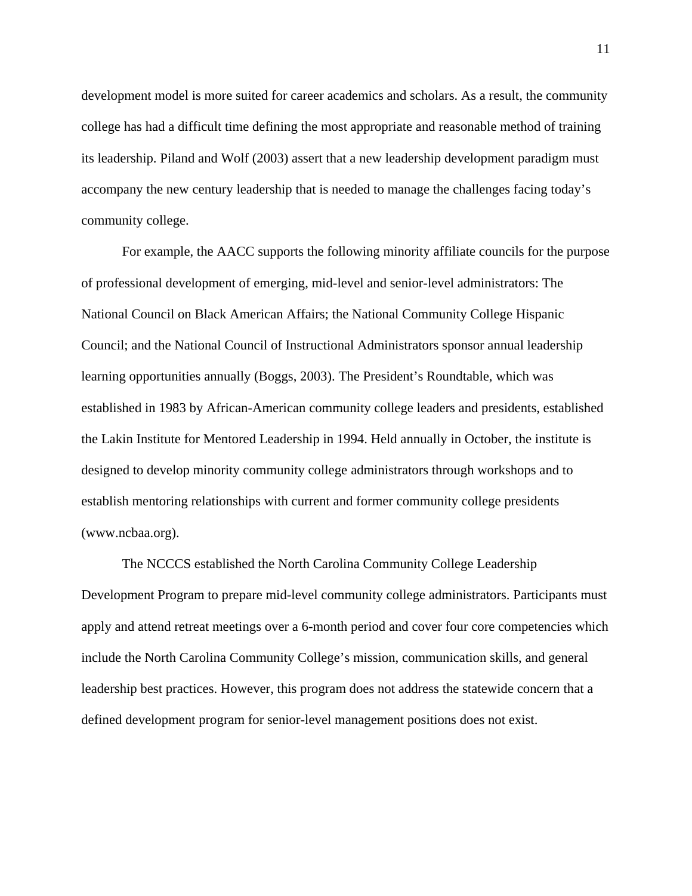development model is more suited for career academics and scholars. As a result, the community college has had a difficult time defining the most appropriate and reasonable method of training its leadership. Piland and Wolf (2003) assert that a new leadership development paradigm must accompany the new century leadership that is needed to manage the challenges facing today's community college.

For example, the AACC supports the following minority affiliate councils for the purpose of professional development of emerging, mid-level and senior-level administrators: The National Council on Black American Affairs; the National Community College Hispanic Council; and the National Council of Instructional Administrators sponsor annual leadership learning opportunities annually (Boggs, 2003). The President's Roundtable, which was established in 1983 by African-American community college leaders and presidents, established the Lakin Institute for Mentored Leadership in 1994. Held annually in October, the institute is designed to develop minority community college administrators through workshops and to establish mentoring relationships with current and former community college presidents (www.ncbaa.org).

The NCCCS established the North Carolina Community College Leadership Development Program to prepare mid-level community college administrators. Participants must apply and attend retreat meetings over a 6-month period and cover four core competencies which include the North Carolina Community College's mission, communication skills, and general leadership best practices. However, this program does not address the statewide concern that a defined development program for senior-level management positions does not exist.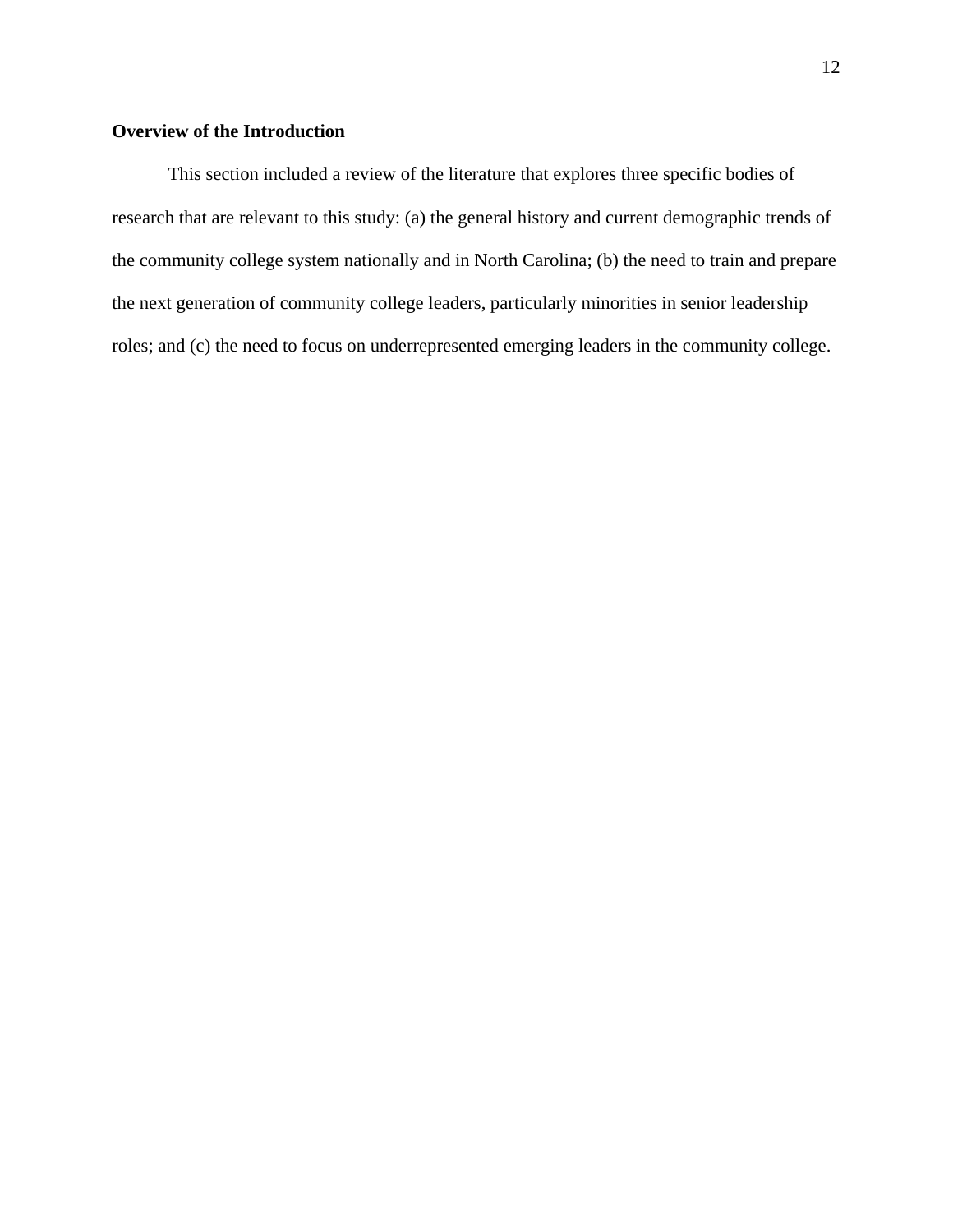## Overview of the Introduction

This section included a review of the literature that explores three specific bodies of research that are relevant to this study: (a) the general history and current demographic trends of the community college system nationally and in North Carolina; (b) the need to train and prepare the next generation of community college leaders, particularly minorities in senior leadership roles; and (c) the need to focus on underrepresented emerging leaders in the community college.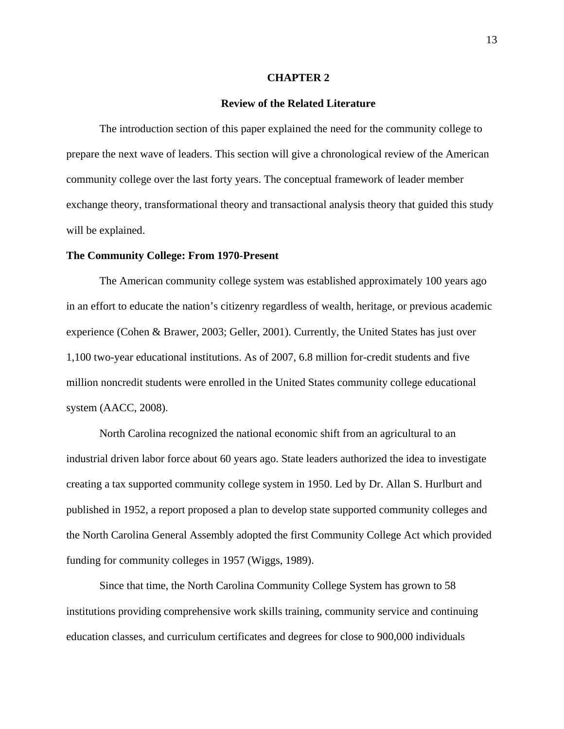# CHAPTER 2

## Review of the Related Literature

The introduction section of this paper explained the need for the community college to prepare the next wave of leaders. This section will give a chronological review of the American community college over the last forty years. The conceptual framework of leader member exchange theory, transformational theory and transactional analysis theory that guided this study will be explained.

### The Community College: From 1970-Present

The American community college system was established approximately 100 years ago in an effort to educate the nation's citizenry regardless of wealth, heritage, or previous academic experience (Cohen & Brawer, 2003; Geller, 2001). Currently, the United States has just over 1,100 two-year educational institutions. As of 2007, 6.8 million for-credit students and five million noncredit students were enrolled in the United States community college educational system (AACC, 2008).

North Carolina recognized the national economic shift from an agricultural to an industrial driven labor force about 60 years ago. State leaders authorized the idea to investigate creating a tax supported community college system in 1950. Led by Dr. Allan S. Hurlburt and published in 1952, a report proposed a plan to develop state supported community colleges and the North Carolina General Assembly adopted the first Community College Act which provided funding for community colleges in 1957 (Wiggs, 1989).

Since that time, the North Carolina Community College System has grown to 58 institutions providing comprehensive work skills training, community service and continuing education classes, and curriculum certificates and degrees for close to 900,000 individuals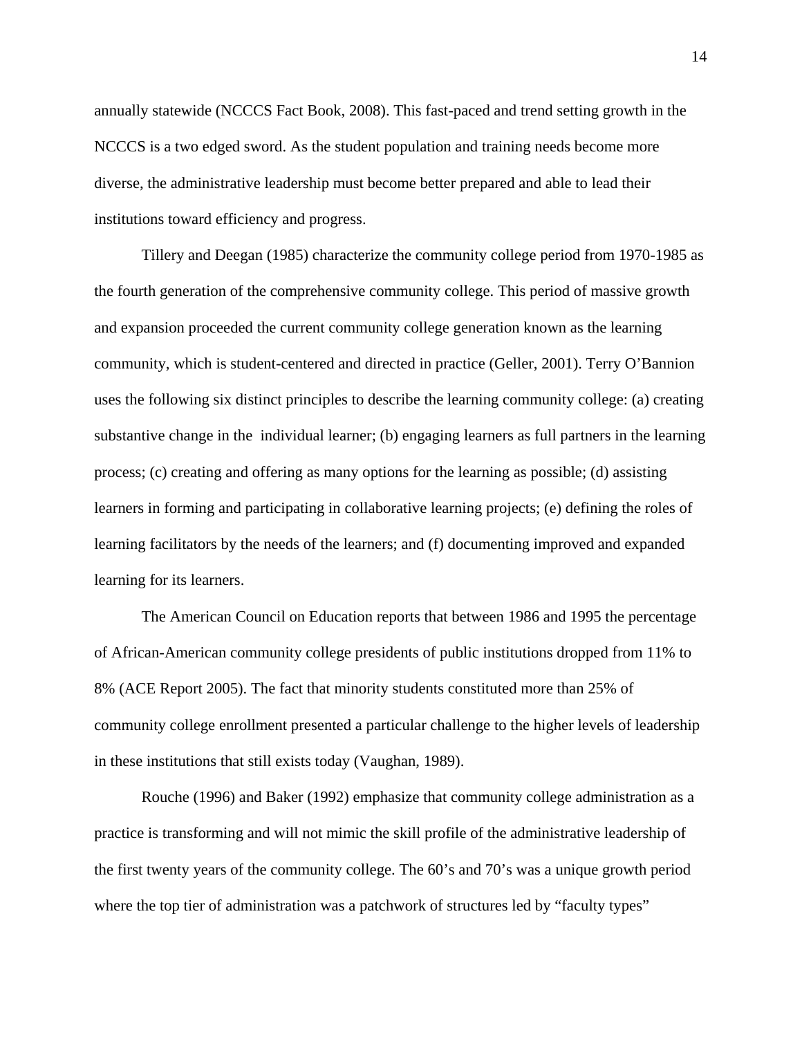annually statewide (NCCCS Fact Book, 2008). This fast-paced and trend setting growth in the NCCCS is a two edged sword. As the student population and training needs become more diverse, the administrative leadership must become better prepared and able to lead their institutions toward efficiency and progress.

Tillery and Deegan (1985) characterize the community college period from 1970-1985 as the fourth generation of the comprehensive community college. This period of massive growth and expansion proceeded the current community college generation known as the learning community, which is student-centered and directed in practice (Geller, 2001). Terry O'Bannion uses the following six distinct principles to describe the learning community college: (a) creating substantive change in the individual learner; (b) engaging learners as full partners in the learning process; (c) creating and offering as many options for the learning as possible; (d) assisting learners in forming and participating in collaborative learning projects; (e) defining the roles of learning facilitators by the needs of the learners; and (f) documenting improved and expanded learning for its learners.

The American Council on Education reports that between 1986 and 1995 the percentage of African-American community college presidents of public institutions dropped from 11% to 8% (ACE Report 2005). The fact that minority students constituted more than 25% of community college enrollment presented a particular challenge to the higher levels of leadership in these institutions that still exists today (Vaughan, 1989).

Rouche (1996) and Baker (1992) emphasize that community college administration as a practice is transforming and will not mimic the skill profile of the administrative leadership of the first twenty years of the community college. The 60's and 70's was a unique growth period where the top tier of administration was a patchwork of structures led by "faculty types"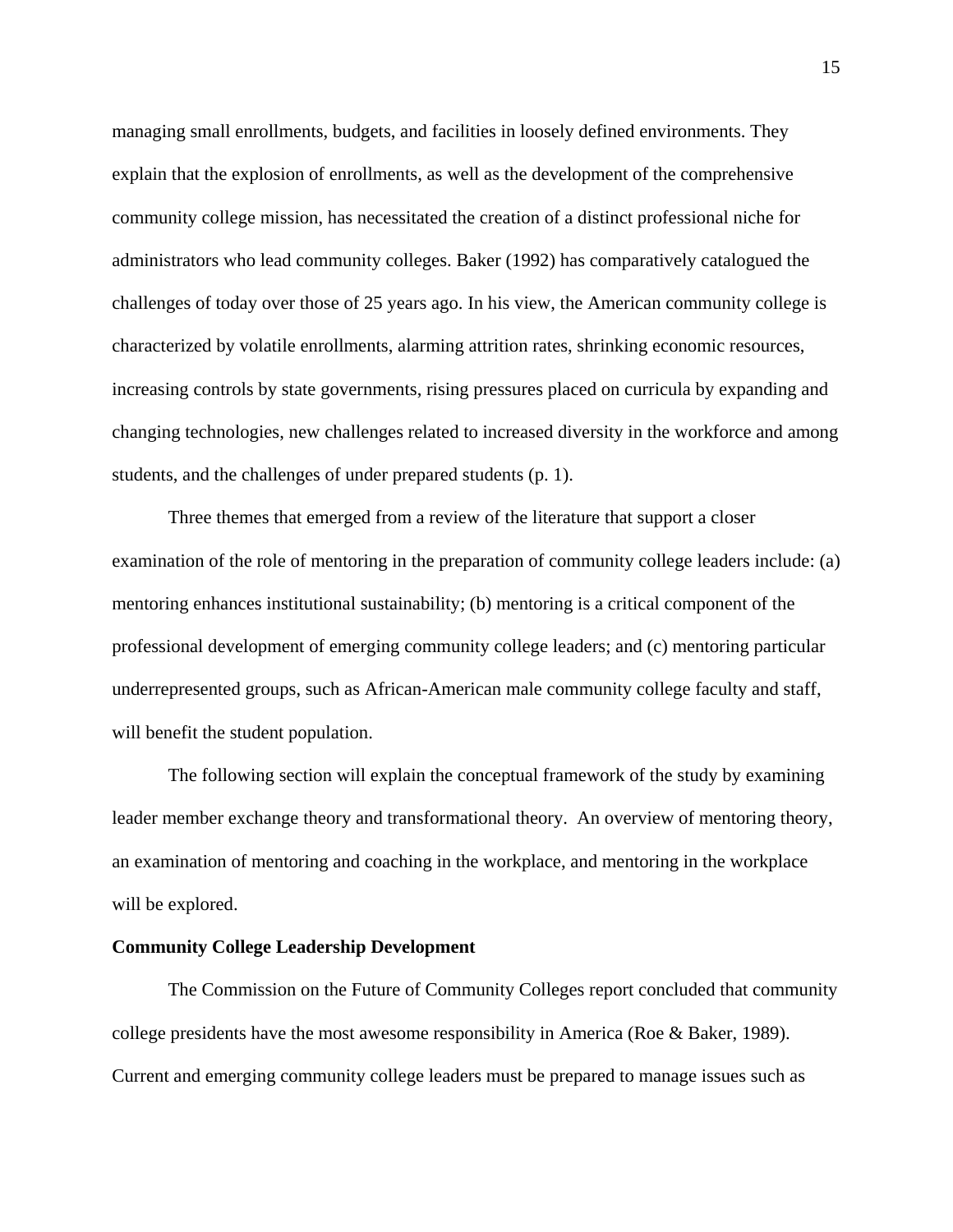managing small enrollments, budgets, and facilities in loosely defined environments. They explain that the explosion of enrollments, as well as the development of the comprehensive community college mission, has necessitated the creation of a distinct professional niche for administrators who lead community colleges. Baker (1992) has comparatively catalogued the challenges of today over those of 25 years ago. In his view, the American community college is characterized by volatile enrollments, alarming attrition rates, shrinking economic resources, increasing controls by state governments, rising pressures placed on curricula by expanding and changing technologies, new challenges related to increased diversity in the workforce and among students, and the challenges of under prepared students (p. 1).

Three themes that emerged from a review of the literature that support a closer examination of the role of mentoring in the preparation of community college leaders include: (a) mentoring enhances institutional sustainability; (b) mentoring is a critical component of the professional development of emerging community college leaders; and (c) mentoring particular underrepresented groups, such as African-American male community college faculty and staff, will benefit the student population.

The following section will explain the conceptual framework of the study by examining leader member exchange theory and transformational theory. An overview of mentoring theory, an examination of mentoring and coaching in the workplace, and mentoring in the workplace will be explored.

**Community College Leadership Development**

The Commission on the Future of Community Colleges report concluded that community college presidents have the most awesome responsibility in America (Roe & Baker, 1989). Current and emerging community college leaders must be prepared to manage issues such as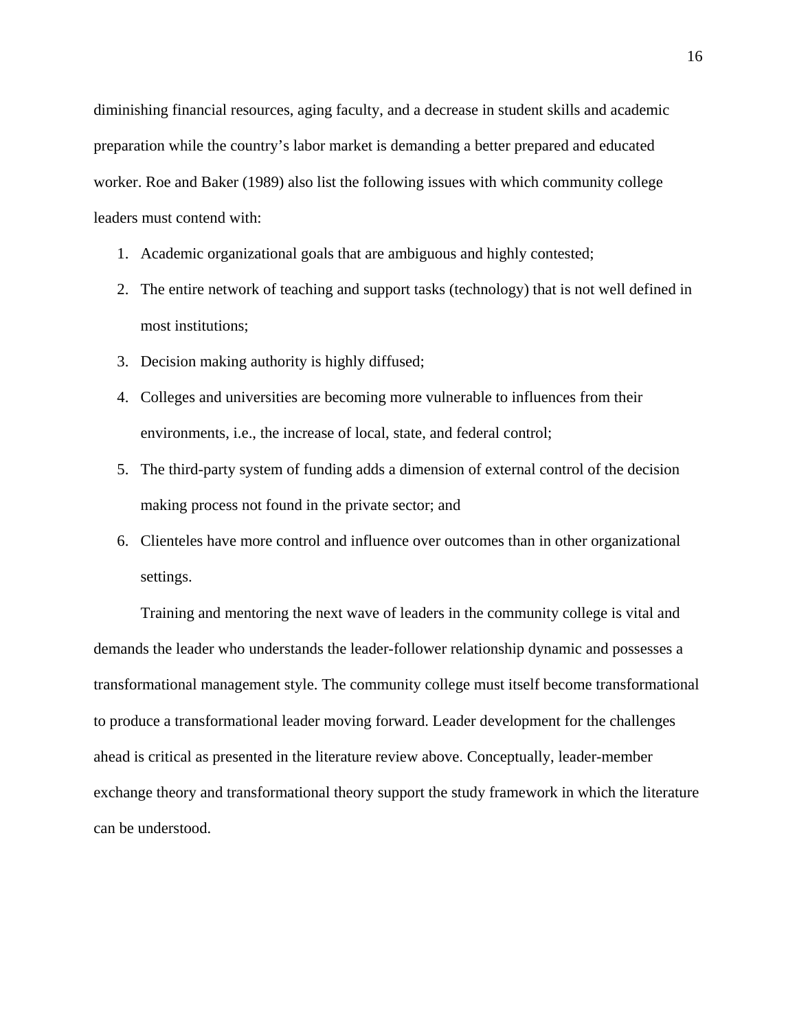diminishing financial resources, aging faculty, and a decrease in student skills and academic preparation while the country's labor market is demanding a better prepared and educated worker. Roe and Baker (1989) also list the following issues with which community college leaders must contend with:

1. Academic organizational goals that are ambiguous and highly contested;
2. The entire network of teaching and support tasks (technology) that is not well defined in most institutions;
3. Decision making authority is highly diffused;
4. Colleges and universities are becoming more vulnerable to influences from their environments, i.e., the increase of local, state, and federal control;
5. The third-party system of funding adds a dimension of external control of the decision making process not found in the private sector; and
6. Clienteles have more control and influence over outcomes than in other organizational settings.

Training and mentoring the next wave of leaders in the community college is vital and demands the leader who understands the leader-follower relationship dynamic and possesses a transformational management style. The community college must itself become transformational to produce a transformational leader moving forward. Leader development for the challenges ahead is critical as presented in the literature review above. Conceptually, leader-member exchange theory and transformational theory support the study framework in which the literature can be understood.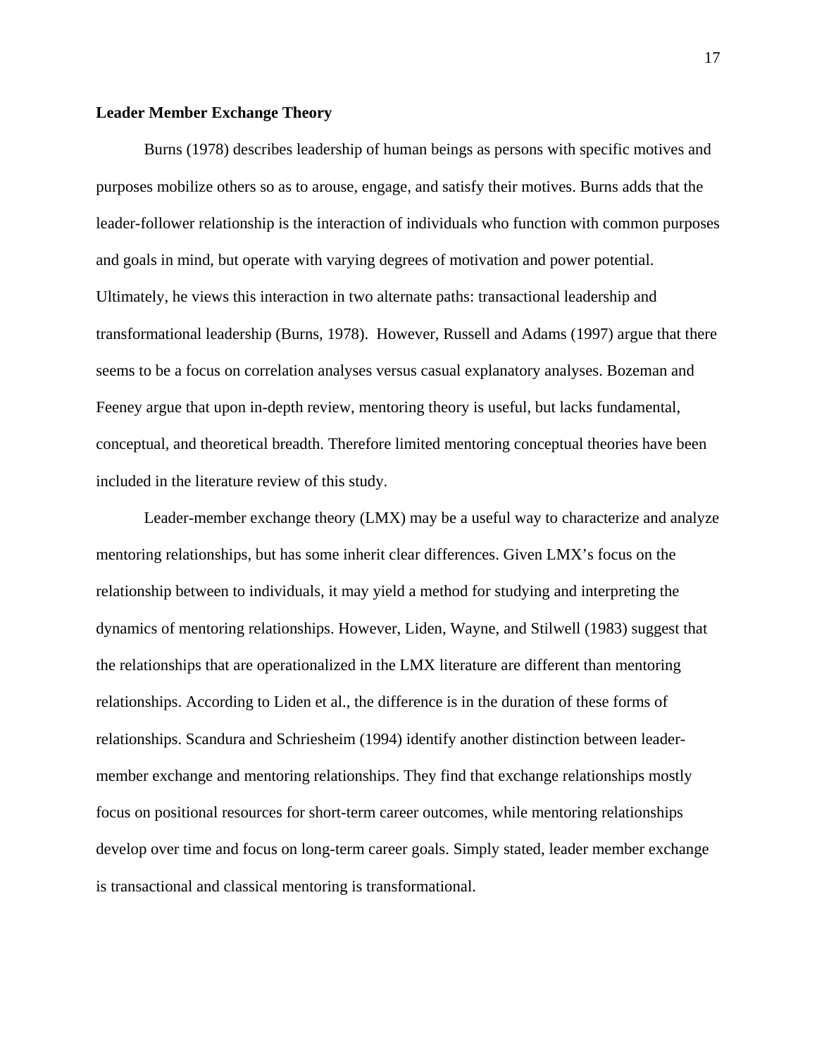**Leader Member Exchange Theory**

Burns (1978) describes leadership of human beings as persons with specific motives and purposes mobilize others so as to arouse, engage, and satisfy their motives. Burns adds that the leader-follower relationship is the interaction of individuals who function with common purposes and goals in mind, but operate with varying degrees of motivation and power potential. Ultimately, he views this interaction in two alternate paths: transactional leadership and transformational leadership (Burns, 1978). However, Russell and Adams (1997) argue that there seems to be a focus on correlation analyses versus casual explanatory analyses. Bozeman and Feeney argue that upon in-depth review, mentoring theory is useful, but lacks fundamental, conceptual, and theoretical breadth. Therefore limited mentoring conceptual theories have been included in the literature review of this study.

Leader-member exchange theory (LMX) may be a useful way to characterize and analyze mentoring relationships, but has some inherit clear differences. Given LMX's focus on the relationship between to individuals, it may yield a method for studying and interpreting the dynamics of mentoring relationships. However, Liden, Wayne, and Stilwell (1983) suggest that the relationships that are operationalized in the LMX literature are different than mentoring relationships. According to Liden et al., the difference is in the duration of these forms of relationships. Scandura and Schriesheim (1994) identify another distinction between leader-member exchange and mentoring relationships. They find that exchange relationships mostly focus on positional resources for short-term career outcomes, while mentoring relationships develop over time and focus on long-term career goals. Simply stated, leader member exchange is transactional and classical mentoring is transformational.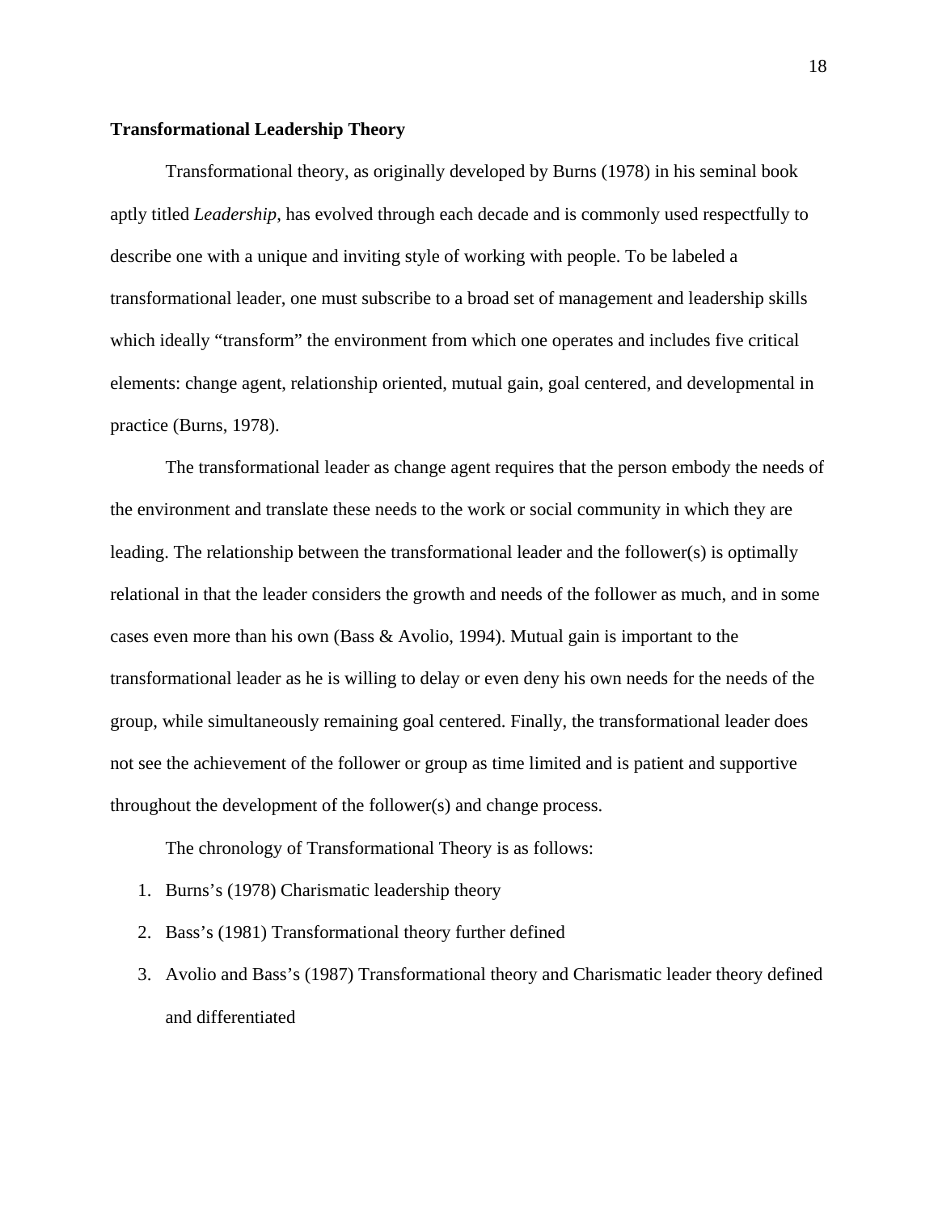**Transformational Leadership Theory**

Transformational theory, as originally developed by Burns (1978) in his seminal book aptly titled *Leadership*, has evolved through each decade and is commonly used respectfully to describe one with a unique and inviting style of working with people. To be labeled a transformational leader, one must subscribe to a broad set of management and leadership skills which ideally "transform" the environment from which one operates and includes five critical elements: change agent, relationship oriented, mutual gain, goal centered, and developmental in practice (Burns, 1978).

The transformational leader as change agent requires that the person embody the needs of the environment and translate these needs to the work or social community in which they are leading. The relationship between the transformational leader and the follower(s) is optimally relational in that the leader considers the growth and needs of the follower as much, and in some cases even more than his own (Bass & Avolio, 1994). Mutual gain is important to the transformational leader as he is willing to delay or even deny his own needs for the needs of the group, while simultaneously remaining goal centered. Finally, the transformational leader does not see the achievement of the follower or group as time limited and is patient and supportive throughout the development of the follower(s) and change process.

The chronology of Transformational Theory is as follows:

1. Burns's (1978) Charismatic leadership theory
2. Bass's (1981) Transformational theory further defined
3. Avolio and Bass's (1987) Transformational theory and Charismatic leader theory defined and differentiated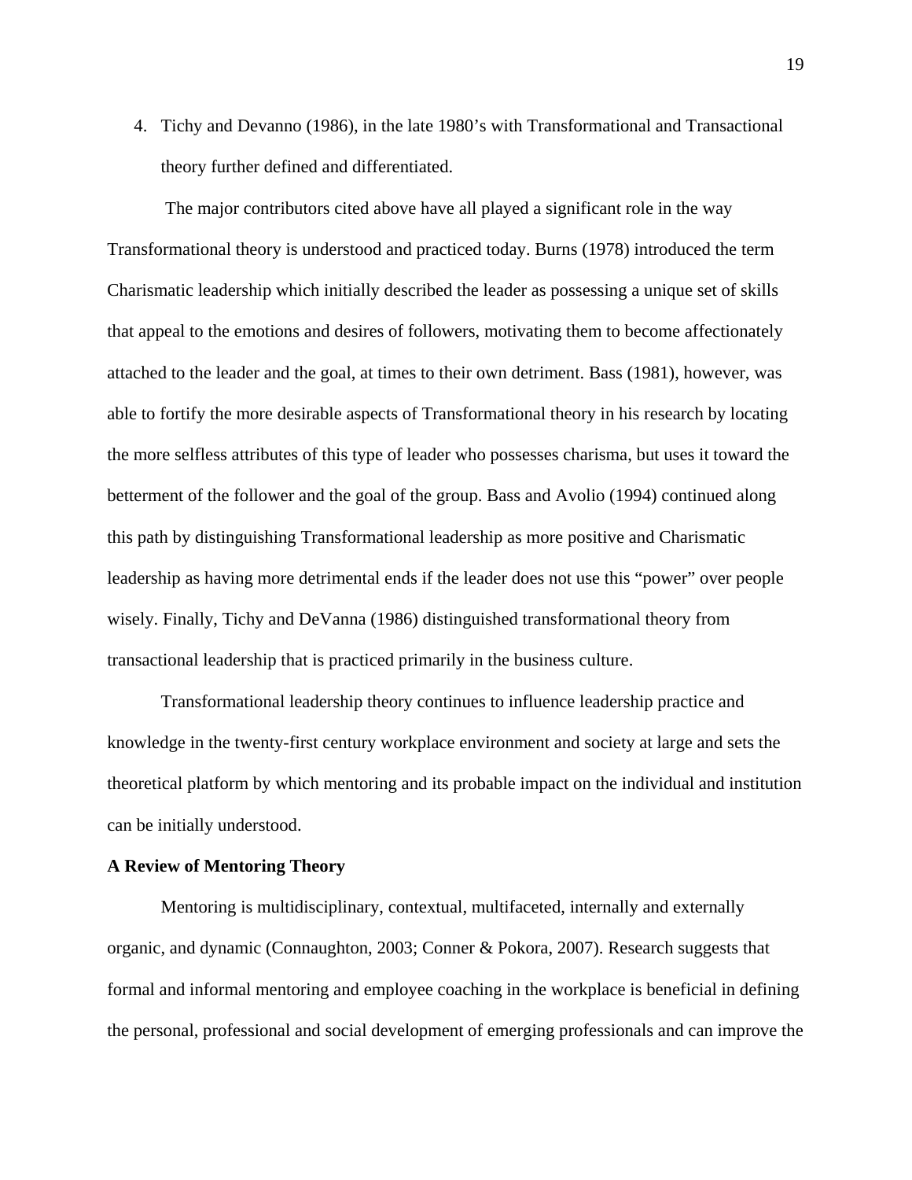4. Tichy and Devanno (1986), in the late 1980's with Transformational and Transactional theory further defined and differentiated.

The major contributors cited above have all played a significant role in the way Transformational theory is understood and practiced today. Burns (1978) introduced the term Charismatic leadership which initially described the leader as possessing a unique set of skills that appeal to the emotions and desires of followers, motivating them to become affectionately attached to the leader and the goal, at times to their own detriment. Bass (1981), however, was able to fortify the more desirable aspects of Transformational theory in his research by locating the more selfless attributes of this type of leader who possesses charisma, but uses it toward the betterment of the follower and the goal of the group. Bass and Avolio (1994) continued along this path by distinguishing Transformational leadership as more positive and Charismatic leadership as having more detrimental ends if the leader does not use this "power" over people wisely. Finally, Tichy and DeVanna (1986) distinguished transformational theory from transactional leadership that is practiced primarily in the business culture.

Transformational leadership theory continues to influence leadership practice and knowledge in the twenty-first century workplace environment and society at large and sets the theoretical platform by which mentoring and its probable impact on the individual and institution can be initially understood.

**A Review of Mentoring Theory**

Mentoring is multidisciplinary, contextual, multifaceted, internally and externally organic, and dynamic (Connaughton, 2003; Conner & Pokora, 2007). Research suggests that formal and informal mentoring and employee coaching in the workplace is beneficial in defining the personal, professional and social development of emerging professionals and can improve the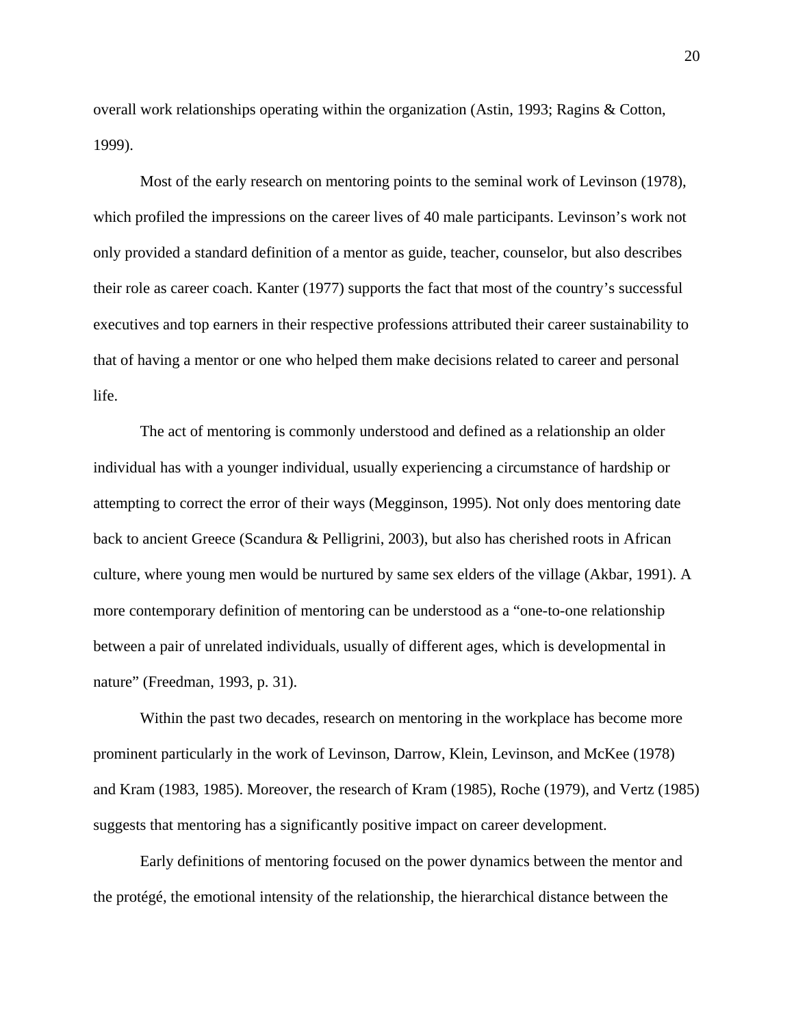overall work relationships operating within the organization (Astin, 1993; Ragins & Cotton, 1999).

Most of the early research on mentoring points to the seminal work of Levinson (1978), which profiled the impressions on the career lives of 40 male participants. Levinson's work not only provided a standard definition of a mentor as guide, teacher, counselor, but also describes their role as career coach. Kanter (1977) supports the fact that most of the country's successful executives and top earners in their respective professions attributed their career sustainability to that of having a mentor or one who helped them make decisions related to career and personal life.

The act of mentoring is commonly understood and defined as a relationship an older individual has with a younger individual, usually experiencing a circumstance of hardship or attempting to correct the error of their ways (Megginson, 1995). Not only does mentoring date back to ancient Greece (Scandura & Pelligrini, 2003), but also has cherished roots in African culture, where young men would be nurtured by same sex elders of the village (Akbar, 1991). A more contemporary definition of mentoring can be understood as a "one-to-one relationship between a pair of unrelated individuals, usually of different ages, which is developmental in nature" (Freedman, 1993, p. 31).

Within the past two decades, research on mentoring in the workplace has become more prominent particularly in the work of Levinson, Darrow, Klein, Levinson, and McKee (1978) and Kram (1983, 1985). Moreover, the research of Kram (1985), Roche (1979), and Vertz (1985) suggests that mentoring has a significantly positive impact on career development.

Early definitions of mentoring focused on the power dynamics between the mentor and the protégé, the emotional intensity of the relationship, the hierarchical distance between the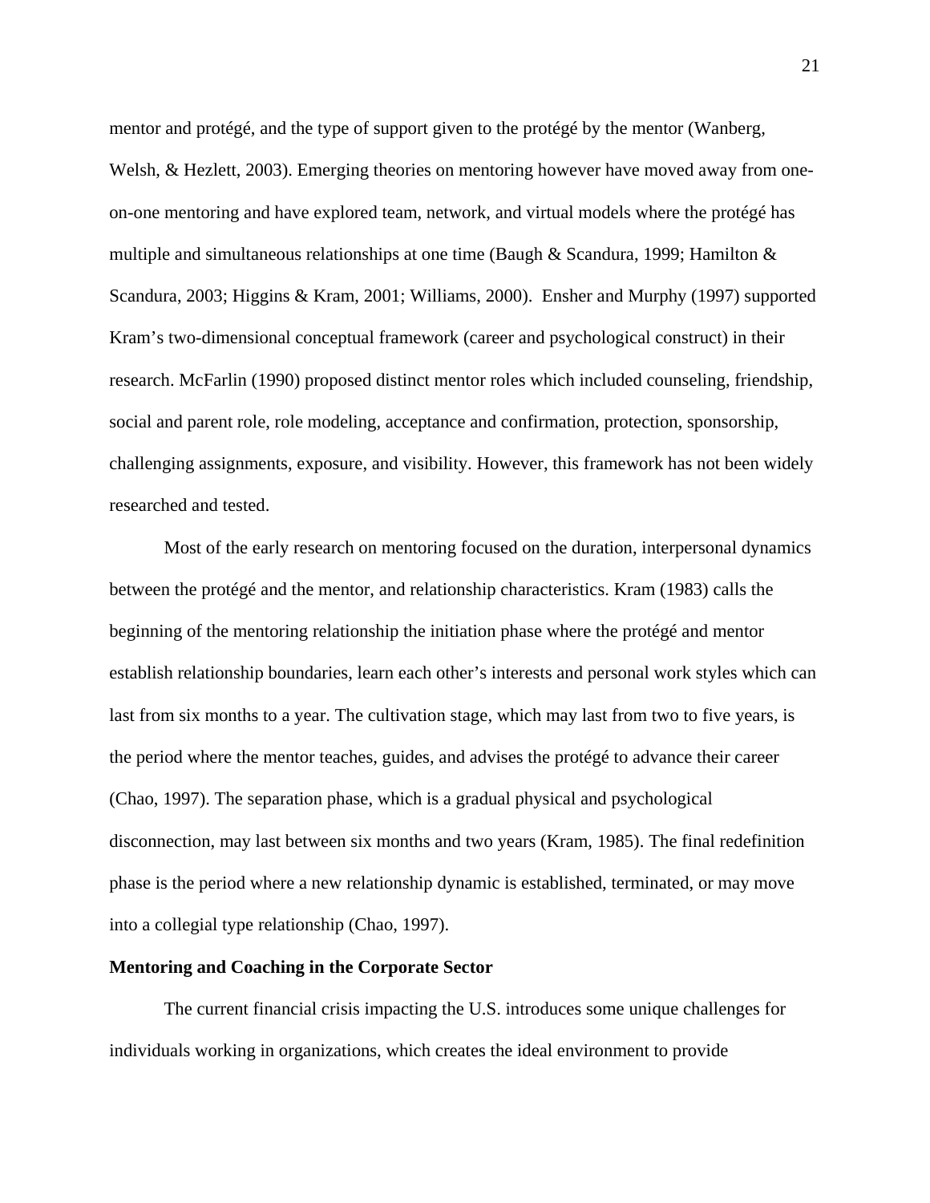mentor and protégé, and the type of support given to the protégé by the mentor (Wanberg, Welsh, & Hezlett, 2003). Emerging theories on mentoring however have moved away from one-on-one mentoring and have explored team, network, and virtual models where the protégé has multiple and simultaneous relationships at one time (Baugh & Scandura, 1999; Hamilton & Scandura, 2003; Higgins & Kram, 2001; Williams, 2000). Ensher and Murphy (1997) supported Kram's two-dimensional conceptual framework (career and psychological construct) in their research. McFarlin (1990) proposed distinct mentor roles which included counseling, friendship, social and parent role, role modeling, acceptance and confirmation, protection, sponsorship, challenging assignments, exposure, and visibility. However, this framework has not been widely researched and tested.

Most of the early research on mentoring focused on the duration, interpersonal dynamics between the protégé and the mentor, and relationship characteristics. Kram (1983) calls the beginning of the mentoring relationship the initiation phase where the protégé and mentor establish relationship boundaries, learn each other's interests and personal work styles which can last from six months to a year. The cultivation stage, which may last from two to five years, is the period where the mentor teaches, guides, and advises the protégé to advance their career (Chao, 1997). The separation phase, which is a gradual physical and psychological disconnection, may last between six months and two years (Kram, 1985). The final redefinition phase is the period where a new relationship dynamic is established, terminated, or may move into a collegial type relationship (Chao, 1997).

**Mentoring and Coaching in the Corporate Sector**

The current financial crisis impacting the U.S. introduces some unique challenges for individuals working in organizations, which creates the ideal environment to provide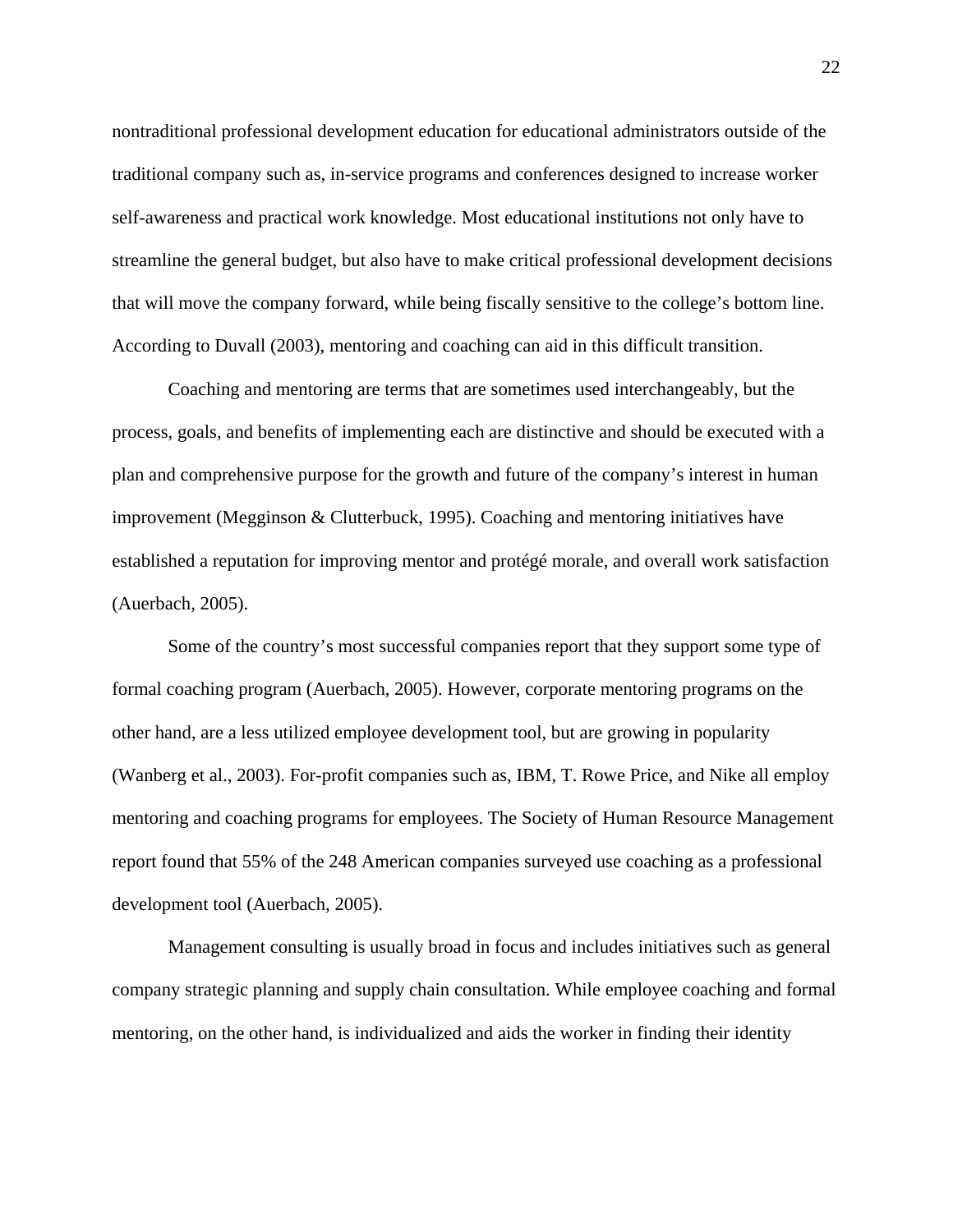nontraditional professional development education for educational administrators outside of the traditional company such as, in-service programs and conferences designed to increase worker self-awareness and practical work knowledge. Most educational institutions not only have to streamline the general budget, but also have to make critical professional development decisions that will move the company forward, while being fiscally sensitive to the college's bottom line. According to Duvall (2003), mentoring and coaching can aid in this difficult transition.

Coaching and mentoring are terms that are sometimes used interchangeably, but the process, goals, and benefits of implementing each are distinctive and should be executed with a plan and comprehensive purpose for the growth and future of the company's interest in human improvement (Megginson & Clutterbuck, 1995). Coaching and mentoring initiatives have established a reputation for improving mentor and protégé morale, and overall work satisfaction (Auerbach, 2005).

Some of the country's most successful companies report that they support some type of formal coaching program (Auerbach, 2005). However, corporate mentoring programs on the other hand, are a less utilized employee development tool, but are growing in popularity (Wanberg et al., 2003). For-profit companies such as, IBM, T. Rowe Price, and Nike all employ mentoring and coaching programs for employees. The Society of Human Resource Management report found that 55% of the 248 American companies surveyed use coaching as a professional development tool (Auerbach, 2005).

Management consulting is usually broad in focus and includes initiatives such as general company strategic planning and supply chain consultation. While employee coaching and formal mentoring, on the other hand, is individualized and aids the worker in finding their identity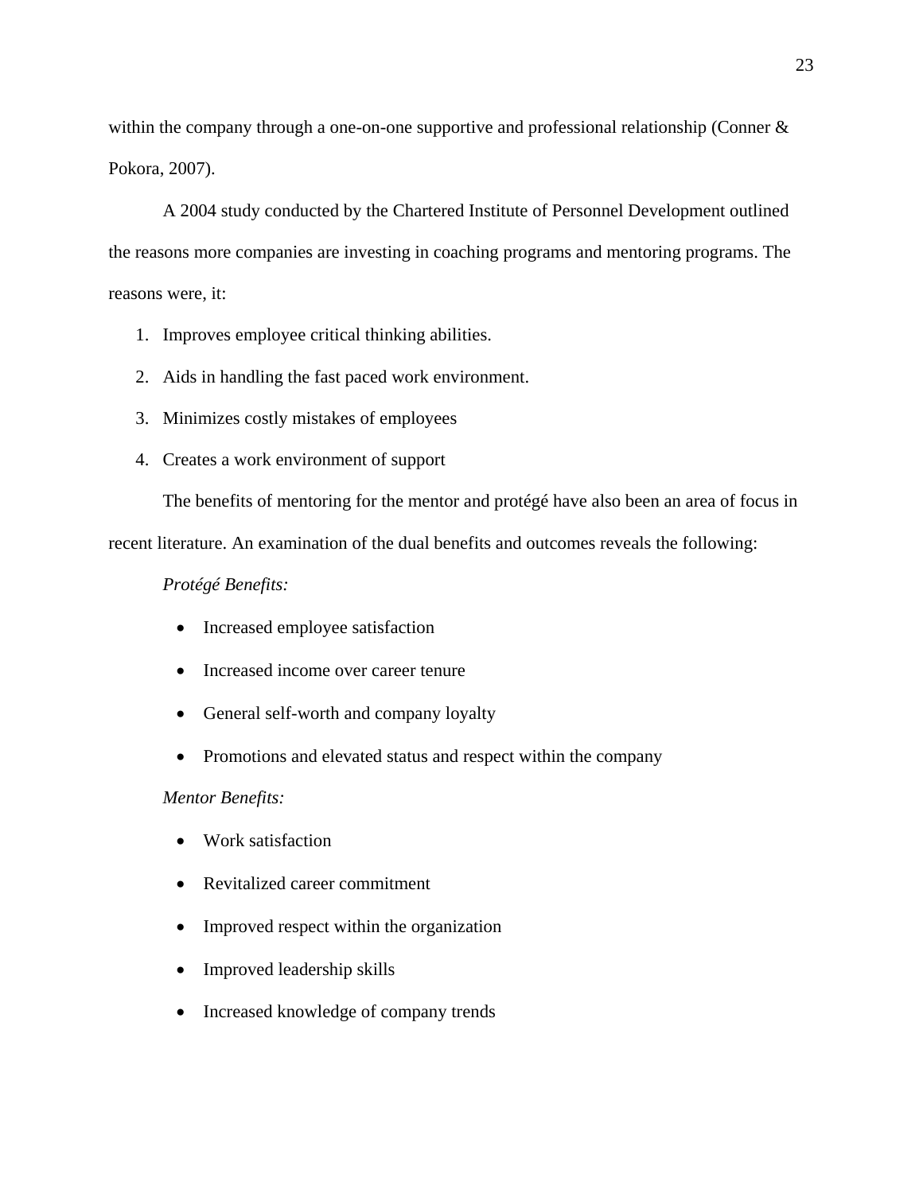within the company through a one-on-one supportive and professional relationship (Conner & Pokora, 2007).

A 2004 study conducted by the Chartered Institute of Personnel Development outlined the reasons more companies are investing in coaching programs and mentoring programs. The reasons were, it:

1. Improves employee critical thinking abilities.
2. Aids in handling the fast paced work environment.
3. Minimizes costly mistakes of employees
4. Creates a work environment of support

The benefits of mentoring for the mentor and protégé have also been an area of focus in recent literature. An examination of the dual benefits and outcomes reveals the following:

*Protégé Benefits:*

- Increased employee satisfaction
- Increased income over career tenure
- General self-worth and company loyalty
- Promotions and elevated status and respect within the company

*Mentor Benefits:*

- Work satisfaction
- Revitalized career commitment
- Improved respect within the organization
- Improved leadership skills
- Increased knowledge of company trends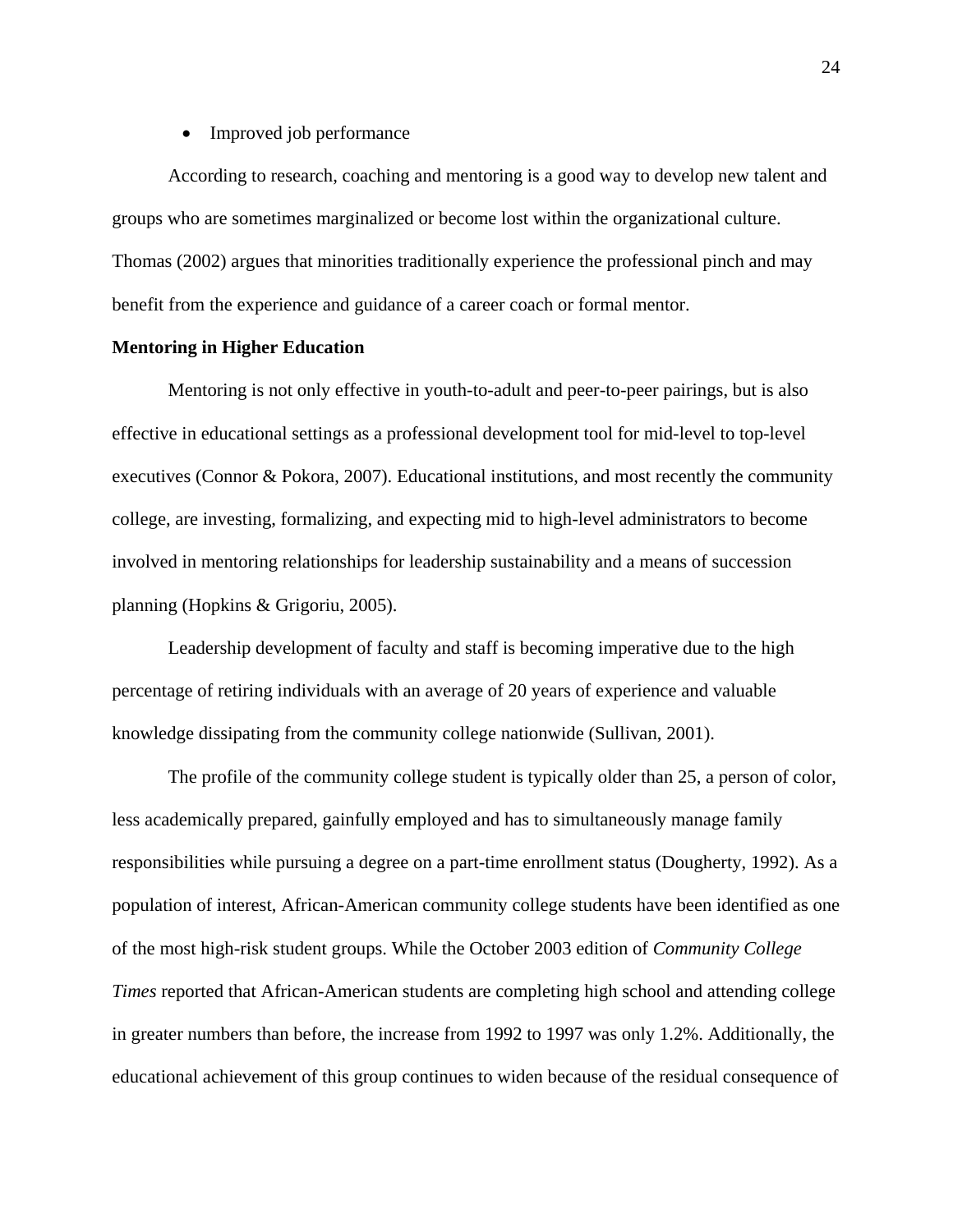- Improved job performance

According to research, coaching and mentoring is a good way to develop new talent and groups who are sometimes marginalized or become lost within the organizational culture. Thomas (2002) argues that minorities traditionally experience the professional pinch and may benefit from the experience and guidance of a career coach or formal mentor.

**Mentoring in Higher Education**

Mentoring is not only effective in youth-to-adult and peer-to-peer pairings, but is also effective in educational settings as a professional development tool for mid-level to top-level executives (Connor & Pokora, 2007). Educational institutions, and most recently the community college, are investing, formalizing, and expecting mid to high-level administrators to become involved in mentoring relationships for leadership sustainability and a means of succession planning (Hopkins & Grigoriu, 2005).

Leadership development of faculty and staff is becoming imperative due to the high percentage of retiring individuals with an average of 20 years of experience and valuable knowledge dissipating from the community college nationwide (Sullivan, 2001).

The profile of the community college student is typically older than 25, a person of color, less academically prepared, gainfully employed and has to simultaneously manage family responsibilities while pursuing a degree on a part-time enrollment status (Dougherty, 1992). As a population of interest, African-American community college students have been identified as one of the most high-risk student groups. While the October 2003 edition of *Community College Times* reported that African-American students are completing high school and attending college in greater numbers than before, the increase from 1992 to 1997 was only 1.2%. Additionally, the educational achievement of this group continues to widen because of the residual consequence of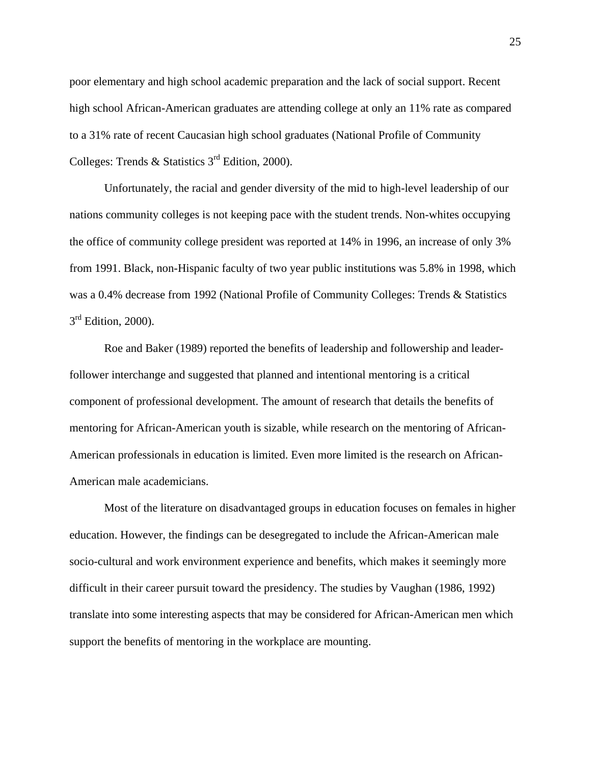poor elementary and high school academic preparation and the lack of social support. Recent high school African-American graduates are attending college at only an 11% rate as compared to a 31% rate of recent Caucasian high school graduates (National Profile of Community Colleges: Trends & Statistics 3rd Edition, 2000).

Unfortunately, the racial and gender diversity of the mid to high-level leadership of our nations community colleges is not keeping pace with the student trends. Non-whites occupying the office of community college president was reported at 14% in 1996, an increase of only 3% from 1991. Black, non-Hispanic faculty of two year public institutions was 5.8% in 1998, which was a 0.4% decrease from 1992 (National Profile of Community Colleges: Trends & Statistics 3rd Edition, 2000).

Roe and Baker (1989) reported the benefits of leadership and followership and leader-follower interchange and suggested that planned and intentional mentoring is a critical component of professional development. The amount of research that details the benefits of mentoring for African-American youth is sizable, while research on the mentoring of African-American professionals in education is limited. Even more limited is the research on African-American male academicians.

Most of the literature on disadvantaged groups in education focuses on females in higher education. However, the findings can be desegregated to include the African-American male socio-cultural and work environment experience and benefits, which makes it seemingly more difficult in their career pursuit toward the presidency. The studies by Vaughan (1986, 1992) translate into some interesting aspects that may be considered for African-American men which support the benefits of mentoring in the workplace are mounting.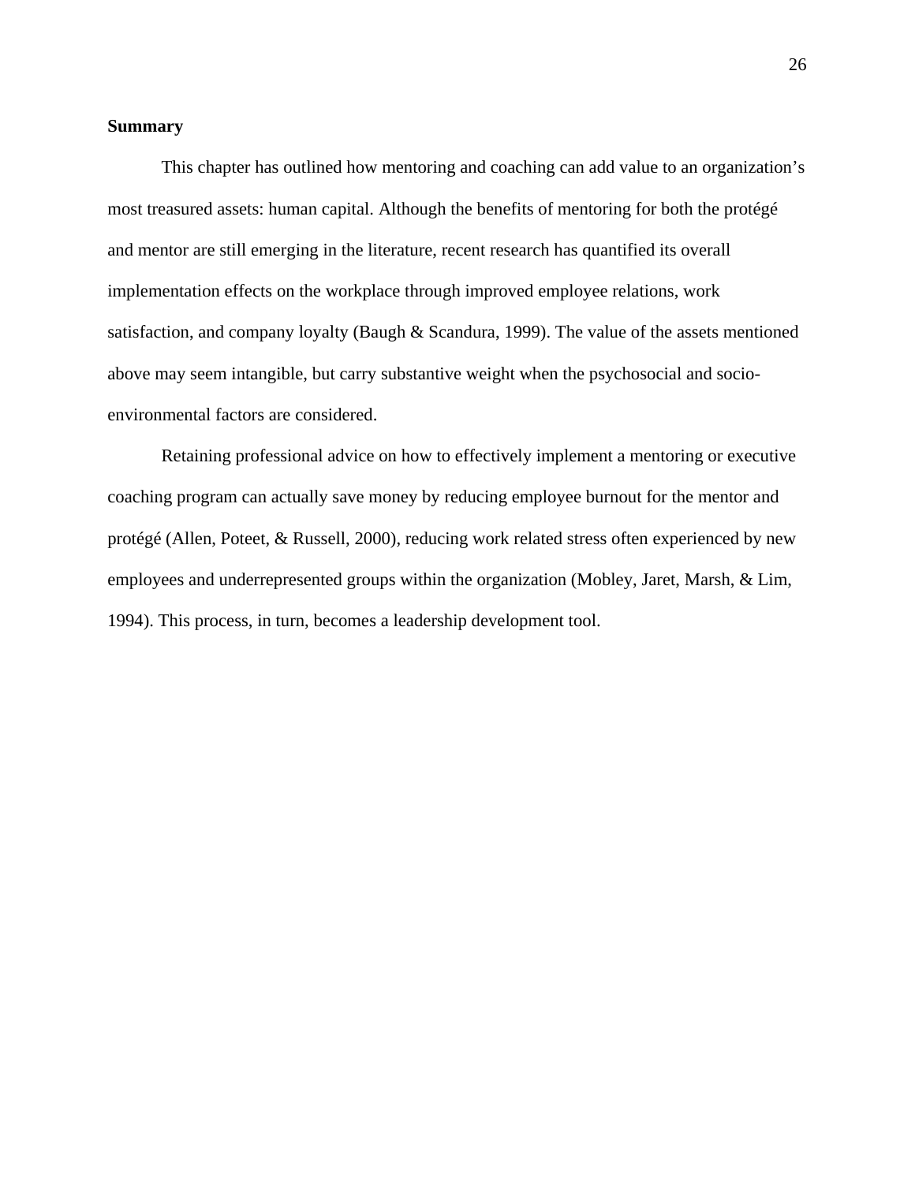**Summary**

This chapter has outlined how mentoring and coaching can add value to an organization's most treasured assets: human capital. Although the benefits of mentoring for both the protégé and mentor are still emerging in the literature, recent research has quantified its overall implementation effects on the workplace through improved employee relations, work satisfaction, and company loyalty (Baugh & Scandura, 1999). The value of the assets mentioned above may seem intangible, but carry substantive weight when the psychosocial and socio-environmental factors are considered.

Retaining professional advice on how to effectively implement a mentoring or executive coaching program can actually save money by reducing employee burnout for the mentor and protégé (Allen, Poteet, & Russell, 2000), reducing work related stress often experienced by new employees and underrepresented groups within the organization (Mobley, Jaret, Marsh, & Lim, 1994). This process, in turn, becomes a leadership development tool.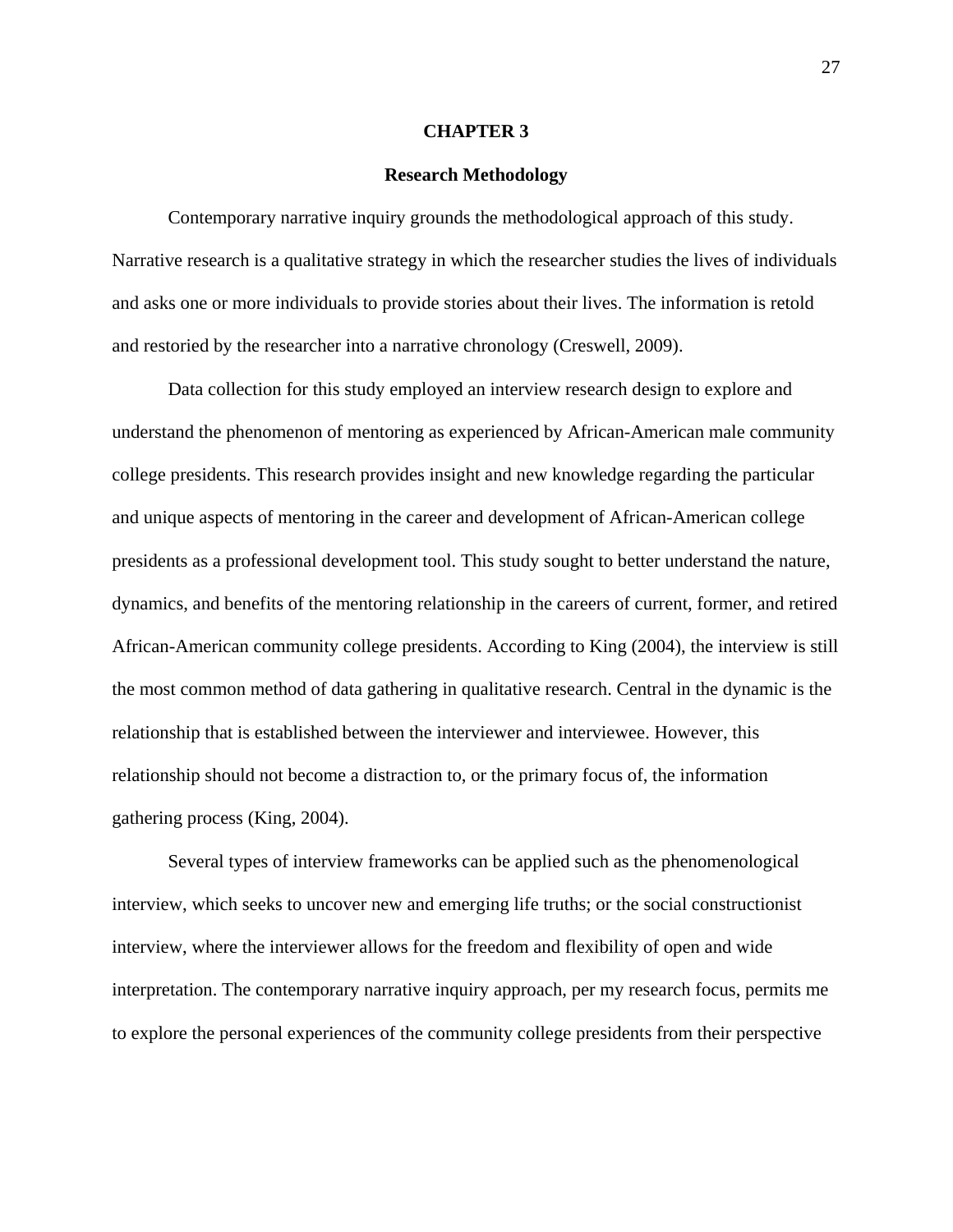# CHAPTER 3

## Research Methodology

Contemporary narrative inquiry grounds the methodological approach of this study. Narrative research is a qualitative strategy in which the researcher studies the lives of individuals and asks one or more individuals to provide stories about their lives. The information is retold and restoried by the researcher into a narrative chronology (Creswell, 2009).

Data collection for this study employed an interview research design to explore and understand the phenomenon of mentoring as experienced by African-American male community college presidents. This research provides insight and new knowledge regarding the particular and unique aspects of mentoring in the career and development of African-American college presidents as a professional development tool. This study sought to better understand the nature, dynamics, and benefits of the mentoring relationship in the careers of current, former, and retired African-American community college presidents. According to King (2004), the interview is still the most common method of data gathering in qualitative research. Central in the dynamic is the relationship that is established between the interviewer and interviewee. However, this relationship should not become a distraction to, or the primary focus of, the information gathering process (King, 2004).

Several types of interview frameworks can be applied such as the phenomenological interview, which seeks to uncover new and emerging life truths; or the social constructionist interview, where the interviewer allows for the freedom and flexibility of open and wide interpretation. The contemporary narrative inquiry approach, per my research focus, permits me to explore the personal experiences of the community college presidents from their perspective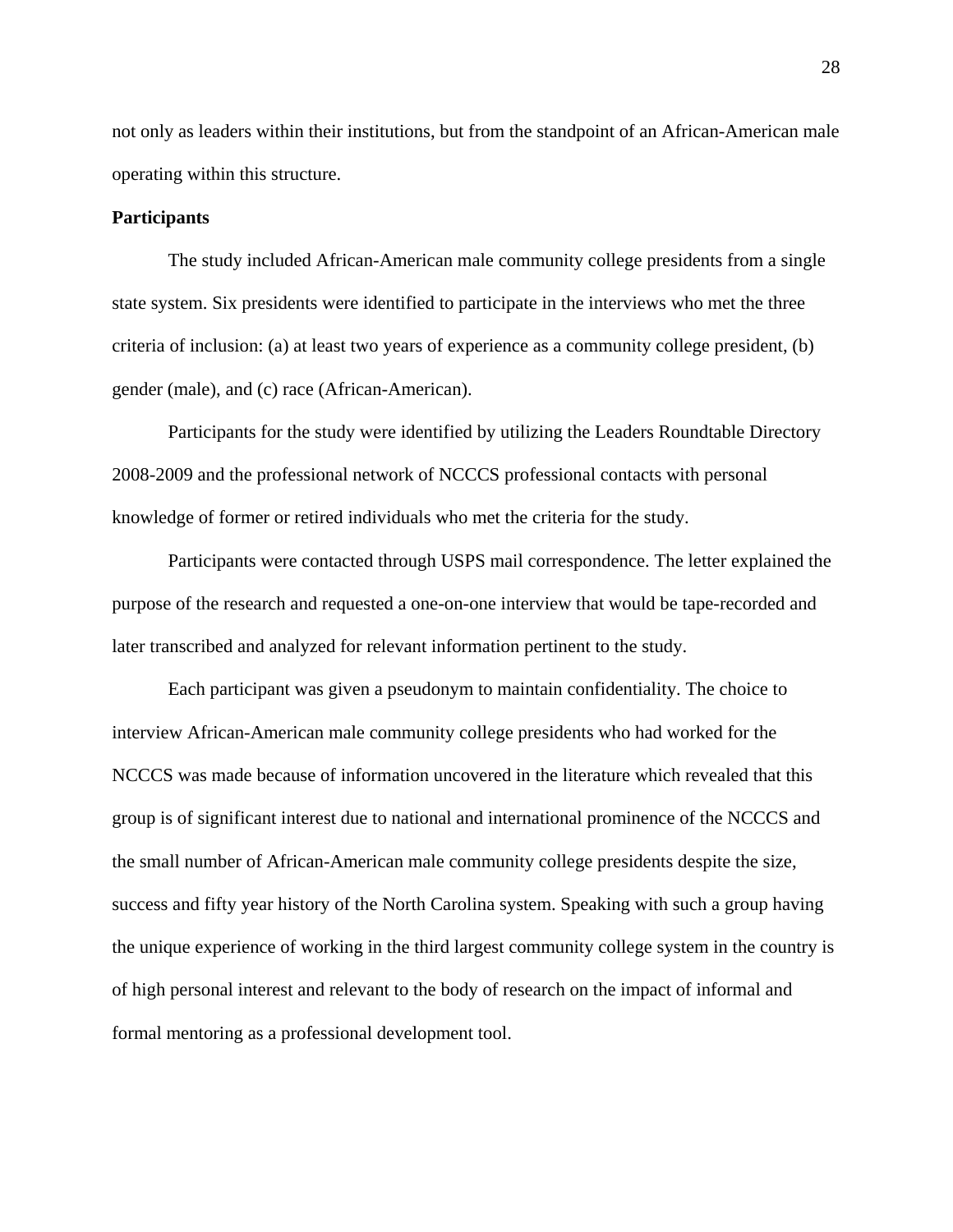not only as leaders within their institutions, but from the standpoint of an African-American male operating within this structure.

**Participants**

The study included African-American male community college presidents from a single state system. Six presidents were identified to participate in the interviews who met the three criteria of inclusion: (a) at least two years of experience as a community college president, (b) gender (male), and (c) race (African-American).

Participants for the study were identified by utilizing the Leaders Roundtable Directory 2008-2009 and the professional network of NCCCS professional contacts with personal knowledge of former or retired individuals who met the criteria for the study.

Participants were contacted through USPS mail correspondence. The letter explained the purpose of the research and requested a one-on-one interview that would be tape-recorded and later transcribed and analyzed for relevant information pertinent to the study.

Each participant was given a pseudonym to maintain confidentiality. The choice to interview African-American male community college presidents who had worked for the NCCCS was made because of information uncovered in the literature which revealed that this group is of significant interest due to national and international prominence of the NCCCS and the small number of African-American male community college presidents despite the size, success and fifty year history of the North Carolina system. Speaking with such a group having the unique experience of working in the third largest community college system in the country is of high personal interest and relevant to the body of research on the impact of informal and formal mentoring as a professional development tool.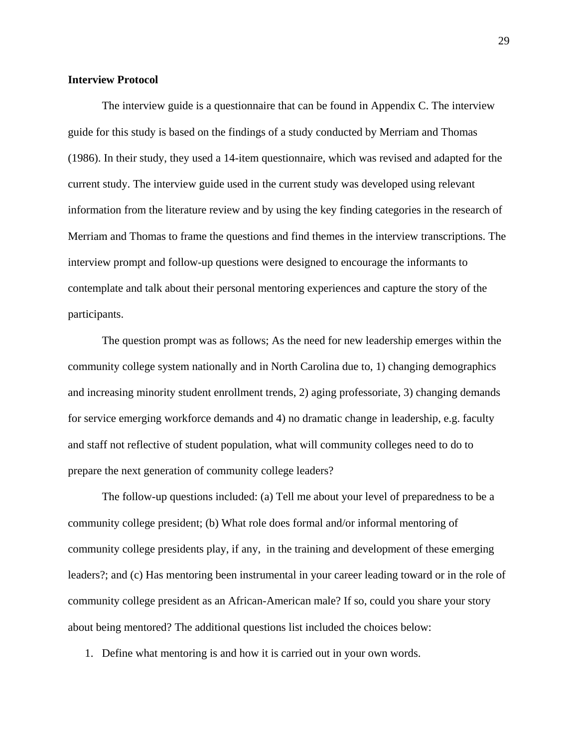**Interview Protocol**

The interview guide is a questionnaire that can be found in Appendix C. The interview guide for this study is based on the findings of a study conducted by Merriam and Thomas (1986). In their study, they used a 14-item questionnaire, which was revised and adapted for the current study. The interview guide used in the current study was developed using relevant information from the literature review and by using the key finding categories in the research of Merriam and Thomas to frame the questions and find themes in the interview transcriptions. The interview prompt and follow-up questions were designed to encourage the informants to contemplate and talk about their personal mentoring experiences and capture the story of the participants.

The question prompt was as follows; As the need for new leadership emerges within the community college system nationally and in North Carolina due to, 1) changing demographics and increasing minority student enrollment trends, 2) aging professoriate, 3) changing demands for service emerging workforce demands and 4) no dramatic change in leadership, e.g. faculty and staff not reflective of student population, what will community colleges need to do to prepare the next generation of community college leaders?

The follow-up questions included: (a) Tell me about your level of preparedness to be a community college president; (b) What role does formal and/or informal mentoring of community college presidents play, if any, in the training and development of these emerging leaders?; and (c) Has mentoring been instrumental in your career leading toward or in the role of community college president as an African-American male? If so, could you share your story about being mentored? The additional questions list included the choices below:

1. Define what mentoring is and how it is carried out in your own words.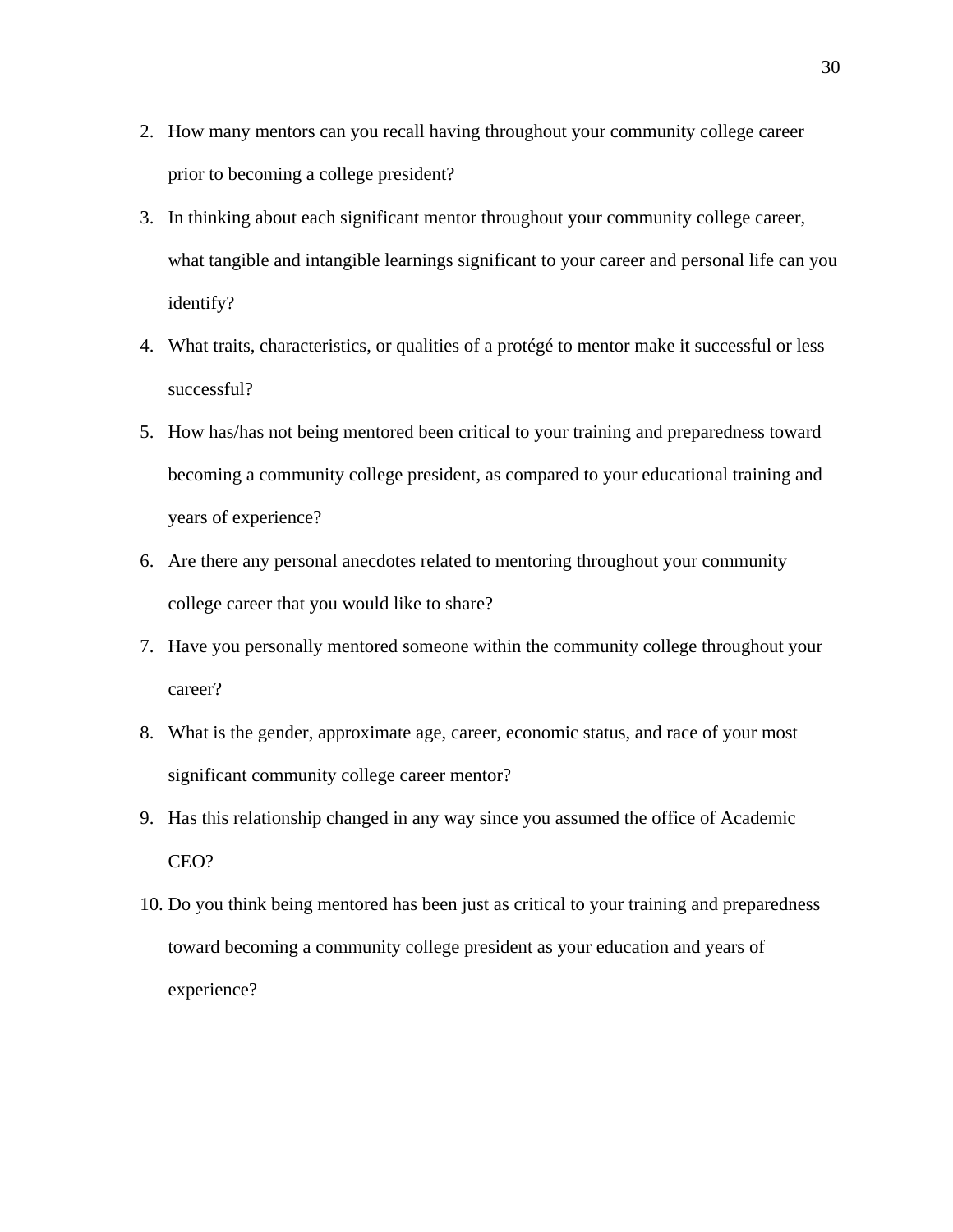2. How many mentors can you recall having throughout your community college career prior to becoming a college president?
3. In thinking about each significant mentor throughout your community college career, what tangible and intangible learnings significant to your career and personal life can you identify?
4. What traits, characteristics, or qualities of a protégé to mentor make it successful or less successful?
5. How has/has not being mentored been critical to your training and preparedness toward becoming a community college president, as compared to your educational training and years of experience?
6. Are there any personal anecdotes related to mentoring throughout your community college career that you would like to share?
7. Have you personally mentored someone within the community college throughout your career?
8. What is the gender, approximate age, career, economic status, and race of your most significant community college career mentor?
9. Has this relationship changed in any way since you assumed the office of Academic CEO?
10. Do you think being mentored has been just as critical to your training and preparedness toward becoming a community college president as your education and years of experience?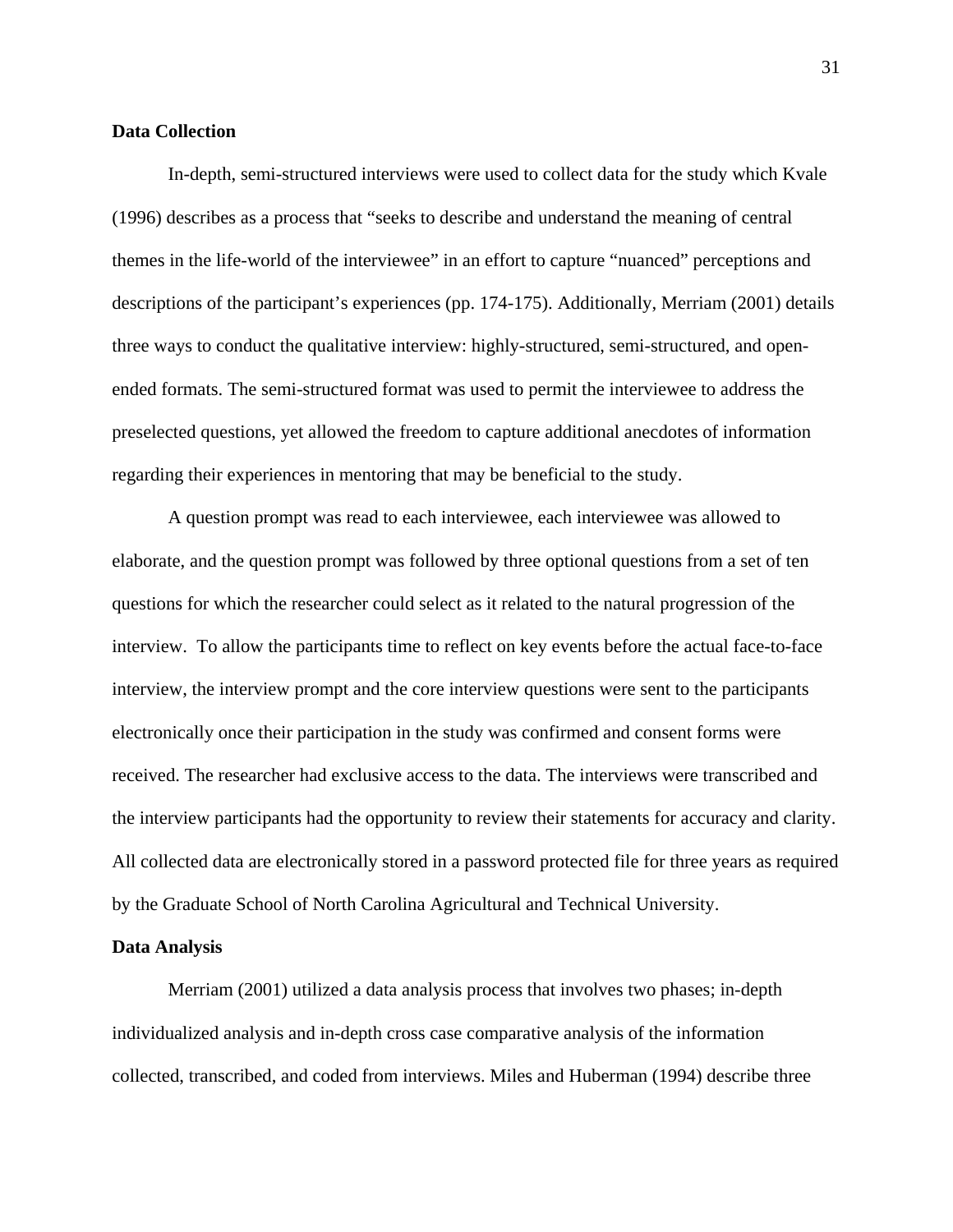**Data Collection**

In-depth, semi-structured interviews were used to collect data for the study which Kvale (1996) describes as a process that "seeks to describe and understand the meaning of central themes in the life-world of the interviewee" in an effort to capture "nuanced" perceptions and descriptions of the participant's experiences (pp. 174-175). Additionally, Merriam (2001) details three ways to conduct the qualitative interview: highly-structured, semi-structured, and open-ended formats. The semi-structured format was used to permit the interviewee to address the preselected questions, yet allowed the freedom to capture additional anecdotes of information regarding their experiences in mentoring that may be beneficial to the study.

A question prompt was read to each interviewee, each interviewee was allowed to elaborate, and the question prompt was followed by three optional questions from a set of ten questions for which the researcher could select as it related to the natural progression of the interview. To allow the participants time to reflect on key events before the actual face-to-face interview, the interview prompt and the core interview questions were sent to the participants electronically once their participation in the study was confirmed and consent forms were received. The researcher had exclusive access to the data. The interviews were transcribed and the interview participants had the opportunity to review their statements for accuracy and clarity. All collected data are electronically stored in a password protected file for three years as required by the Graduate School of North Carolina Agricultural and Technical University.

**Data Analysis**

Merriam (2001) utilized a data analysis process that involves two phases; in-depth individualized analysis and in-depth cross case comparative analysis of the information collected, transcribed, and coded from interviews. Miles and Huberman (1994) describe three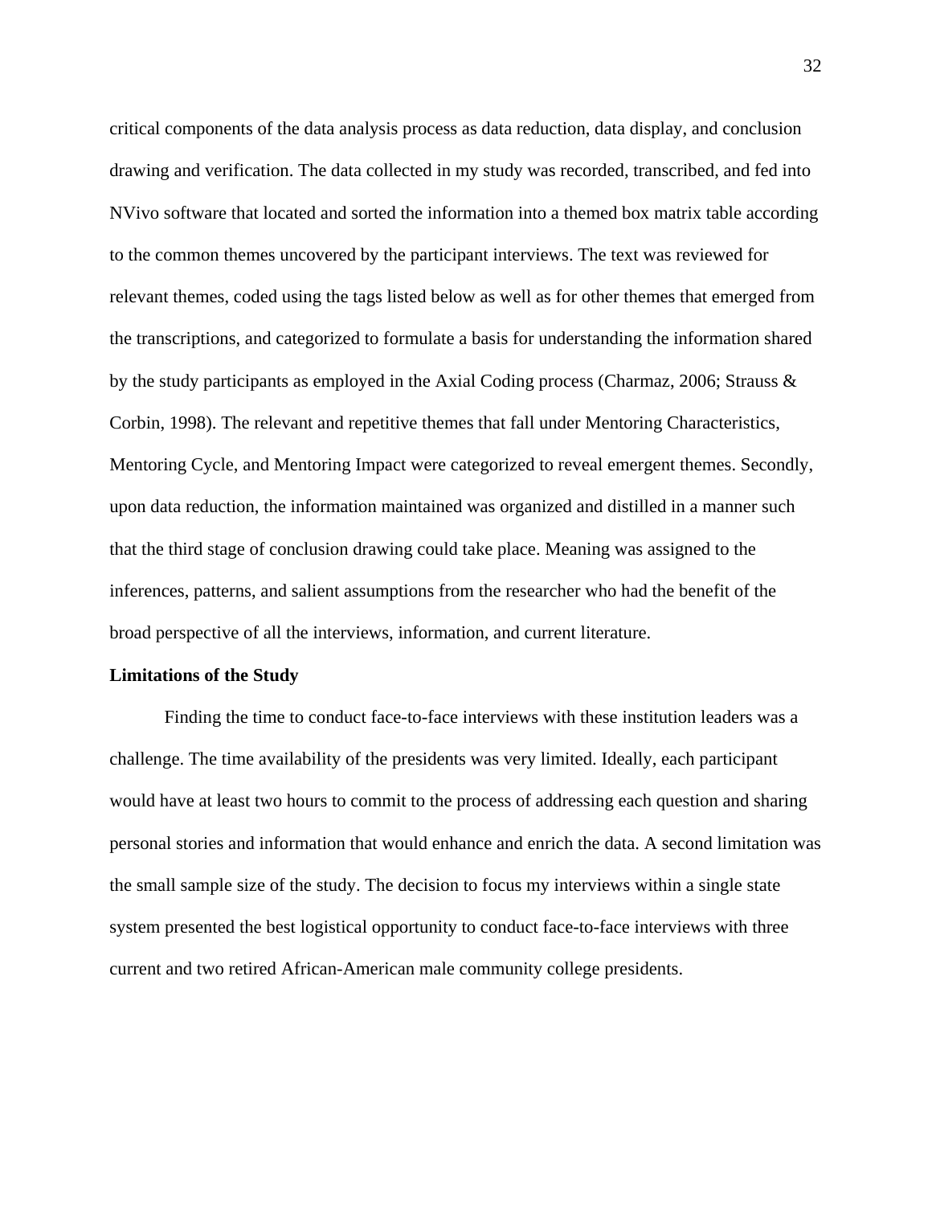critical components of the data analysis process as data reduction, data display, and conclusion drawing and verification. The data collected in my study was recorded, transcribed, and fed into NVivo software that located and sorted the information into a themed box matrix table according to the common themes uncovered by the participant interviews. The text was reviewed for relevant themes, coded using the tags listed below as well as for other themes that emerged from the transcriptions, and categorized to formulate a basis for understanding the information shared by the study participants as employed in the Axial Coding process (Charmaz, 2006; Strauss & Corbin, 1998). The relevant and repetitive themes that fall under Mentoring Characteristics, Mentoring Cycle, and Mentoring Impact were categorized to reveal emergent themes. Secondly, upon data reduction, the information maintained was organized and distilled in a manner such that the third stage of conclusion drawing could take place. Meaning was assigned to the inferences, patterns, and salient assumptions from the researcher who had the benefit of the broad perspective of all the interviews, information, and current literature.

**Limitations of the Study**

Finding the time to conduct face-to-face interviews with these institution leaders was a challenge. The time availability of the presidents was very limited. Ideally, each participant would have at least two hours to commit to the process of addressing each question and sharing personal stories and information that would enhance and enrich the data. A second limitation was the small sample size of the study. The decision to focus my interviews within a single state system presented the best logistical opportunity to conduct face-to-face interviews with three current and two retired African-American male community college presidents.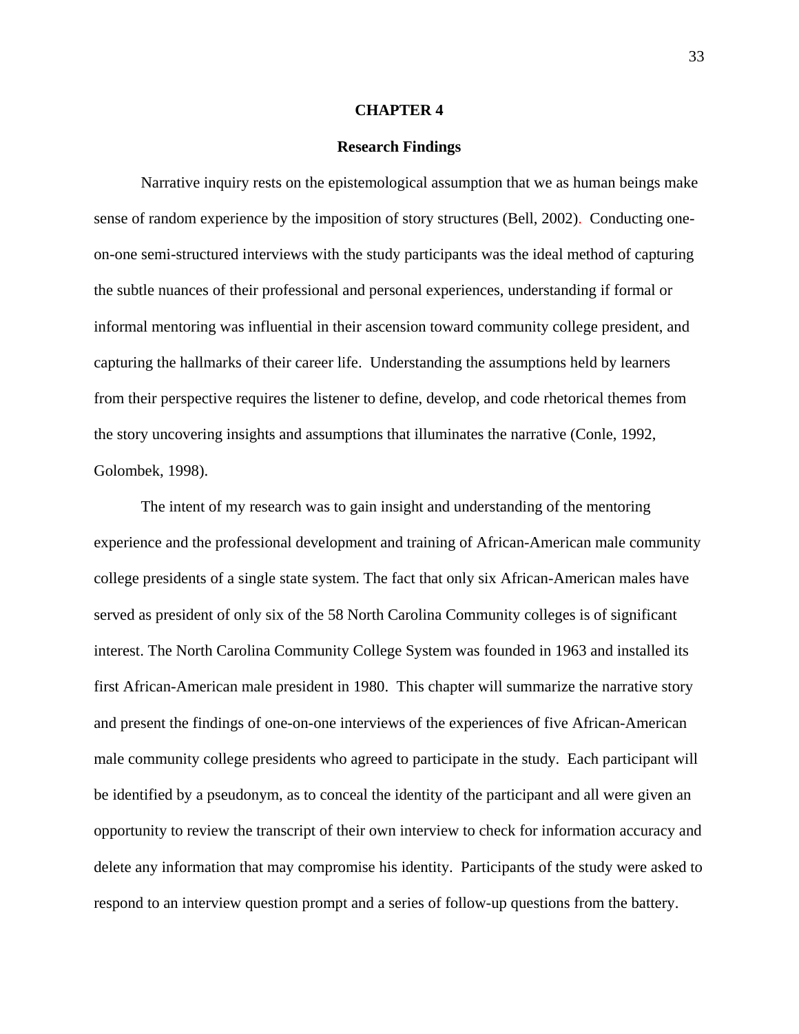# CHAPTER 4

## Research Findings

Narrative inquiry rests on the epistemological assumption that we as human beings make sense of random experience by the imposition of story structures (Bell, 2002). Conducting one-on-one semi-structured interviews with the study participants was the ideal method of capturing the subtle nuances of their professional and personal experiences, understanding if formal or informal mentoring was influential in their ascension toward community college president, and capturing the hallmarks of their career life. Understanding the assumptions held by learners from their perspective requires the listener to define, develop, and code rhetorical themes from the story uncovering insights and assumptions that illuminates the narrative (Conle, 1992, Golombek, 1998).

The intent of my research was to gain insight and understanding of the mentoring experience and the professional development and training of African-American male community college presidents of a single state system. The fact that only six African-American males have served as president of only six of the 58 North Carolina Community colleges is of significant interest. The North Carolina Community College System was founded in 1963 and installed its first African-American male president in 1980. This chapter will summarize the narrative story and present the findings of one-on-one interviews of the experiences of five African-American male community college presidents who agreed to participate in the study. Each participant will be identified by a pseudonym, as to conceal the identity of the participant and all were given an opportunity to review the transcript of their own interview to check for information accuracy and delete any information that may compromise his identity. Participants of the study were asked to respond to an interview question prompt and a series of follow-up questions from the battery.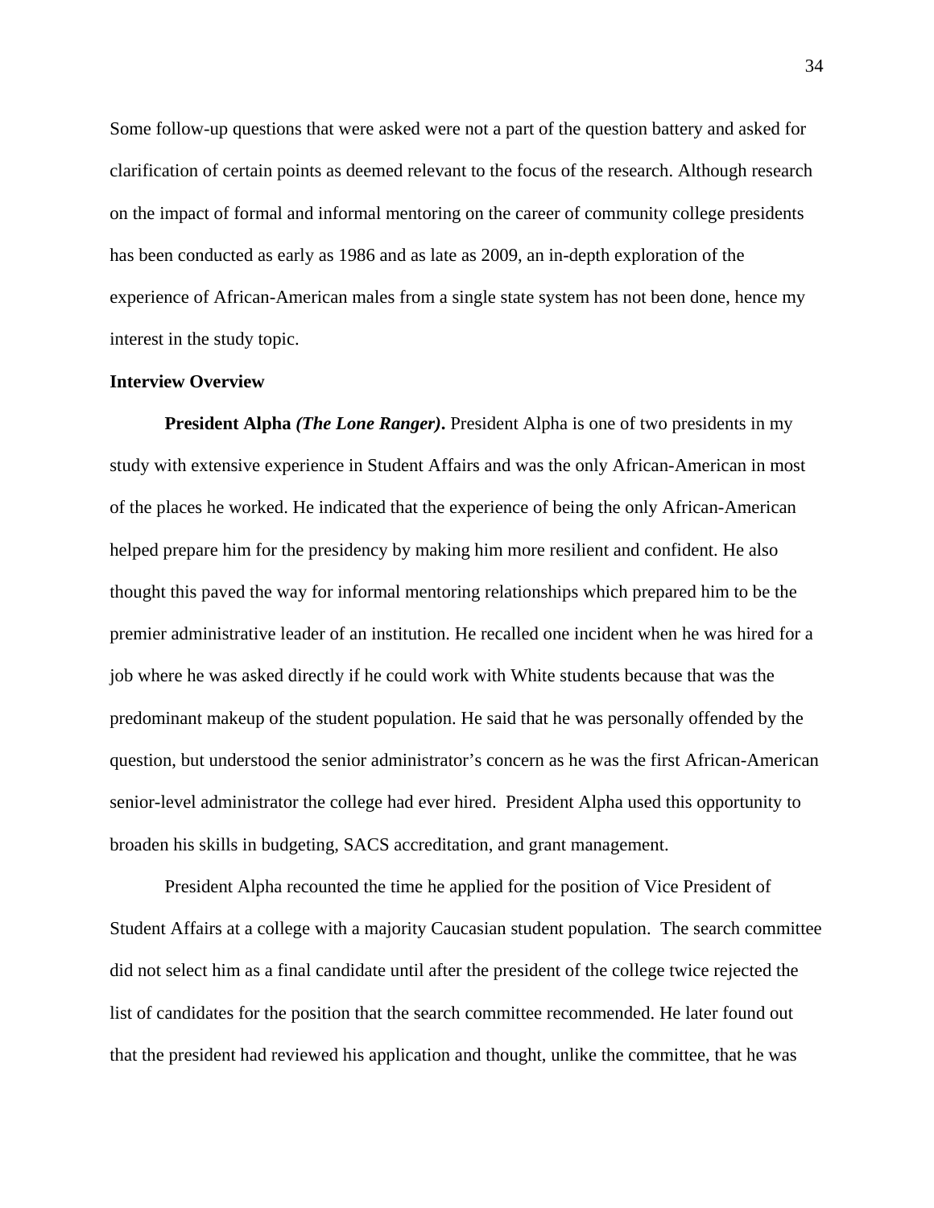Some follow-up questions that were asked were not a part of the question battery and asked for clarification of certain points as deemed relevant to the focus of the research. Although research on the impact of formal and informal mentoring on the career of community college presidents has been conducted as early as 1986 and as late as 2009, an in-depth exploration of the experience of African-American males from a single state system has not been done, hence my interest in the study topic.

**Interview Overview**

**President Alpha *(The Lone Ranger)*.** President Alpha is one of two presidents in my study with extensive experience in Student Affairs and was the only African-American in most of the places he worked. He indicated that the experience of being the only African-American helped prepare him for the presidency by making him more resilient and confident. He also thought this paved the way for informal mentoring relationships which prepared him to be the premier administrative leader of an institution. He recalled one incident when he was hired for a job where he was asked directly if he could work with White students because that was the predominant makeup of the student population. He said that he was personally offended by the question, but understood the senior administrator's concern as he was the first African-American senior-level administrator the college had ever hired. President Alpha used this opportunity to broaden his skills in budgeting, SACS accreditation, and grant management.

President Alpha recounted the time he applied for the position of Vice President of Student Affairs at a college with a majority Caucasian student population. The search committee did not select him as a final candidate until after the president of the college twice rejected the list of candidates for the position that the search committee recommended. He later found out that the president had reviewed his application and thought, unlike the committee, that he was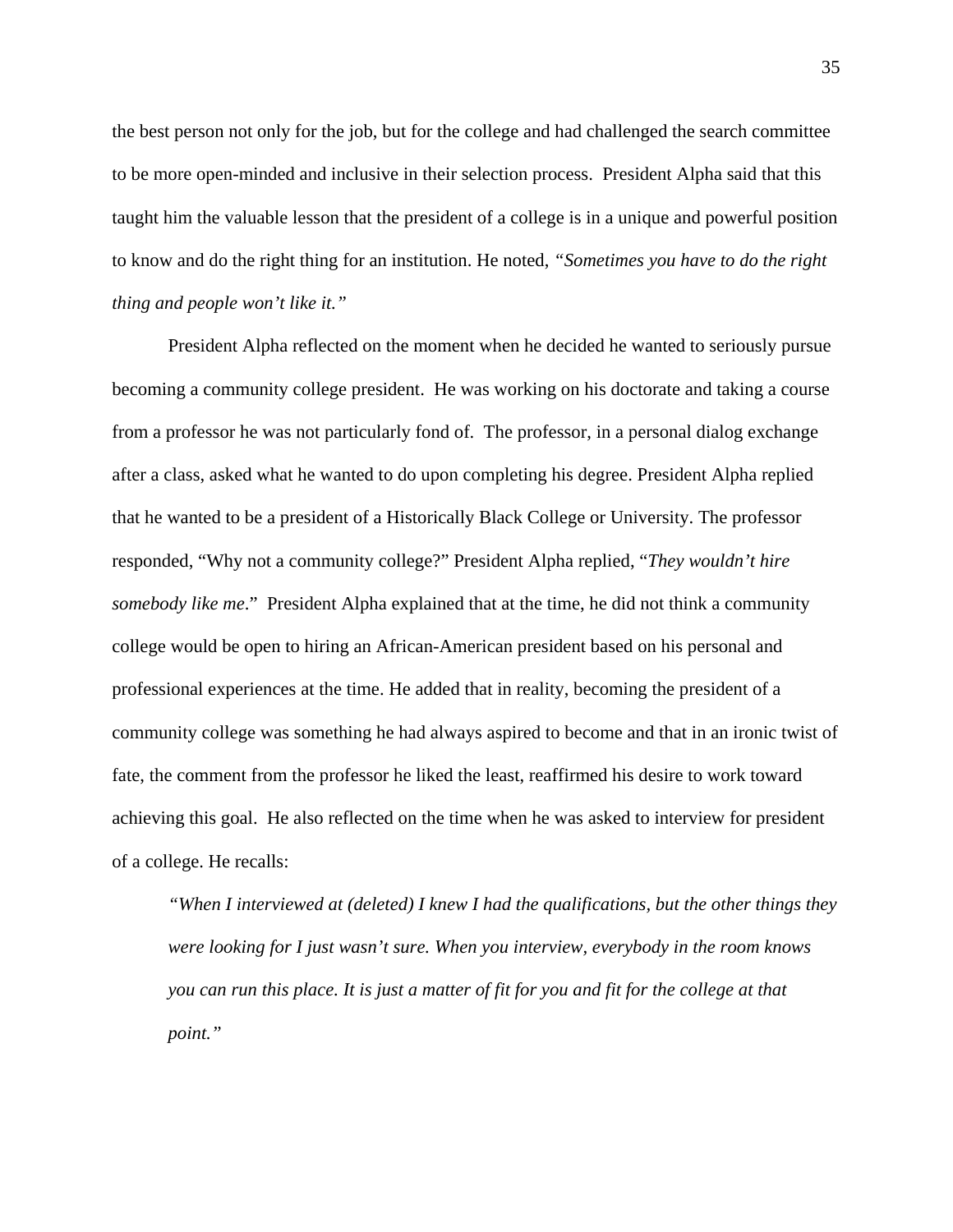the best person not only for the job, but for the college and had challenged the search committee to be more open-minded and inclusive in their selection process. President Alpha said that this taught him the valuable lesson that the president of a college is in a unique and powerful position to know and do the right thing for an institution. He noted, *"Sometimes you have to do the right thing and people won't like it."*

President Alpha reflected on the moment when he decided he wanted to seriously pursue becoming a community college president. He was working on his doctorate and taking a course from a professor he was not particularly fond of. The professor, in a personal dialog exchange after a class, asked what he wanted to do upon completing his degree. President Alpha replied that he wanted to be a president of a Historically Black College or University. The professor responded, "Why not a community college?" President Alpha replied, "*They wouldn't hire somebody like me*." President Alpha explained that at the time, he did not think a community college would be open to hiring an African-American president based on his personal and professional experiences at the time. He added that in reality, becoming the president of a community college was something he had always aspired to become and that in an ironic twist of fate, the comment from the professor he liked the least, reaffirmed his desire to work toward achieving this goal. He also reflected on the time when he was asked to interview for president of a college. He recalls:

> *"When I interviewed at (deleted) I knew I had the qualifications, but the other things they were looking for I just wasn't sure. When you interview, everybody in the room knows you can run this place. It is just a matter of fit for you and fit for the college at that point."*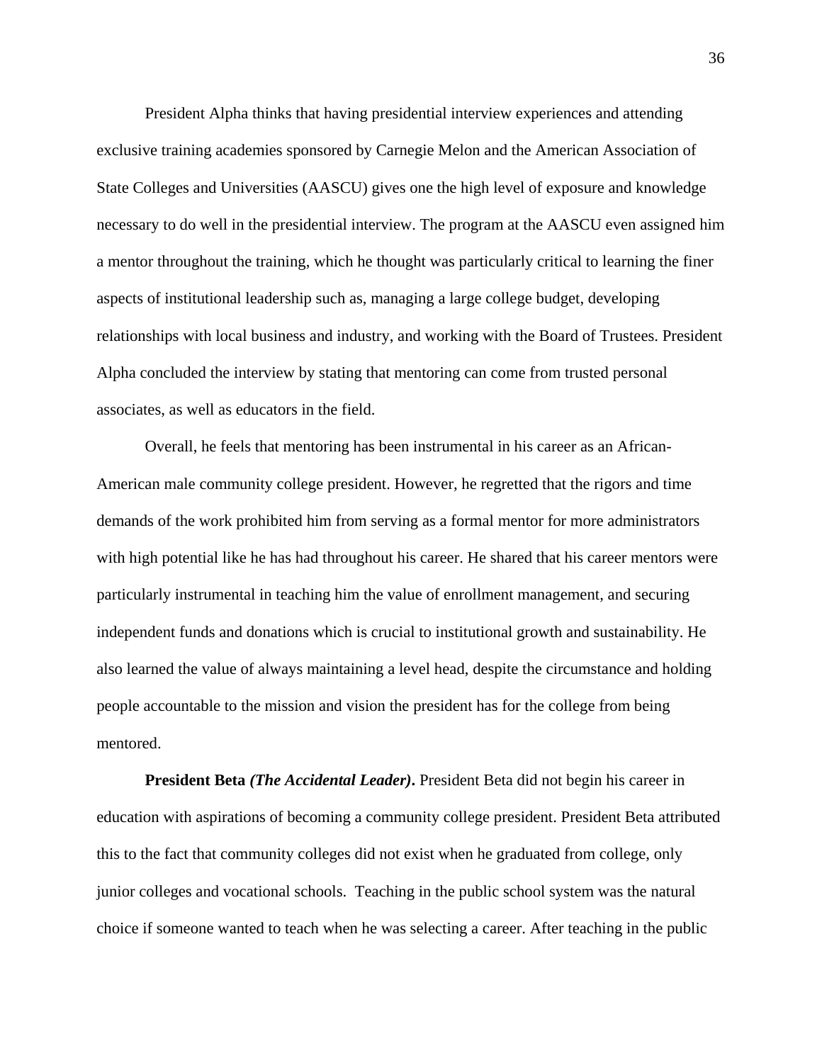President Alpha thinks that having presidential interview experiences and attending exclusive training academies sponsored by Carnegie Melon and the American Association of State Colleges and Universities (AASCU) gives one the high level of exposure and knowledge necessary to do well in the presidential interview. The program at the AASCU even assigned him a mentor throughout the training, which he thought was particularly critical to learning the finer aspects of institutional leadership such as, managing a large college budget, developing relationships with local business and industry, and working with the Board of Trustees. President Alpha concluded the interview by stating that mentoring can come from trusted personal associates, as well as educators in the field.

Overall, he feels that mentoring has been instrumental in his career as an African-American male community college president. However, he regretted that the rigors and time demands of the work prohibited him from serving as a formal mentor for more administrators with high potential like he has had throughout his career. He shared that his career mentors were particularly instrumental in teaching him the value of enrollment management, and securing independent funds and donations which is crucial to institutional growth and sustainability. He also learned the value of always maintaining a level head, despite the circumstance and holding people accountable to the mission and vision the president has for the college from being mentored.

**President Beta *(The Accidental Leader)*.** President Beta did not begin his career in education with aspirations of becoming a community college president. President Beta attributed this to the fact that community colleges did not exist when he graduated from college, only junior colleges and vocational schools. Teaching in the public school system was the natural choice if someone wanted to teach when he was selecting a career. After teaching in the public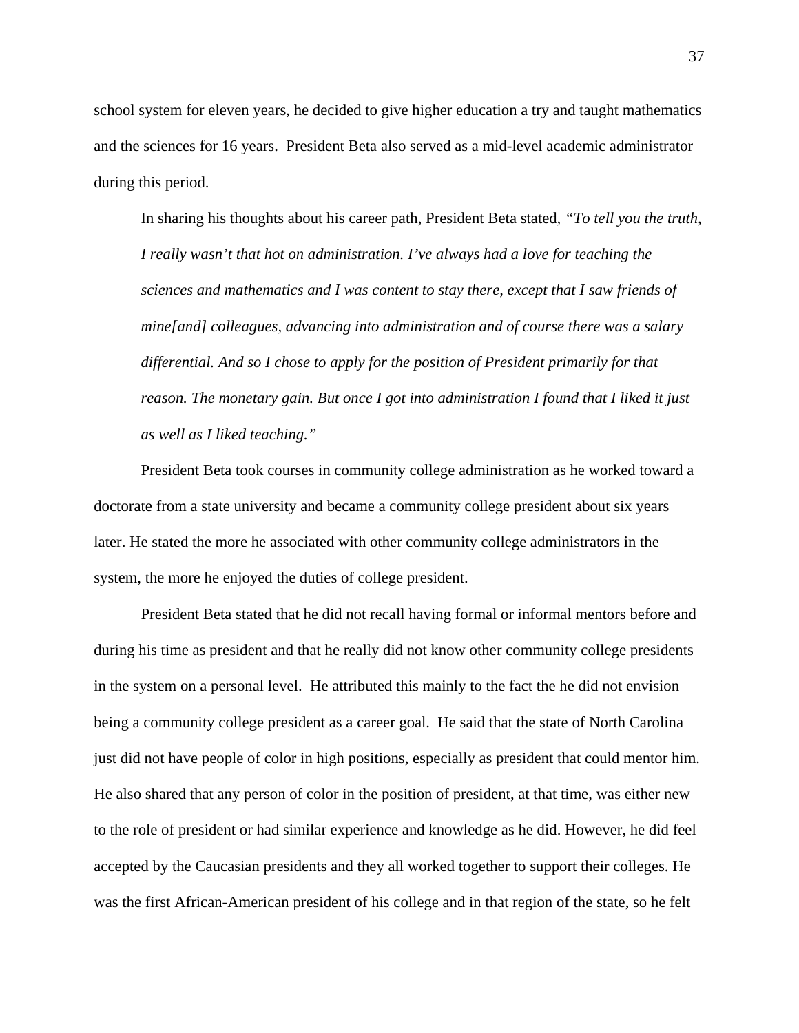school system for eleven years, he decided to give higher education a try and taught mathematics and the sciences for 16 years. President Beta also served as a mid-level academic administrator during this period.

> In sharing his thoughts about his career path, President Beta stated, *"To tell you the truth, I really wasn't that hot on administration. I've always had a love for teaching the sciences and mathematics and I was content to stay there, except that I saw friends of mine[and] colleagues, advancing into administration and of course there was a salary differential. And so I chose to apply for the position of President primarily for that reason. The monetary gain. But once I got into administration I found that I liked it just as well as I liked teaching."*

President Beta took courses in community college administration as he worked toward a doctorate from a state university and became a community college president about six years later. He stated the more he associated with other community college administrators in the system, the more he enjoyed the duties of college president.

President Beta stated that he did not recall having formal or informal mentors before and during his time as president and that he really did not know other community college presidents in the system on a personal level. He attributed this mainly to the fact the he did not envision being a community college president as a career goal. He said that the state of North Carolina just did not have people of color in high positions, especially as president that could mentor him. He also shared that any person of color in the position of president, at that time, was either new to the role of president or had similar experience and knowledge as he did. However, he did feel accepted by the Caucasian presidents and they all worked together to support their colleges. He was the first African-American president of his college and in that region of the state, so he felt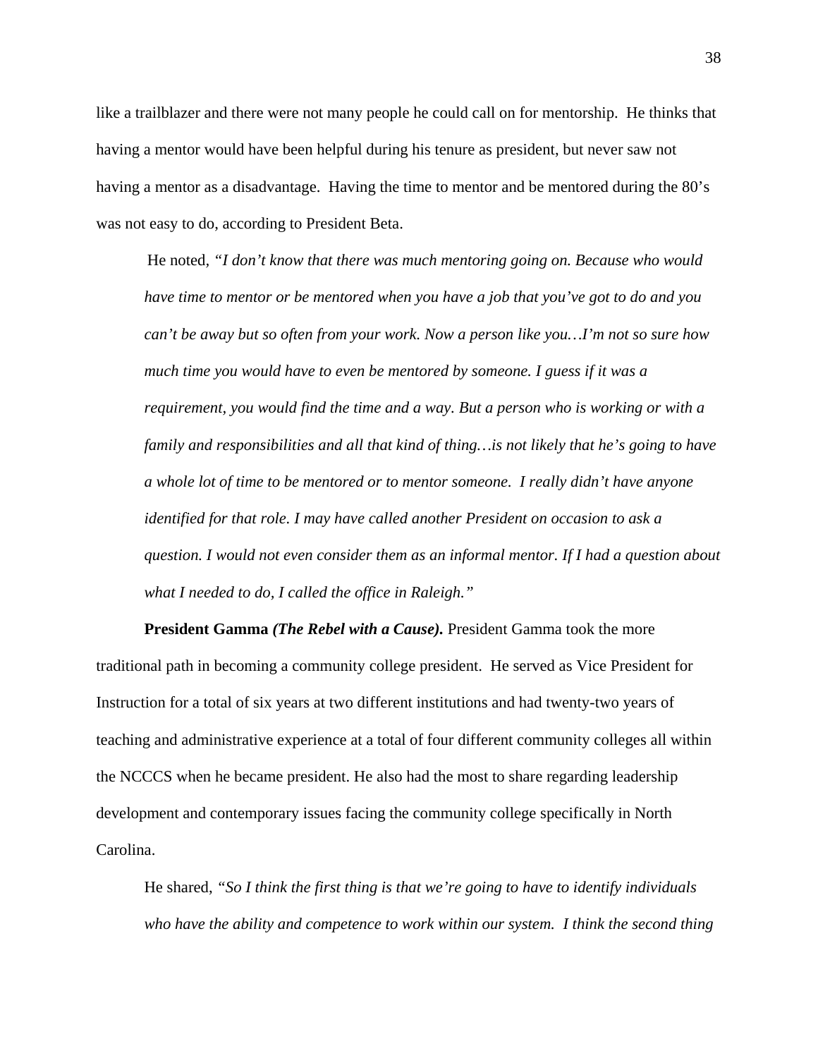like a trailblazer and there were not many people he could call on for mentorship. He thinks that having a mentor would have been helpful during his tenure as president, but never saw not having a mentor as a disadvantage. Having the time to mentor and be mentored during the 80's was not easy to do, according to President Beta.

> He noted, *"I don't know that there was much mentoring going on. Because who would have time to mentor or be mentored when you have a job that you've got to do and you can't be away but so often from your work. Now a person like you…I'm not so sure how much time you would have to even be mentored by someone. I guess if it was a requirement, you would find the time and a way. But a person who is working or with a family and responsibilities and all that kind of thing…is not likely that he's going to have a whole lot of time to be mentored or to mentor someone. I really didn't have anyone identified for that role. I may have called another President on occasion to ask a question. I would not even consider them as an informal mentor. If I had a question about what I needed to do, I called the office in Raleigh."*

**President Gamma *(The Rebel with a Cause).*** President Gamma took the more traditional path in becoming a community college president. He served as Vice President for Instruction for a total of six years at two different institutions and had twenty-two years of teaching and administrative experience at a total of four different community colleges all within the NCCCS when he became president. He also had the most to share regarding leadership development and contemporary issues facing the community college specifically in North Carolina.

> He shared, *"So I think the first thing is that we're going to have to identify individuals who have the ability and competence to work within our system. I think the second thing*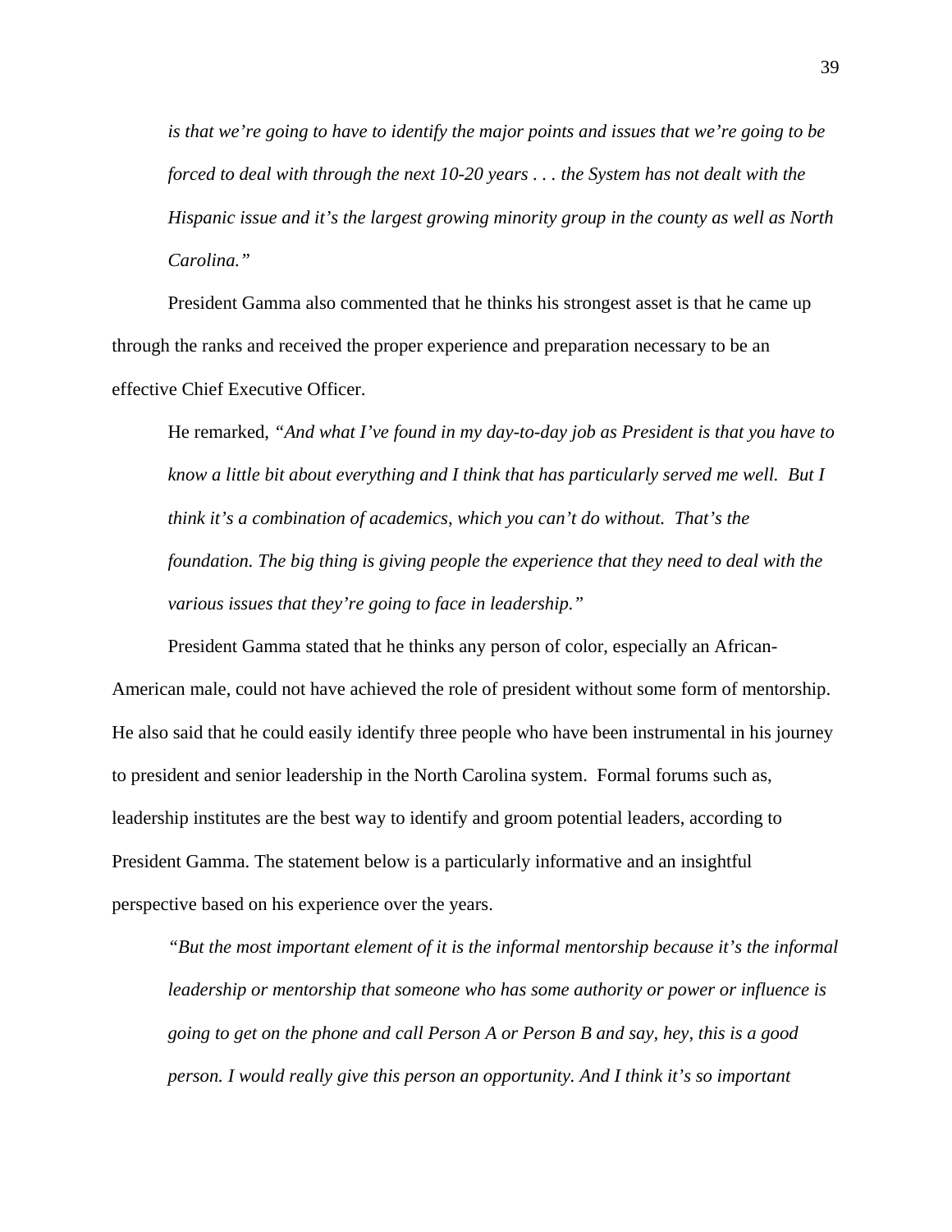*is that we're going to have to identify the major points and issues that we're going to be forced to deal with through the next 10-20 years . . . the System has not dealt with the Hispanic issue and it's the largest growing minority group in the county as well as North Carolina."*

President Gamma also commented that he thinks his strongest asset is that he came up through the ranks and received the proper experience and preparation necessary to be an effective Chief Executive Officer.

> He remarked, *"And what I've found in my day-to-day job as President is that you have to know a little bit about everything and I think that has particularly served me well. But I think it's a combination of academics, which you can't do without. That's the foundation. The big thing is giving people the experience that they need to deal with the various issues that they're going to face in leadership."*

President Gamma stated that he thinks any person of color, especially an African-American male, could not have achieved the role of president without some form of mentorship. He also said that he could easily identify three people who have been instrumental in his journey to president and senior leadership in the North Carolina system. Formal forums such as, leadership institutes are the best way to identify and groom potential leaders, according to President Gamma. The statement below is a particularly informative and an insightful perspective based on his experience over the years.

> *"But the most important element of it is the informal mentorship because it's the informal leadership or mentorship that someone who has some authority or power or influence is going to get on the phone and call Person A or Person B and say, hey, this is a good person. I would really give this person an opportunity. And I think it's so important*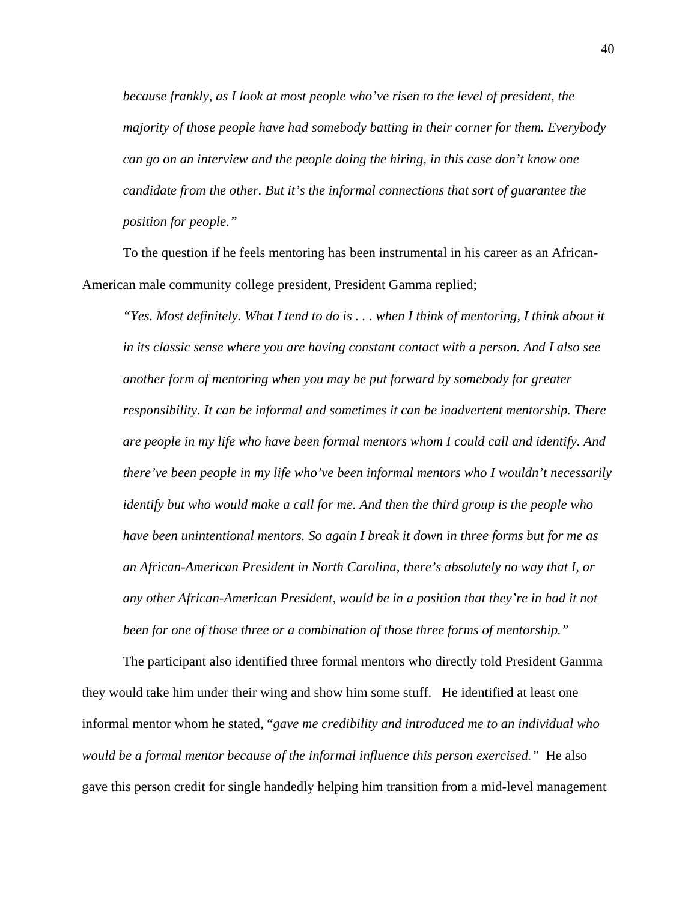*because frankly, as I look at most people who've risen to the level of president, the majority of those people have had somebody batting in their corner for them. Everybody can go on an interview and the people doing the hiring, in this case don't know one candidate from the other. But it's the informal connections that sort of guarantee the position for people."*

To the question if he feels mentoring has been instrumental in his career as an African-American male community college president, President Gamma replied;

*"Yes. Most definitely. What I tend to do is . . . when I think of mentoring, I think about it in its classic sense where you are having constant contact with a person. And I also see another form of mentoring when you may be put forward by somebody for greater responsibility. It can be informal and sometimes it can be inadvertent mentorship. There are people in my life who have been formal mentors whom I could call and identify. And there've been people in my life who've been informal mentors who I wouldn't necessarily identify but who would make a call for me. And then the third group is the people who have been unintentional mentors. So again I break it down in three forms but for me as an African-American President in North Carolina, there's absolutely no way that I, or any other African-American President, would be in a position that they're in had it not been for one of those three or a combination of those three forms of mentorship."*

The participant also identified three formal mentors who directly told President Gamma they would take him under their wing and show him some stuff. He identified at least one informal mentor whom he stated, "*gave me credibility and introduced me to an individual who would be a formal mentor because of the informal influence this person exercised."* He also gave this person credit for single handedly helping him transition from a mid-level management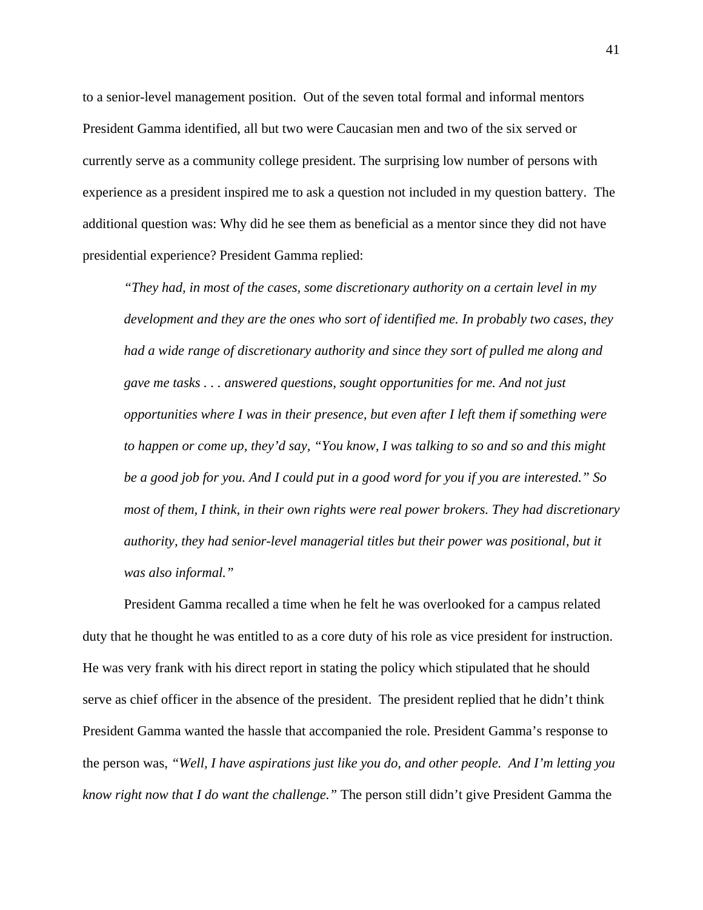to a senior-level management position. Out of the seven total formal and informal mentors President Gamma identified, all but two were Caucasian men and two of the six served or currently serve as a community college president. The surprising low number of persons with experience as a president inspired me to ask a question not included in my question battery. The additional question was: Why did he see them as beneficial as a mentor since they did not have presidential experience? President Gamma replied:

> *"They had, in most of the cases, some discretionary authority on a certain level in my development and they are the ones who sort of identified me. In probably two cases, they had a wide range of discretionary authority and since they sort of pulled me along and gave me tasks . . . answered questions, sought opportunities for me. And not just opportunities where I was in their presence, but even after I left them if something were to happen or come up, they'd say, "You know, I was talking to so and so and this might be a good job for you. And I could put in a good word for you if you are interested." So most of them, I think, in their own rights were real power brokers. They had discretionary authority, they had senior-level managerial titles but their power was positional, but it was also informal."*

President Gamma recalled a time when he felt he was overlooked for a campus related duty that he thought he was entitled to as a core duty of his role as vice president for instruction. He was very frank with his direct report in stating the policy which stipulated that he should serve as chief officer in the absence of the president. The president replied that he didn't think President Gamma wanted the hassle that accompanied the role. President Gamma's response to the person was, *"Well, I have aspirations just like you do, and other people. And I'm letting you know right now that I do want the challenge."* The person still didn't give President Gamma the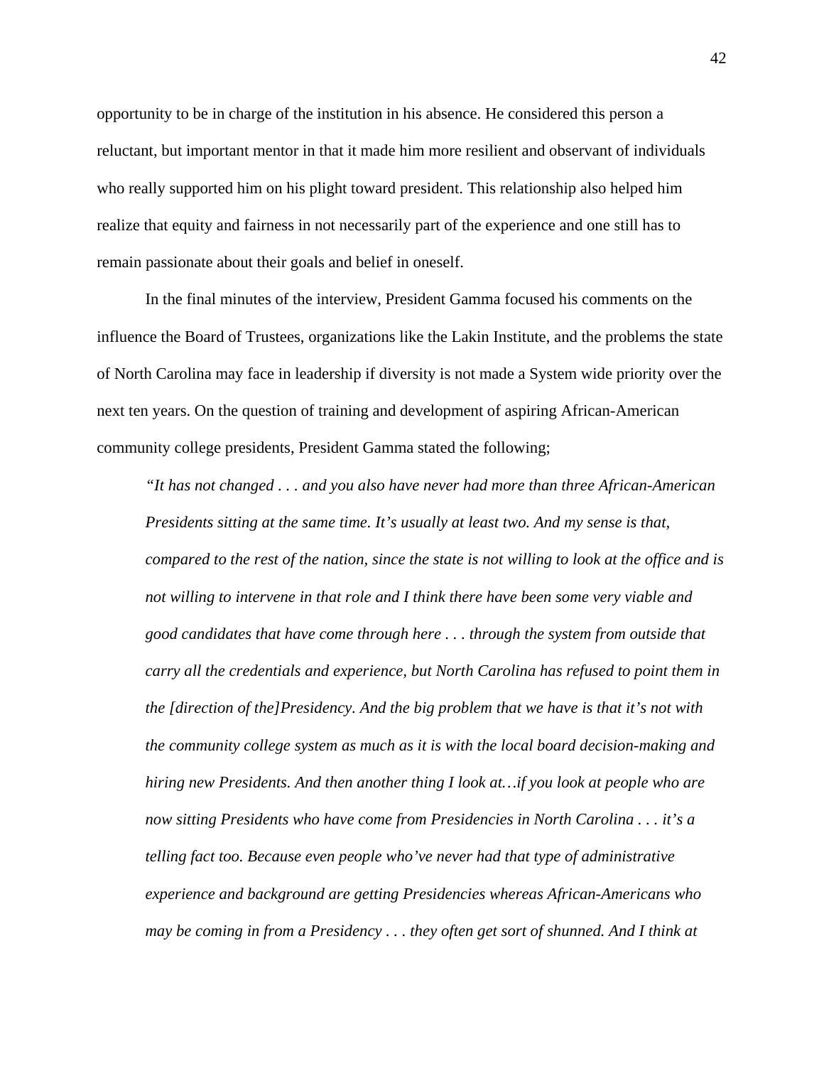opportunity to be in charge of the institution in his absence. He considered this person a reluctant, but important mentor in that it made him more resilient and observant of individuals who really supported him on his plight toward president. This relationship also helped him realize that equity and fairness in not necessarily part of the experience and one still has to remain passionate about their goals and belief in oneself.

In the final minutes of the interview, President Gamma focused his comments on the influence the Board of Trustees, organizations like the Lakin Institute, and the problems the state of North Carolina may face in leadership if diversity is not made a System wide priority over the next ten years. On the question of training and development of aspiring African-American community college presidents, President Gamma stated the following;

> *"It has not changed . . . and you also have never had more than three African-American Presidents sitting at the same time. It's usually at least two. And my sense is that, compared to the rest of the nation, since the state is not willing to look at the office and is not willing to intervene in that role and I think there have been some very viable and good candidates that have come through here . . . through the system from outside that carry all the credentials and experience, but North Carolina has refused to point them in the [direction of the]Presidency. And the big problem that we have is that it's not with the community college system as much as it is with the local board decision-making and hiring new Presidents. And then another thing I look at…if you look at people who are now sitting Presidents who have come from Presidencies in North Carolina . . . it's a telling fact too. Because even people who've never had that type of administrative experience and background are getting Presidencies whereas African-Americans who may be coming in from a Presidency . . . they often get sort of shunned. And I think at*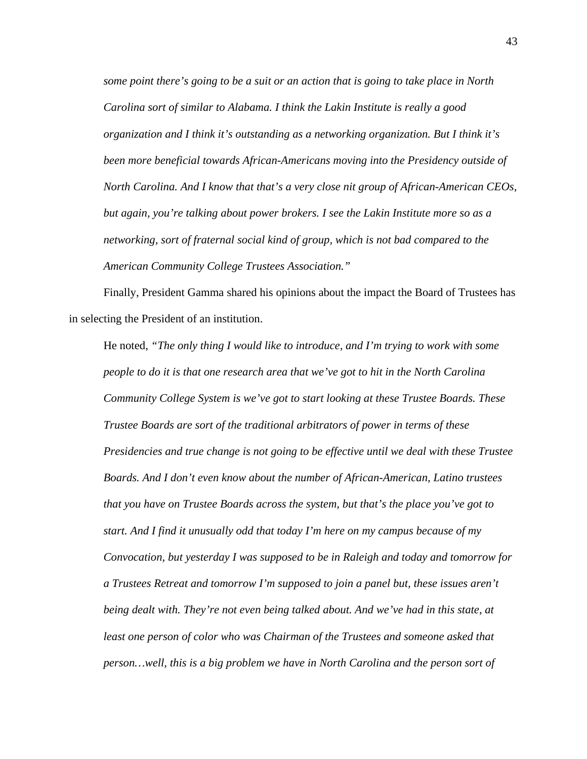*some point there's going to be a suit or an action that is going to take place in North Carolina sort of similar to Alabama. I think the Lakin Institute is really a good organization and I think it's outstanding as a networking organization. But I think it's been more beneficial towards African-Americans moving into the Presidency outside of North Carolina. And I know that that's a very close nit group of African-American CEOs, but again, you're talking about power brokers. I see the Lakin Institute more so as a networking, sort of fraternal social kind of group, which is not bad compared to the American Community College Trustees Association."*

Finally, President Gamma shared his opinions about the impact the Board of Trustees has in selecting the President of an institution.

He noted, *"The only thing I would like to introduce, and I'm trying to work with some people to do it is that one research area that we've got to hit in the North Carolina Community College System is we've got to start looking at these Trustee Boards. These Trustee Boards are sort of the traditional arbitrators of power in terms of these Presidencies and true change is not going to be effective until we deal with these Trustee Boards. And I don't even know about the number of African-American, Latino trustees that you have on Trustee Boards across the system, but that's the place you've got to start. And I find it unusually odd that today I'm here on my campus because of my Convocation, but yesterday I was supposed to be in Raleigh and today and tomorrow for a Trustees Retreat and tomorrow I'm supposed to join a panel but, these issues aren't being dealt with. They're not even being talked about. And we've had in this state, at least one person of color who was Chairman of the Trustees and someone asked that person…well, this is a big problem we have in North Carolina and the person sort of*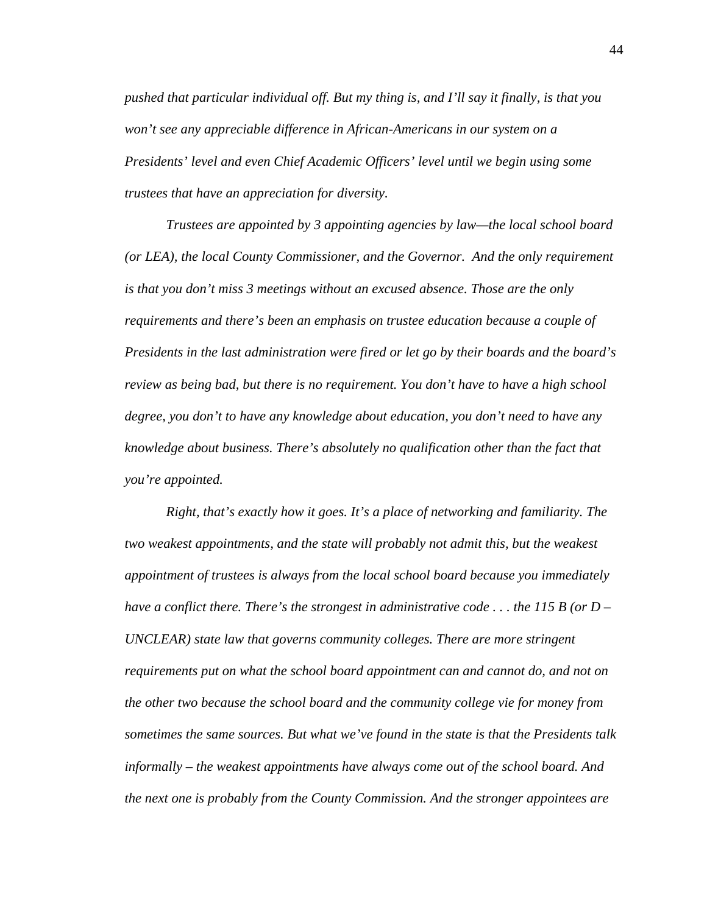*pushed that particular individual off. But my thing is, and I'll say it finally, is that you won't see any appreciable difference in African-Americans in our system on a Presidents' level and even Chief Academic Officers' level until we begin using some trustees that have an appreciation for diversity.*

*Trustees are appointed by 3 appointing agencies by law—the local school board (or LEA), the local County Commissioner, and the Governor. And the only requirement is that you don't miss 3 meetings without an excused absence. Those are the only requirements and there's been an emphasis on trustee education because a couple of Presidents in the last administration were fired or let go by their boards and the board's review as being bad, but there is no requirement. You don't have to have a high school degree, you don't to have any knowledge about education, you don't need to have any knowledge about business. There's absolutely no qualification other than the fact that you're appointed.*

*Right, that's exactly how it goes. It's a place of networking and familiarity. The two weakest appointments, and the state will probably not admit this, but the weakest appointment of trustees is always from the local school board because you immediately have a conflict there. There's the strongest in administrative code . . . the 115 B (or D – UNCLEAR) state law that governs community colleges. There are more stringent requirements put on what the school board appointment can and cannot do, and not on the other two because the school board and the community college vie for money from sometimes the same sources. But what we've found in the state is that the Presidents talk informally – the weakest appointments have always come out of the school board. And the next one is probably from the County Commission. And the stronger appointees are*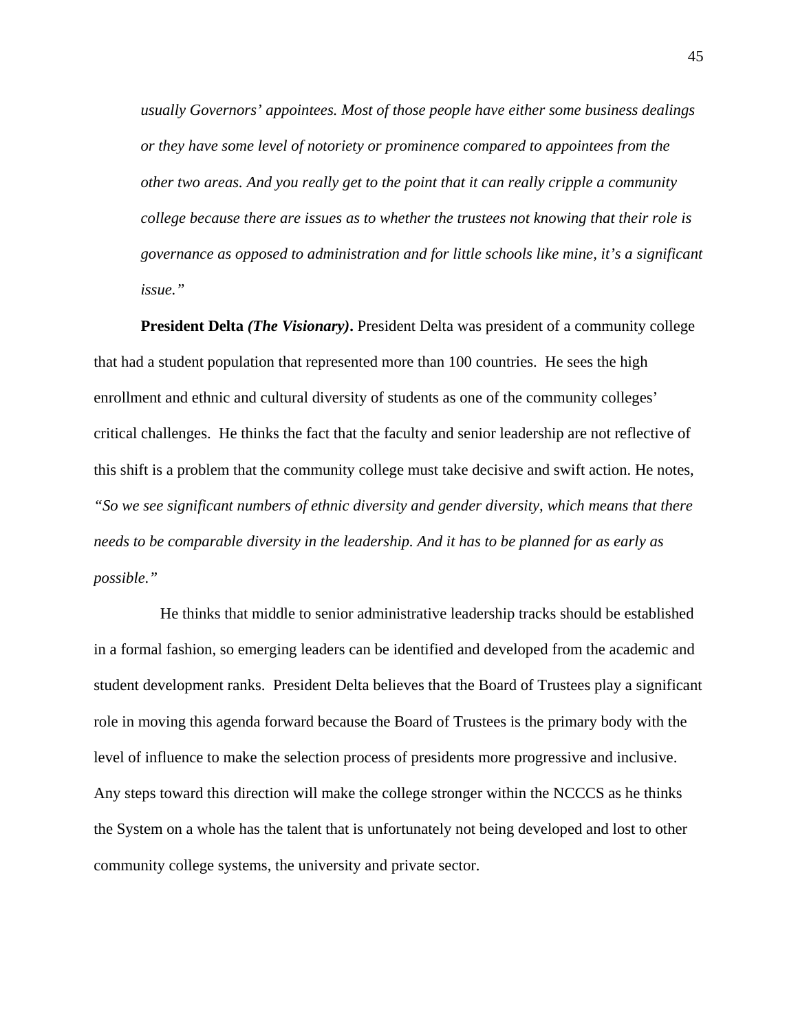*usually Governors' appointees. Most of those people have either some business dealings or they have some level of notoriety or prominence compared to appointees from the other two areas. And you really get to the point that it can really cripple a community college because there are issues as to whether the trustees not knowing that their role is governance as opposed to administration and for little schools like mine, it's a significant issue."*

**President Delta *(The Visionary)*.** President Delta was president of a community college that had a student population that represented more than 100 countries. He sees the high enrollment and ethnic and cultural diversity of students as one of the community colleges' critical challenges. He thinks the fact that the faculty and senior leadership are not reflective of this shift is a problem that the community college must take decisive and swift action. He notes, *"So we see significant numbers of ethnic diversity and gender diversity, which means that there needs to be comparable diversity in the leadership. And it has to be planned for as early as possible."*

He thinks that middle to senior administrative leadership tracks should be established in a formal fashion, so emerging leaders can be identified and developed from the academic and student development ranks. President Delta believes that the Board of Trustees play a significant role in moving this agenda forward because the Board of Trustees is the primary body with the level of influence to make the selection process of presidents more progressive and inclusive. Any steps toward this direction will make the college stronger within the NCCCS as he thinks the System on a whole has the talent that is unfortunately not being developed and lost to other community college systems, the university and private sector.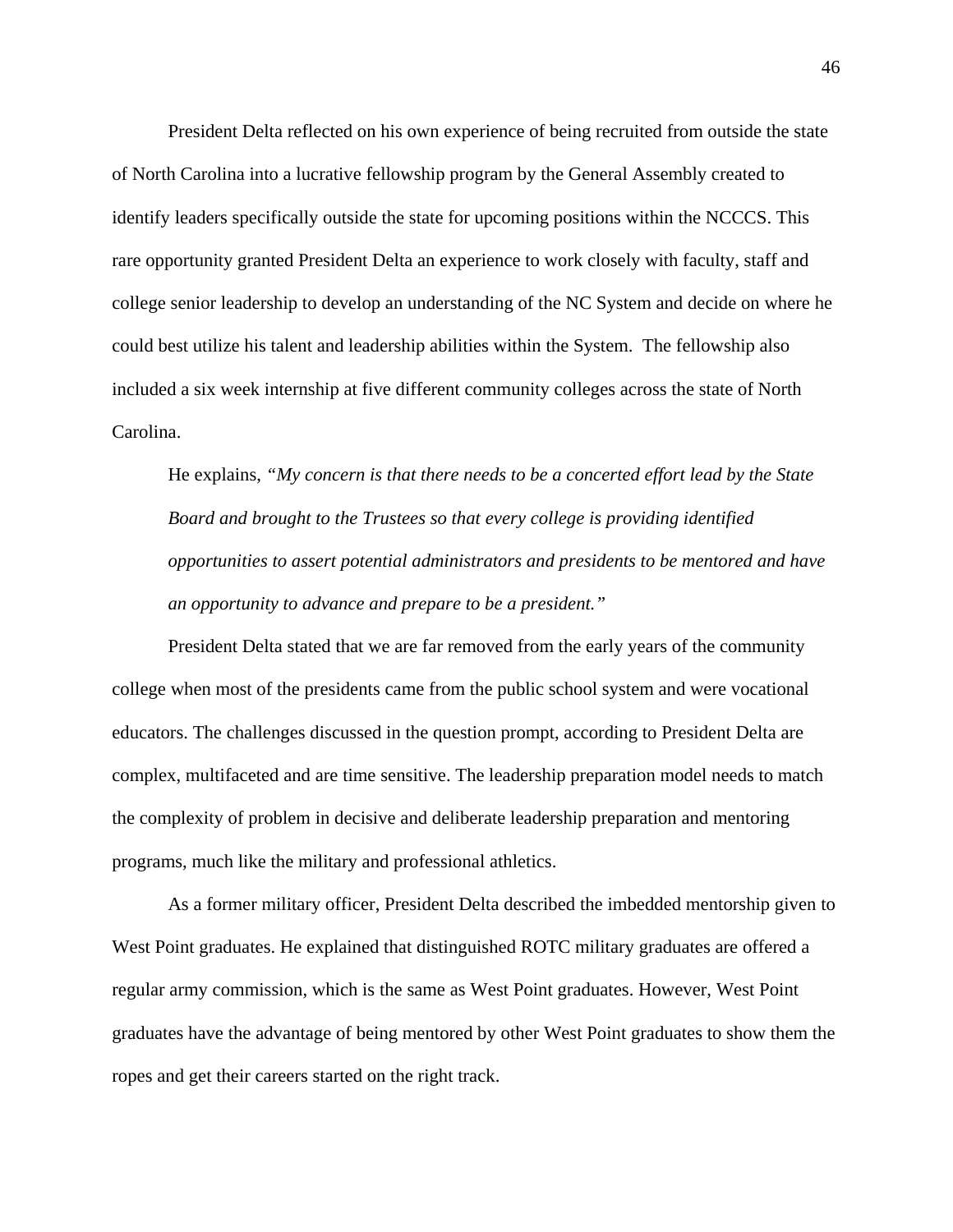President Delta reflected on his own experience of being recruited from outside the state of North Carolina into a lucrative fellowship program by the General Assembly created to identify leaders specifically outside the state for upcoming positions within the NCCCS. This rare opportunity granted President Delta an experience to work closely with faculty, staff and college senior leadership to develop an understanding of the NC System and decide on where he could best utilize his talent and leadership abilities within the System. The fellowship also included a six week internship at five different community colleges across the state of North Carolina.

> He explains, *"My concern is that there needs to be a concerted effort lead by the State Board and brought to the Trustees so that every college is providing identified opportunities to assert potential administrators and presidents to be mentored and have an opportunity to advance and prepare to be a president."*

President Delta stated that we are far removed from the early years of the community college when most of the presidents came from the public school system and were vocational educators. The challenges discussed in the question prompt, according to President Delta are complex, multifaceted and are time sensitive. The leadership preparation model needs to match the complexity of problem in decisive and deliberate leadership preparation and mentoring programs, much like the military and professional athletics.

As a former military officer, President Delta described the imbedded mentorship given to West Point graduates. He explained that distinguished ROTC military graduates are offered a regular army commission, which is the same as West Point graduates. However, West Point graduates have the advantage of being mentored by other West Point graduates to show them the ropes and get their careers started on the right track.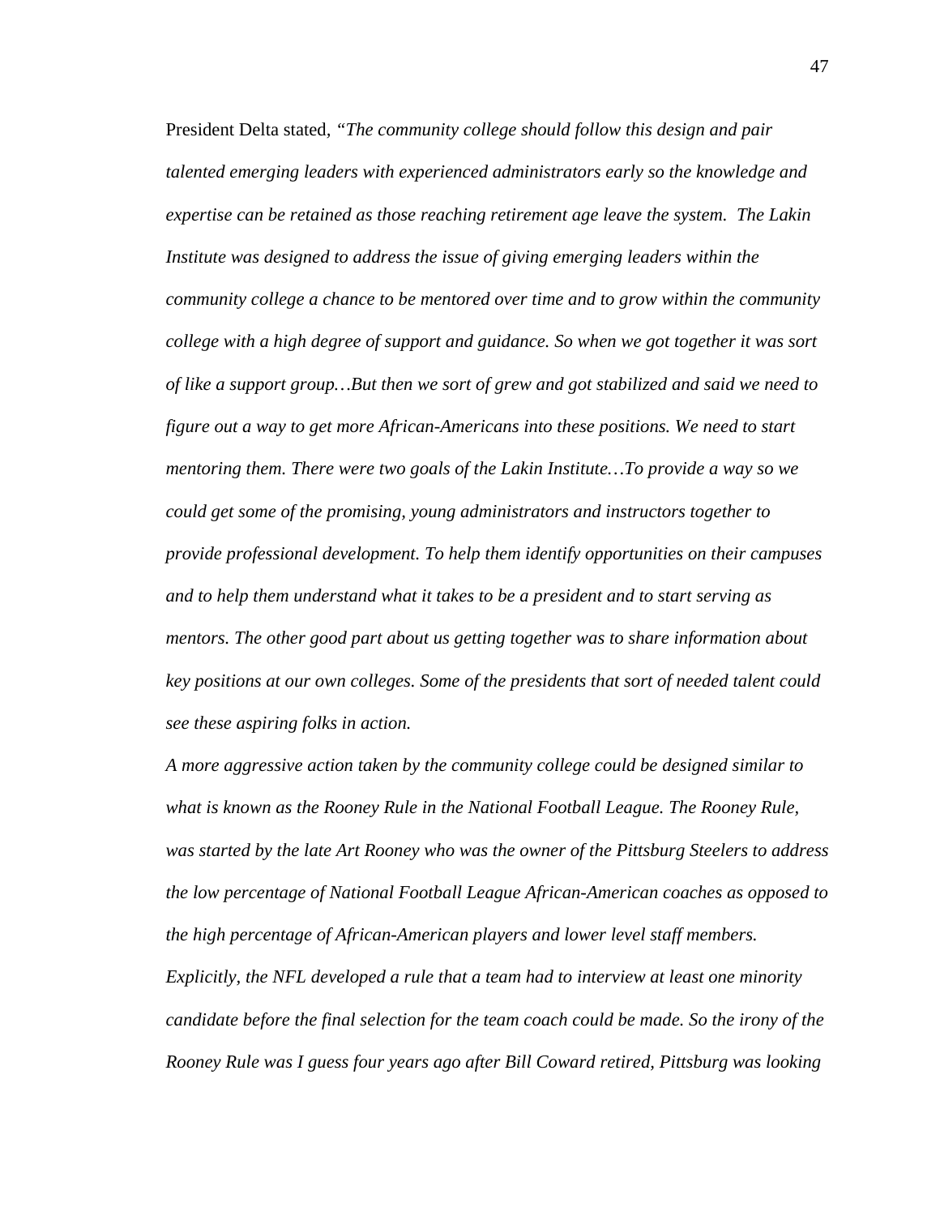President Delta stated, *"The community college should follow this design and pair talented emerging leaders with experienced administrators early so the knowledge and expertise can be retained as those reaching retirement age leave the system. The Lakin Institute was designed to address the issue of giving emerging leaders within the community college a chance to be mentored over time and to grow within the community college with a high degree of support and guidance. So when we got together it was sort of like a support group…But then we sort of grew and got stabilized and said we need to figure out a way to get more African-Americans into these positions. We need to start mentoring them. There were two goals of the Lakin Institute…To provide a way so we could get some of the promising, young administrators and instructors together to provide professional development. To help them identify opportunities on their campuses and to help them understand what it takes to be a president and to start serving as mentors. The other good part about us getting together was to share information about key positions at our own colleges. Some of the presidents that sort of needed talent could see these aspiring folks in action.*

*A more aggressive action taken by the community college could be designed similar to what is known as the Rooney Rule in the National Football League. The Rooney Rule, was started by the late Art Rooney who was the owner of the Pittsburg Steelers to address the low percentage of National Football League African-American coaches as opposed to the high percentage of African-American players and lower level staff members. Explicitly, the NFL developed a rule that a team had to interview at least one minority candidate before the final selection for the team coach could be made. So the irony of the Rooney Rule was I guess four years ago after Bill Coward retired, Pittsburg was looking*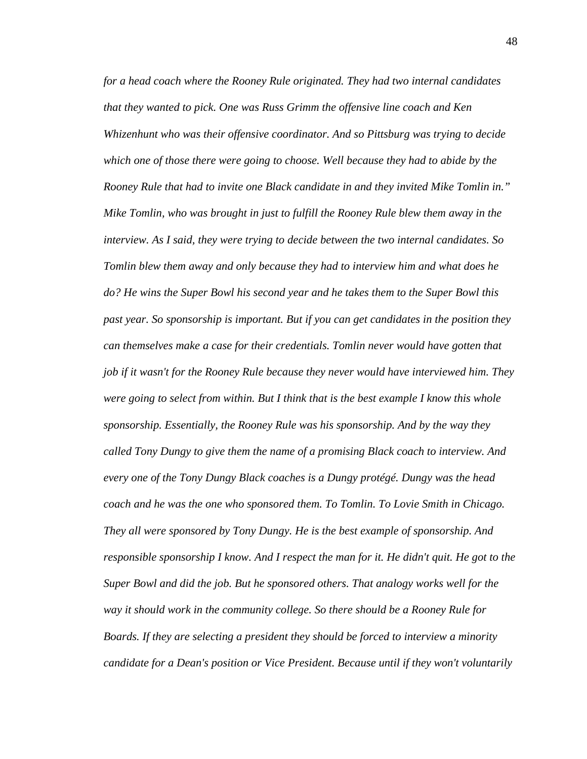*for a head coach where the Rooney Rule originated. They had two internal candidates that they wanted to pick. One was Russ Grimm the offensive line coach and Ken Whizenhunt who was their offensive coordinator. And so Pittsburg was trying to decide which one of those there were going to choose. Well because they had to abide by the Rooney Rule that had to invite one Black candidate in and they invited Mike Tomlin in." Mike Tomlin, who was brought in just to fulfill the Rooney Rule blew them away in the interview. As I said, they were trying to decide between the two internal candidates. So Tomlin blew them away and only because they had to interview him and what does he do? He wins the Super Bowl his second year and he takes them to the Super Bowl this past year. So sponsorship is important. But if you can get candidates in the position they can themselves make a case for their credentials. Tomlin never would have gotten that job if it wasn't for the Rooney Rule because they never would have interviewed him. They were going to select from within. But I think that is the best example I know this whole sponsorship. Essentially, the Rooney Rule was his sponsorship. And by the way they called Tony Dungy to give them the name of a promising Black coach to interview. And every one of the Tony Dungy Black coaches is a Dungy protégé. Dungy was the head coach and he was the one who sponsored them. To Tomlin. To Lovie Smith in Chicago. They all were sponsored by Tony Dungy. He is the best example of sponsorship. And responsible sponsorship I know. And I respect the man for it. He didn't quit. He got to the Super Bowl and did the job. But he sponsored others. That analogy works well for the way it should work in the community college. So there should be a Rooney Rule for Boards. If they are selecting a president they should be forced to interview a minority candidate for a Dean's position or Vice President. Because until if they won't voluntarily*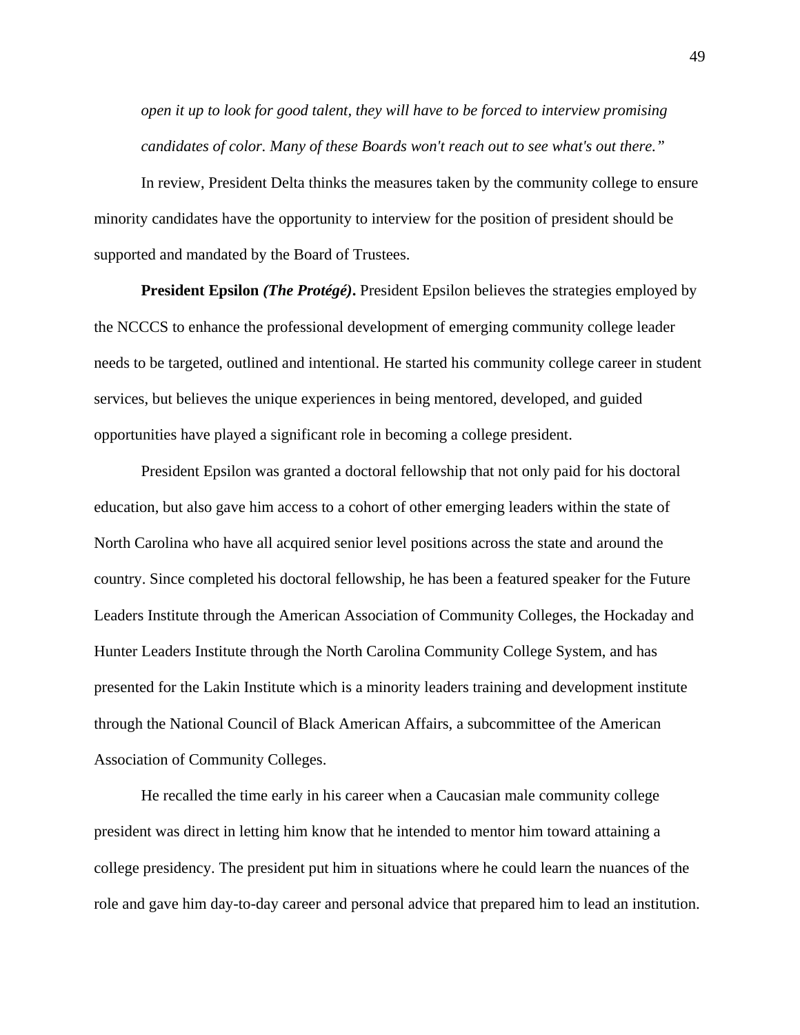*open it up to look for good talent, they will have to be forced to interview promising candidates of color. Many of these Boards won't reach out to see what's out there."*

In review, President Delta thinks the measures taken by the community college to ensure minority candidates have the opportunity to interview for the position of president should be supported and mandated by the Board of Trustees.

**President Epsilon *(The Protégé)*.** President Epsilon believes the strategies employed by the NCCCS to enhance the professional development of emerging community college leader needs to be targeted, outlined and intentional. He started his community college career in student services, but believes the unique experiences in being mentored, developed, and guided opportunities have played a significant role in becoming a college president.

President Epsilon was granted a doctoral fellowship that not only paid for his doctoral education, but also gave him access to a cohort of other emerging leaders within the state of North Carolina who have all acquired senior level positions across the state and around the country. Since completed his doctoral fellowship, he has been a featured speaker for the Future Leaders Institute through the American Association of Community Colleges, the Hockaday and Hunter Leaders Institute through the North Carolina Community College System, and has presented for the Lakin Institute which is a minority leaders training and development institute through the National Council of Black American Affairs, a subcommittee of the American Association of Community Colleges.

He recalled the time early in his career when a Caucasian male community college president was direct in letting him know that he intended to mentor him toward attaining a college presidency. The president put him in situations where he could learn the nuances of the role and gave him day-to-day career and personal advice that prepared him to lead an institution.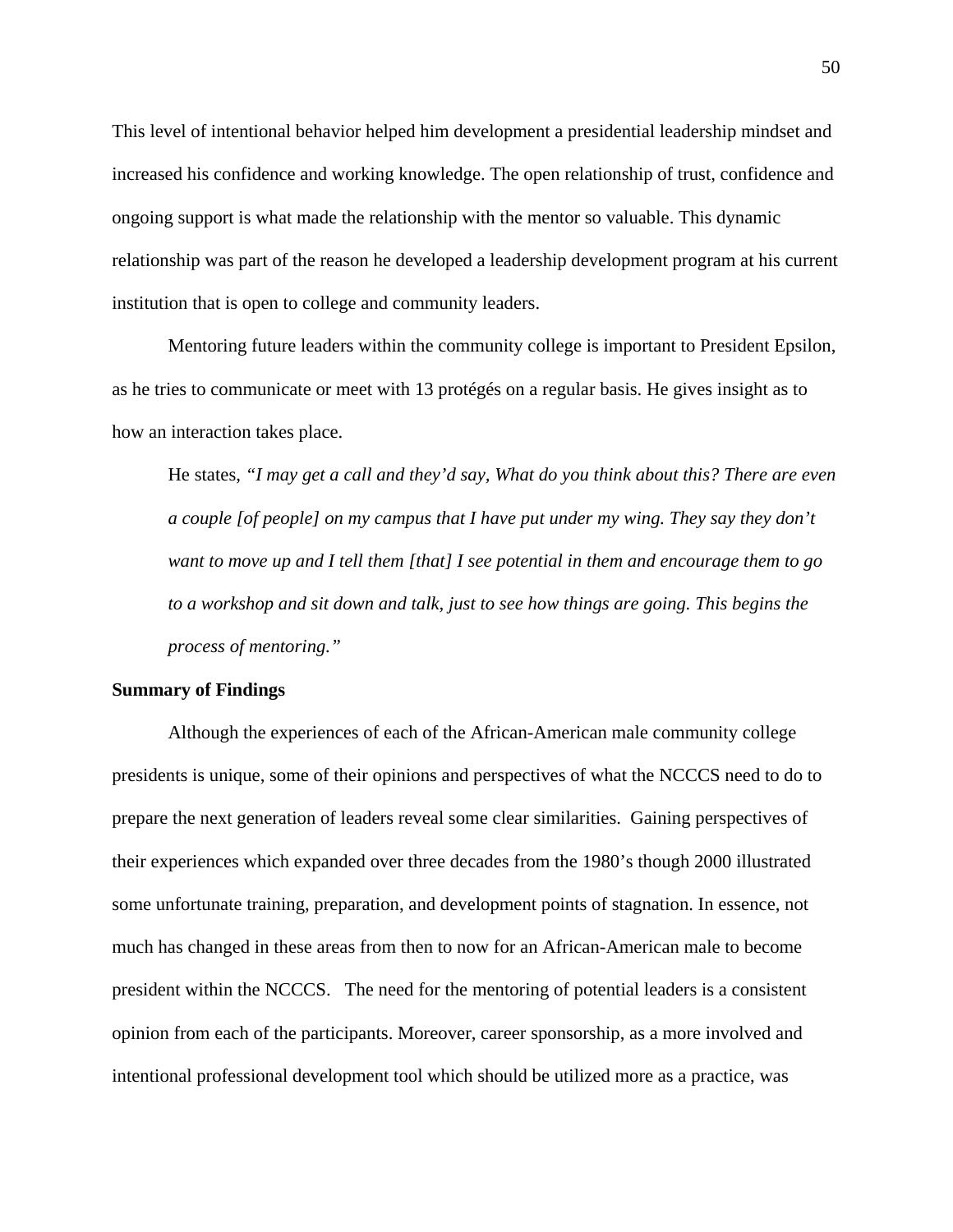This level of intentional behavior helped him development a presidential leadership mindset and increased his confidence and working knowledge. The open relationship of trust, confidence and ongoing support is what made the relationship with the mentor so valuable. This dynamic relationship was part of the reason he developed a leadership development program at his current institution that is open to college and community leaders.

Mentoring future leaders within the community college is important to President Epsilon, as he tries to communicate or meet with 13 protégés on a regular basis. He gives insight as to how an interaction takes place.

> He states, *"I may get a call and they'd say, What do you think about this? There are even a couple [of people] on my campus that I have put under my wing. They say they don't want to move up and I tell them [that] I see potential in them and encourage them to go to a workshop and sit down and talk, just to see how things are going. This begins the process of mentoring."*

**Summary of Findings**

Although the experiences of each of the African-American male community college presidents is unique, some of their opinions and perspectives of what the NCCCS need to do to prepare the next generation of leaders reveal some clear similarities. Gaining perspectives of their experiences which expanded over three decades from the 1980's though 2000 illustrated some unfortunate training, preparation, and development points of stagnation. In essence, not much has changed in these areas from then to now for an African-American male to become president within the NCCCS. The need for the mentoring of potential leaders is a consistent opinion from each of the participants. Moreover, career sponsorship, as a more involved and intentional professional development tool which should be utilized more as a practice, was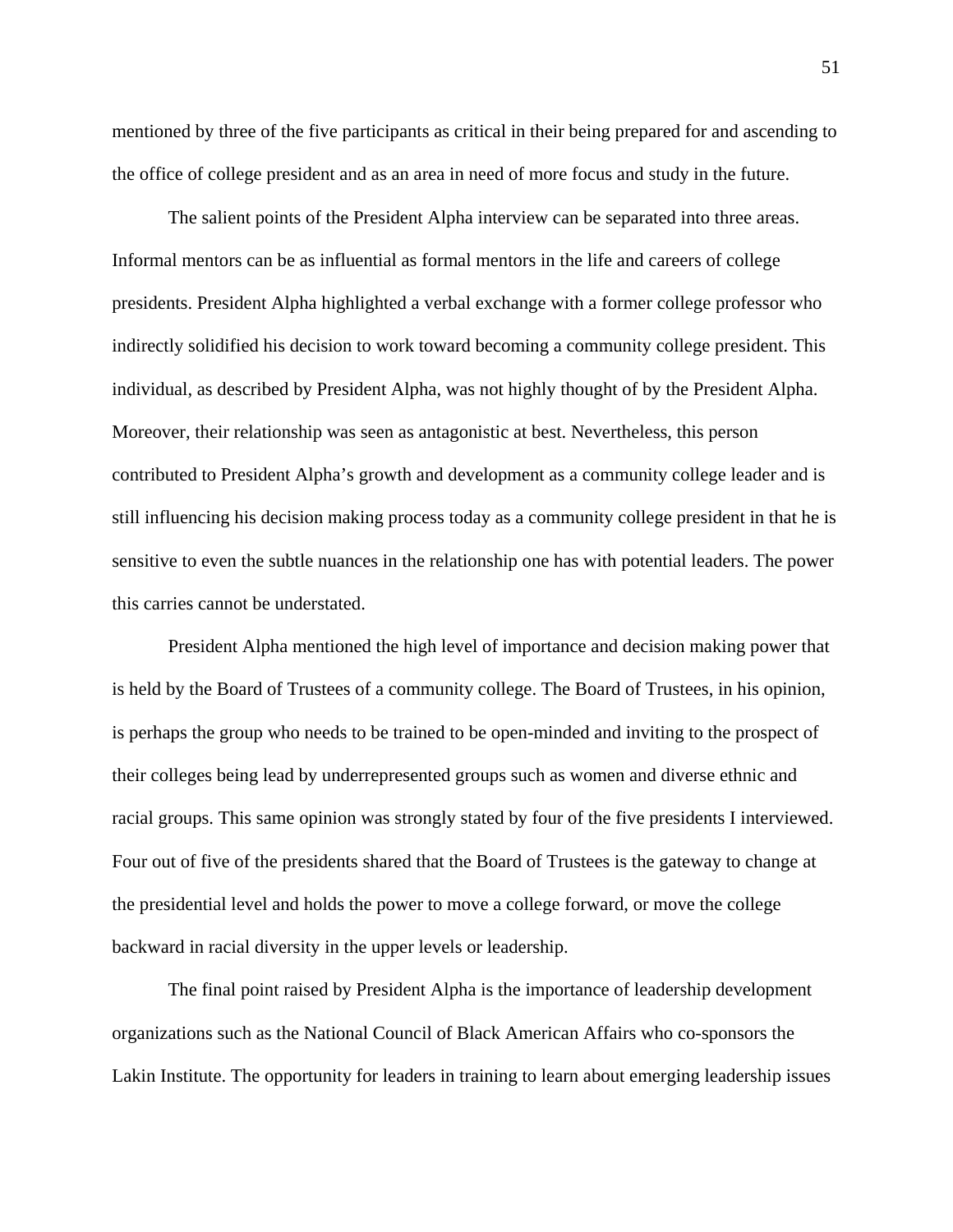mentioned by three of the five participants as critical in their being prepared for and ascending to the office of college president and as an area in need of more focus and study in the future.

The salient points of the President Alpha interview can be separated into three areas. Informal mentors can be as influential as formal mentors in the life and careers of college presidents. President Alpha highlighted a verbal exchange with a former college professor who indirectly solidified his decision to work toward becoming a community college president. This individual, as described by President Alpha, was not highly thought of by the President Alpha. Moreover, their relationship was seen as antagonistic at best. Nevertheless, this person contributed to President Alpha's growth and development as a community college leader and is still influencing his decision making process today as a community college president in that he is sensitive to even the subtle nuances in the relationship one has with potential leaders. The power this carries cannot be understated.

President Alpha mentioned the high level of importance and decision making power that is held by the Board of Trustees of a community college. The Board of Trustees, in his opinion, is perhaps the group who needs to be trained to be open-minded and inviting to the prospect of their colleges being lead by underrepresented groups such as women and diverse ethnic and racial groups. This same opinion was strongly stated by four of the five presidents I interviewed. Four out of five of the presidents shared that the Board of Trustees is the gateway to change at the presidential level and holds the power to move a college forward, or move the college backward in racial diversity in the upper levels or leadership.

The final point raised by President Alpha is the importance of leadership development organizations such as the National Council of Black American Affairs who co-sponsors the Lakin Institute. The opportunity for leaders in training to learn about emerging leadership issues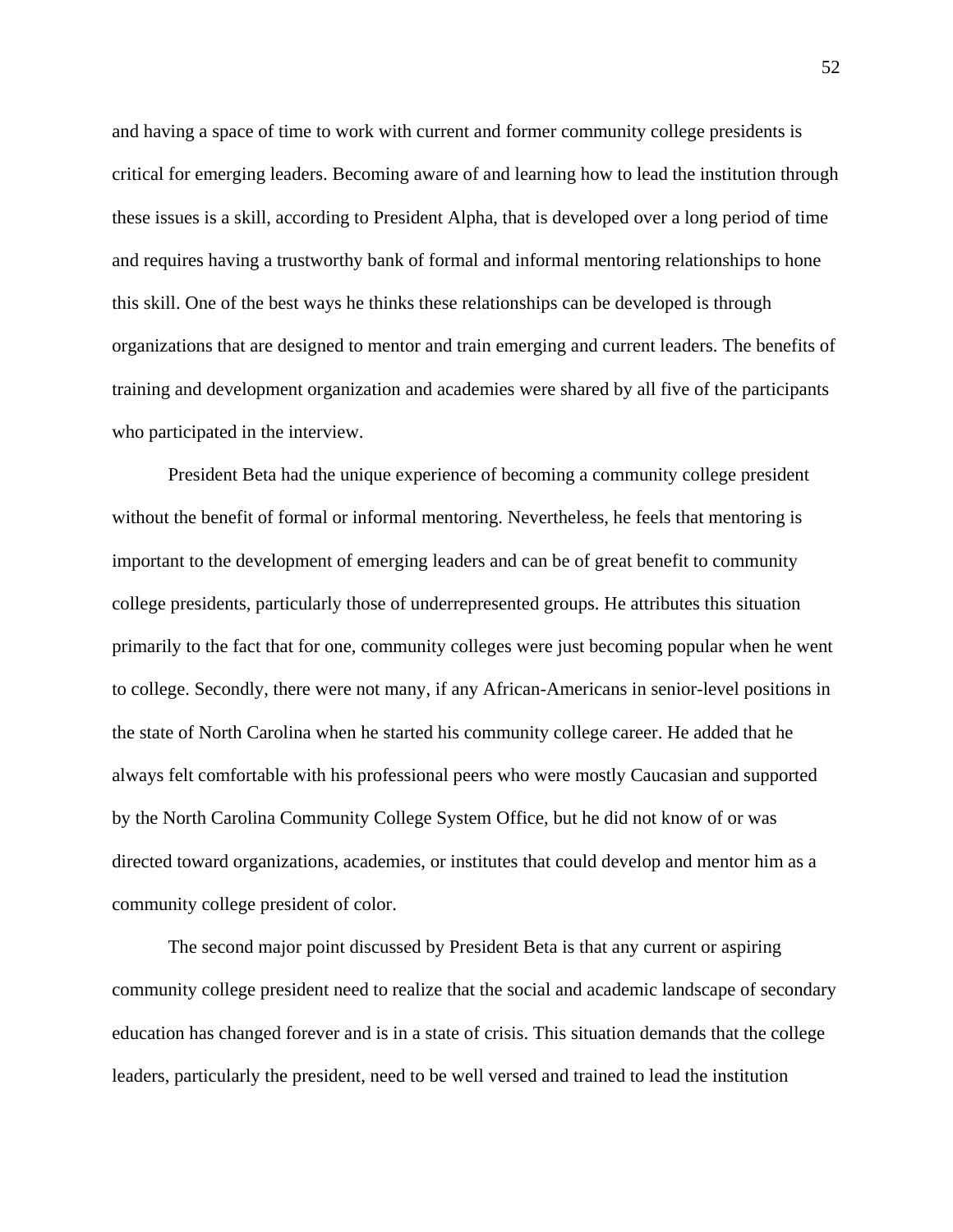and having a space of time to work with current and former community college presidents is critical for emerging leaders. Becoming aware of and learning how to lead the institution through these issues is a skill, according to President Alpha, that is developed over a long period of time and requires having a trustworthy bank of formal and informal mentoring relationships to hone this skill. One of the best ways he thinks these relationships can be developed is through organizations that are designed to mentor and train emerging and current leaders. The benefits of training and development organization and academies were shared by all five of the participants who participated in the interview.

President Beta had the unique experience of becoming a community college president without the benefit of formal or informal mentoring. Nevertheless, he feels that mentoring is important to the development of emerging leaders and can be of great benefit to community college presidents, particularly those of underrepresented groups. He attributes this situation primarily to the fact that for one, community colleges were just becoming popular when he went to college. Secondly, there were not many, if any African-Americans in senior-level positions in the state of North Carolina when he started his community college career. He added that he always felt comfortable with his professional peers who were mostly Caucasian and supported by the North Carolina Community College System Office, but he did not know of or was directed toward organizations, academies, or institutes that could develop and mentor him as a community college president of color.

The second major point discussed by President Beta is that any current or aspiring community college president need to realize that the social and academic landscape of secondary education has changed forever and is in a state of crisis. This situation demands that the college leaders, particularly the president, need to be well versed and trained to lead the institution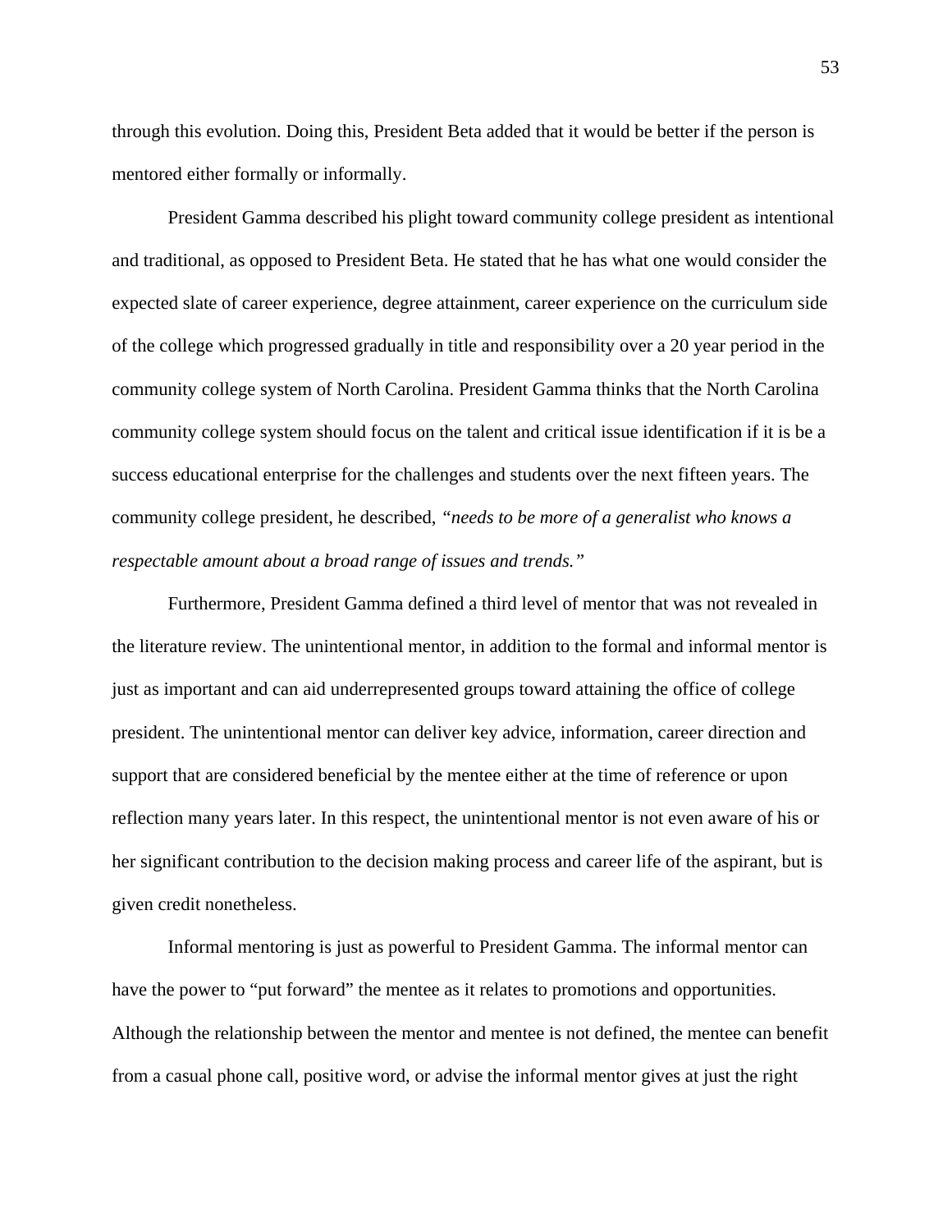through this evolution. Doing this, President Beta added that it would be better if the person is mentored either formally or informally.

President Gamma described his plight toward community college president as intentional and traditional, as opposed to President Beta. He stated that he has what one would consider the expected slate of career experience, degree attainment, career experience on the curriculum side of the college which progressed gradually in title and responsibility over a 20 year period in the community college system of North Carolina. President Gamma thinks that the North Carolina community college system should focus on the talent and critical issue identification if it is be a success educational enterprise for the challenges and students over the next fifteen years. The community college president, he described, *"needs to be more of a generalist who knows a respectable amount about a broad range of issues and trends."*

Furthermore, President Gamma defined a third level of mentor that was not revealed in the literature review. The unintentional mentor, in addition to the formal and informal mentor is just as important and can aid underrepresented groups toward attaining the office of college president. The unintentional mentor can deliver key advice, information, career direction and support that are considered beneficial by the mentee either at the time of reference or upon reflection many years later. In this respect, the unintentional mentor is not even aware of his or her significant contribution to the decision making process and career life of the aspirant, but is given credit nonetheless.

Informal mentoring is just as powerful to President Gamma. The informal mentor can have the power to "put forward" the mentee as it relates to promotions and opportunities. Although the relationship between the mentor and mentee is not defined, the mentee can benefit from a casual phone call, positive word, or advise the informal mentor gives at just the right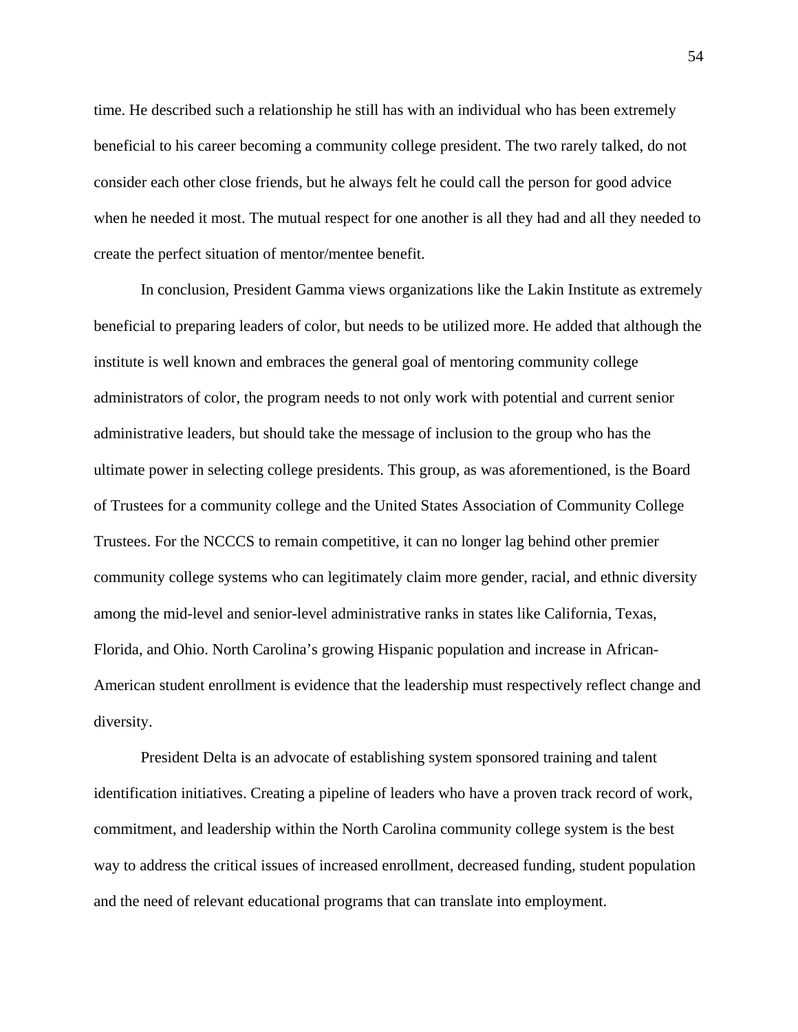time. He described such a relationship he still has with an individual who has been extremely beneficial to his career becoming a community college president. The two rarely talked, do not consider each other close friends, but he always felt he could call the person for good advice when he needed it most. The mutual respect for one another is all they had and all they needed to create the perfect situation of mentor/mentee benefit.

In conclusion, President Gamma views organizations like the Lakin Institute as extremely beneficial to preparing leaders of color, but needs to be utilized more. He added that although the institute is well known and embraces the general goal of mentoring community college administrators of color, the program needs to not only work with potential and current senior administrative leaders, but should take the message of inclusion to the group who has the ultimate power in selecting college presidents. This group, as was aforementioned, is the Board of Trustees for a community college and the United States Association of Community College Trustees. For the NCCCS to remain competitive, it can no longer lag behind other premier community college systems who can legitimately claim more gender, racial, and ethnic diversity among the mid-level and senior-level administrative ranks in states like California, Texas, Florida, and Ohio. North Carolina's growing Hispanic population and increase in African-American student enrollment is evidence that the leadership must respectively reflect change and diversity.

President Delta is an advocate of establishing system sponsored training and talent identification initiatives. Creating a pipeline of leaders who have a proven track record of work, commitment, and leadership within the North Carolina community college system is the best way to address the critical issues of increased enrollment, decreased funding, student population and the need of relevant educational programs that can translate into employment.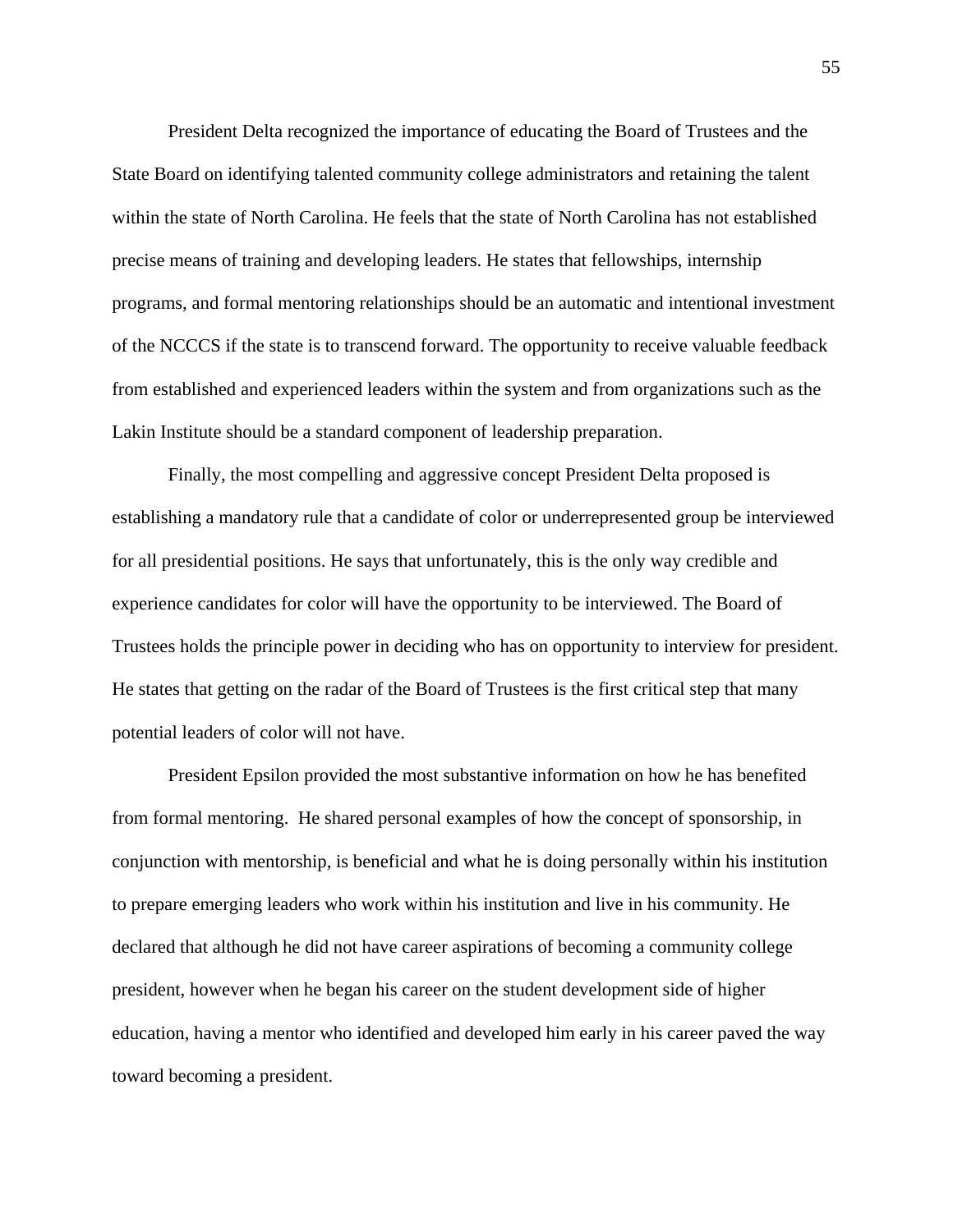President Delta recognized the importance of educating the Board of Trustees and the State Board on identifying talented community college administrators and retaining the talent within the state of North Carolina. He feels that the state of North Carolina has not established precise means of training and developing leaders. He states that fellowships, internship programs, and formal mentoring relationships should be an automatic and intentional investment of the NCCCS if the state is to transcend forward. The opportunity to receive valuable feedback from established and experienced leaders within the system and from organizations such as the Lakin Institute should be a standard component of leadership preparation.

Finally, the most compelling and aggressive concept President Delta proposed is establishing a mandatory rule that a candidate of color or underrepresented group be interviewed for all presidential positions. He says that unfortunately, this is the only way credible and experience candidates for color will have the opportunity to be interviewed. The Board of Trustees holds the principle power in deciding who has on opportunity to interview for president. He states that getting on the radar of the Board of Trustees is the first critical step that many potential leaders of color will not have.

President Epsilon provided the most substantive information on how he has benefited from formal mentoring. He shared personal examples of how the concept of sponsorship, in conjunction with mentorship, is beneficial and what he is doing personally within his institution to prepare emerging leaders who work within his institution and live in his community. He declared that although he did not have career aspirations of becoming a community college president, however when he began his career on the student development side of higher education, having a mentor who identified and developed him early in his career paved the way toward becoming a president.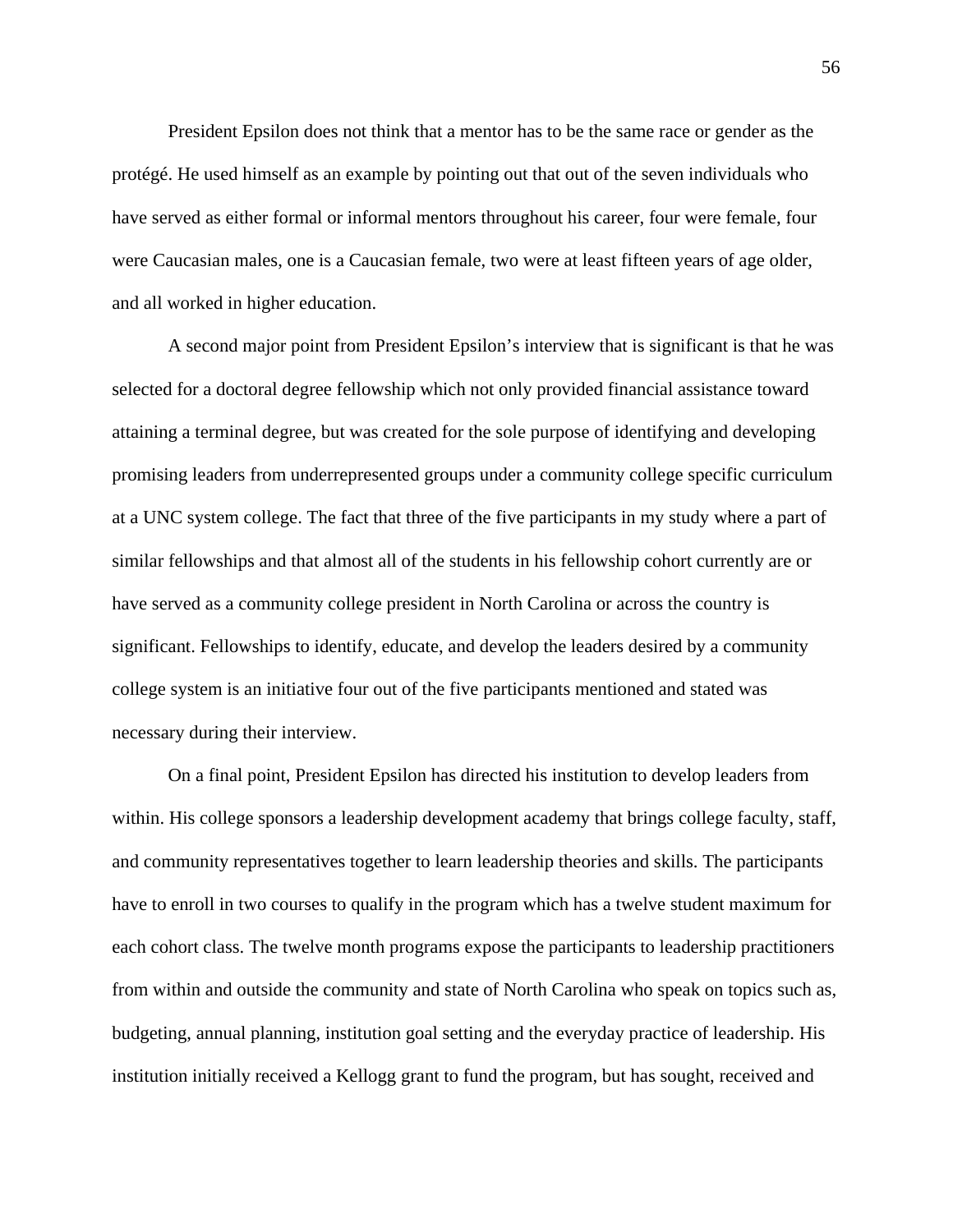President Epsilon does not think that a mentor has to be the same race or gender as the protégé. He used himself as an example by pointing out that out of the seven individuals who have served as either formal or informal mentors throughout his career, four were female, four were Caucasian males, one is a Caucasian female, two were at least fifteen years of age older, and all worked in higher education.

A second major point from President Epsilon's interview that is significant is that he was selected for a doctoral degree fellowship which not only provided financial assistance toward attaining a terminal degree, but was created for the sole purpose of identifying and developing promising leaders from underrepresented groups under a community college specific curriculum at a UNC system college. The fact that three of the five participants in my study where a part of similar fellowships and that almost all of the students in his fellowship cohort currently are or have served as a community college president in North Carolina or across the country is significant. Fellowships to identify, educate, and develop the leaders desired by a community college system is an initiative four out of the five participants mentioned and stated was necessary during their interview.

On a final point, President Epsilon has directed his institution to develop leaders from within. His college sponsors a leadership development academy that brings college faculty, staff, and community representatives together to learn leadership theories and skills. The participants have to enroll in two courses to qualify in the program which has a twelve student maximum for each cohort class. The twelve month programs expose the participants to leadership practitioners from within and outside the community and state of North Carolina who speak on topics such as, budgeting, annual planning, institution goal setting and the everyday practice of leadership. His institution initially received a Kellogg grant to fund the program, but has sought, received and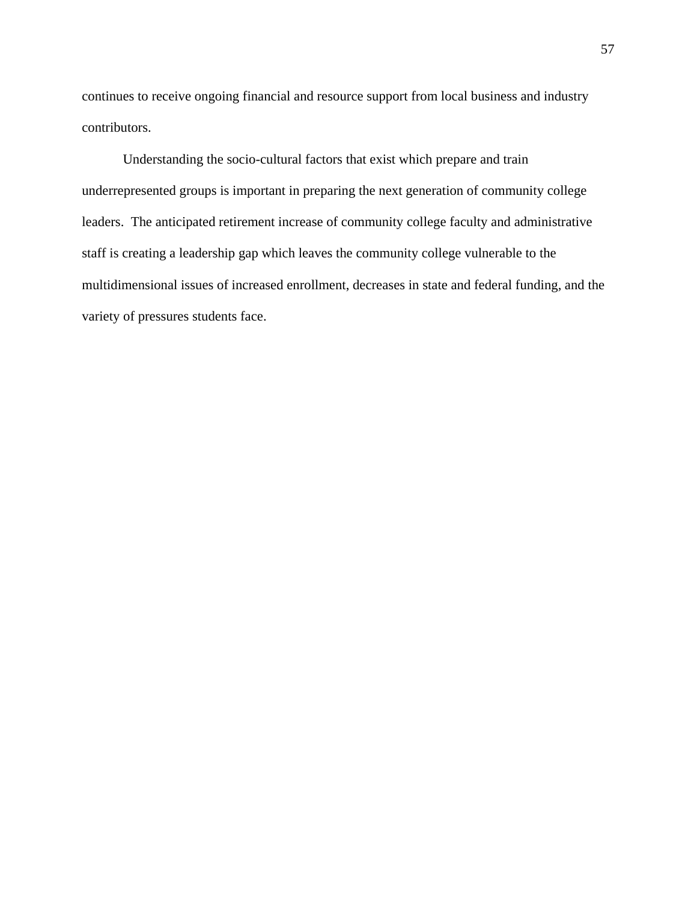continues to receive ongoing financial and resource support from local business and industry contributors.

Understanding the socio-cultural factors that exist which prepare and train underrepresented groups is important in preparing the next generation of community college leaders.  The anticipated retirement increase of community college faculty and administrative staff is creating a leadership gap which leaves the community college vulnerable to the multidimensional issues of increased enrollment, decreases in state and federal funding, and the variety of pressures students face.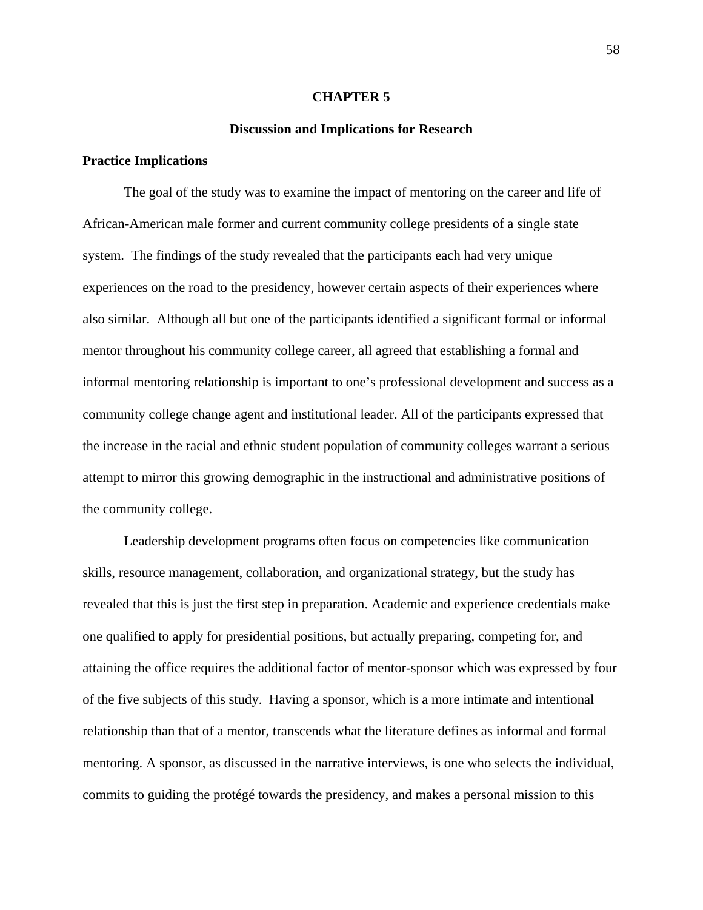# CHAPTER 5

## Discussion and Implications for Research

### Practice Implications

The goal of the study was to examine the impact of mentoring on the career and life of African-American male former and current community college presidents of a single state system. The findings of the study revealed that the participants each had very unique experiences on the road to the presidency, however certain aspects of their experiences where also similar. Although all but one of the participants identified a significant formal or informal mentor throughout his community college career, all agreed that establishing a formal and informal mentoring relationship is important to one's professional development and success as a community college change agent and institutional leader. All of the participants expressed that the increase in the racial and ethnic student population of community colleges warrant a serious attempt to mirror this growing demographic in the instructional and administrative positions of the community college.

Leadership development programs often focus on competencies like communication skills, resource management, collaboration, and organizational strategy, but the study has revealed that this is just the first step in preparation. Academic and experience credentials make one qualified to apply for presidential positions, but actually preparing, competing for, and attaining the office requires the additional factor of mentor-sponsor which was expressed by four of the five subjects of this study. Having a sponsor, which is a more intimate and intentional relationship than that of a mentor, transcends what the literature defines as informal and formal mentoring. A sponsor, as discussed in the narrative interviews, is one who selects the individual, commits to guiding the protégé towards the presidency, and makes a personal mission to this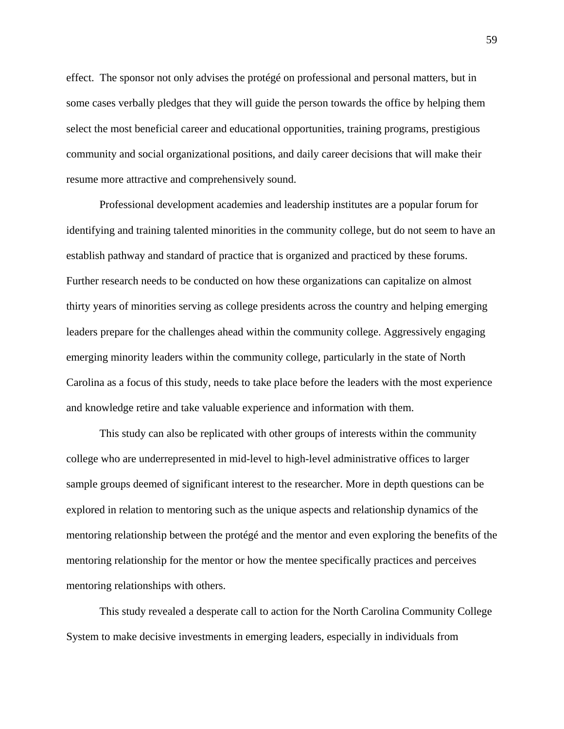effect. The sponsor not only advises the protégé on professional and personal matters, but in some cases verbally pledges that they will guide the person towards the office by helping them select the most beneficial career and educational opportunities, training programs, prestigious community and social organizational positions, and daily career decisions that will make their resume more attractive and comprehensively sound.

Professional development academies and leadership institutes are a popular forum for identifying and training talented minorities in the community college, but do not seem to have an establish pathway and standard of practice that is organized and practiced by these forums. Further research needs to be conducted on how these organizations can capitalize on almost thirty years of minorities serving as college presidents across the country and helping emerging leaders prepare for the challenges ahead within the community college. Aggressively engaging emerging minority leaders within the community college, particularly in the state of North Carolina as a focus of this study, needs to take place before the leaders with the most experience and knowledge retire and take valuable experience and information with them.

This study can also be replicated with other groups of interests within the community college who are underrepresented in mid-level to high-level administrative offices to larger sample groups deemed of significant interest to the researcher. More in depth questions can be explored in relation to mentoring such as the unique aspects and relationship dynamics of the mentoring relationship between the protégé and the mentor and even exploring the benefits of the mentoring relationship for the mentor or how the mentee specifically practices and perceives mentoring relationships with others.

This study revealed a desperate call to action for the North Carolina Community College System to make decisive investments in emerging leaders, especially in individuals from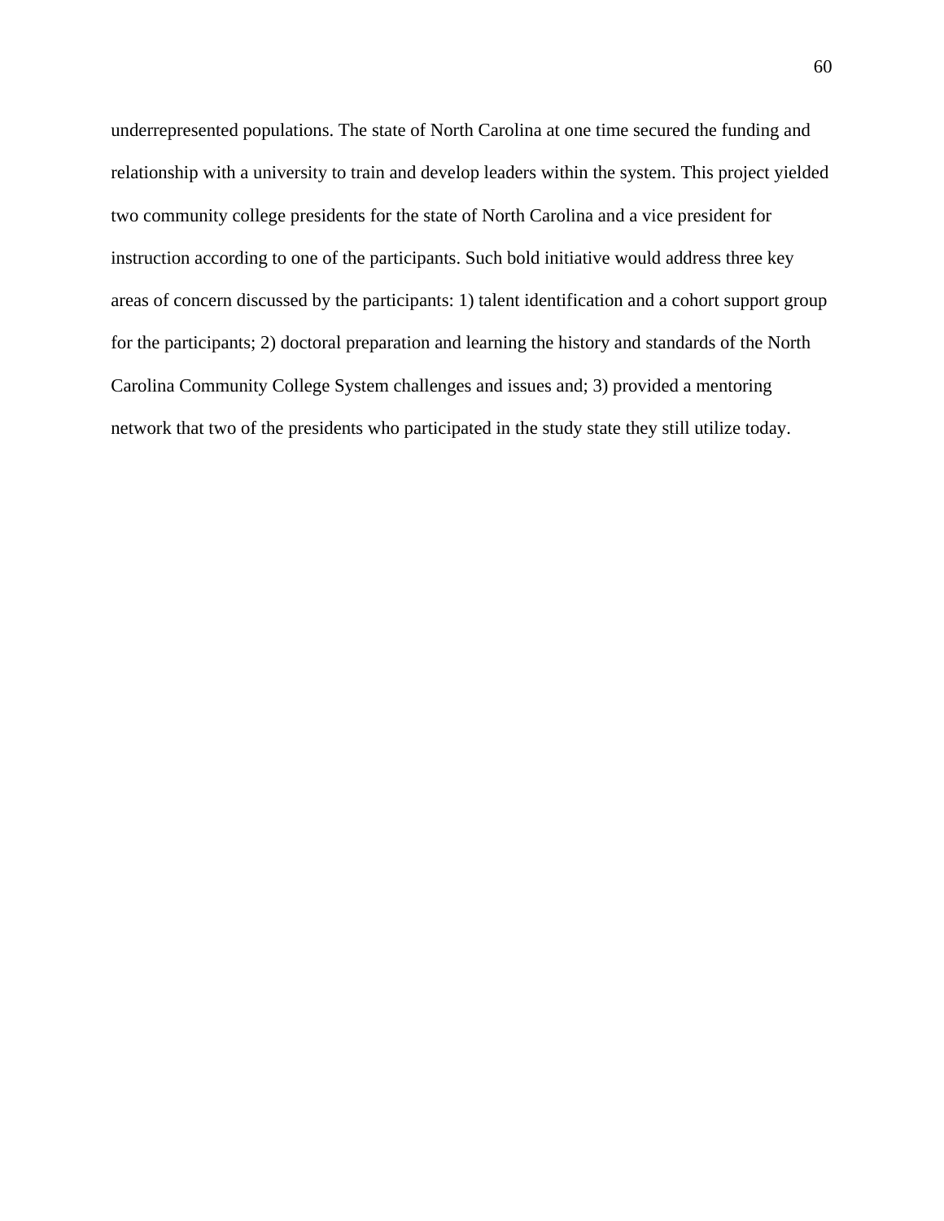underrepresented populations. The state of North Carolina at one time secured the funding and relationship with a university to train and develop leaders within the system. This project yielded two community college presidents for the state of North Carolina and a vice president for instruction according to one of the participants. Such bold initiative would address three key areas of concern discussed by the participants: 1) talent identification and a cohort support group for the participants; 2) doctoral preparation and learning the history and standards of the North Carolina Community College System challenges and issues and; 3) provided a mentoring network that two of the presidents who participated in the study state they still utilize today.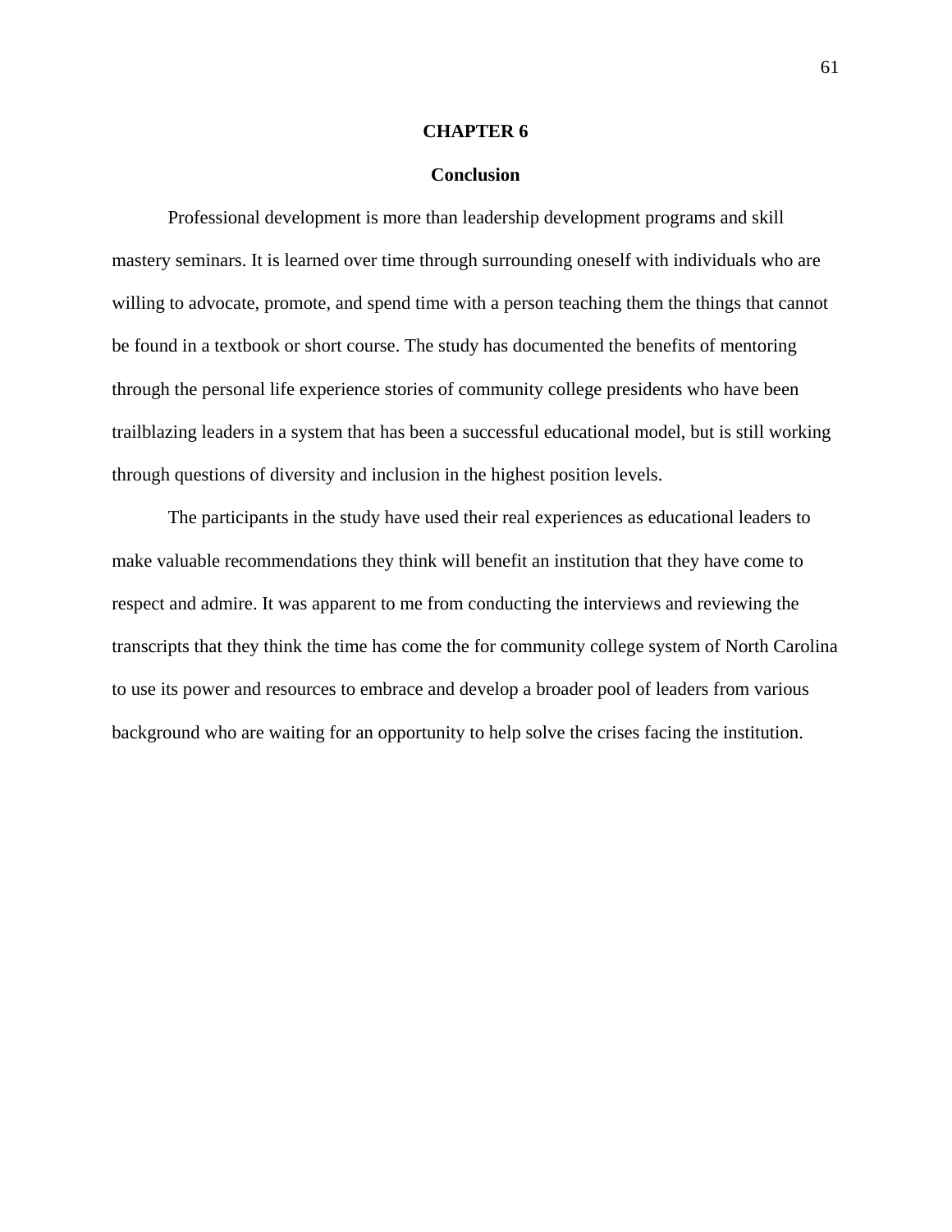# CHAPTER 6

## Conclusion

Professional development is more than leadership development programs and skill mastery seminars. It is learned over time through surrounding oneself with individuals who are willing to advocate, promote, and spend time with a person teaching them the things that cannot be found in a textbook or short course. The study has documented the benefits of mentoring through the personal life experience stories of community college presidents who have been trailblazing leaders in a system that has been a successful educational model, but is still working through questions of diversity and inclusion in the highest position levels.

The participants in the study have used their real experiences as educational leaders to make valuable recommendations they think will benefit an institution that they have come to respect and admire. It was apparent to me from conducting the interviews and reviewing the transcripts that they think the time has come the for community college system of North Carolina to use its power and resources to embrace and develop a broader pool of leaders from various background who are waiting for an opportunity to help solve the crises facing the institution.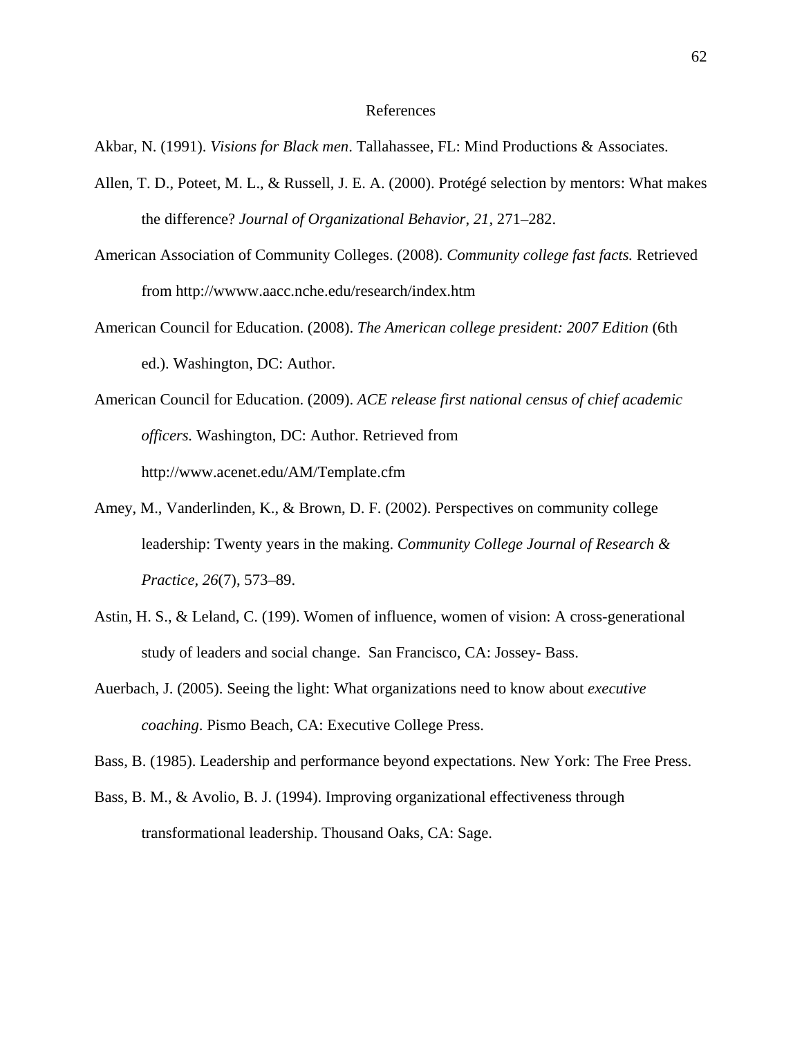# References

Akbar, N. (1991). *Visions for Black men*. Tallahassee, FL: Mind Productions & Associates.

Allen, T. D., Poteet, M. L., & Russell, J. E. A. (2000). Protégé selection by mentors: What makes the difference? *Journal of Organizational Behavior, 21,* 271–282.

American Association of Community Colleges. (2008). *Community college fast facts.* Retrieved from http://wwww.aacc.nche.edu/research/index.htm

American Council for Education. (2008). *The American college president: 2007 Edition* (6th ed.). Washington, DC: Author.

American Council for Education. (2009). *ACE release first national census of chief academic officers.* Washington, DC: Author. Retrieved from http://www.acenet.edu/AM/Template.cfm

Amey, M., Vanderlinden, K., & Brown, D. F. (2002). Perspectives on community college leadership: Twenty years in the making. *Community College Journal of Research & Practice, 26*(7), 573–89.

Astin, H. S., & Leland, C. (199). Women of influence, women of vision: A cross-generational study of leaders and social change. San Francisco, CA: Jossey- Bass.

Auerbach, J. (2005). Seeing the light: What organizations need to know about *executive coaching*. Pismo Beach, CA: Executive College Press.

Bass, B. (1985). Leadership and performance beyond expectations. New York: The Free Press.

Bass, B. M., & Avolio, B. J. (1994). Improving organizational effectiveness through transformational leadership. Thousand Oaks, CA: Sage.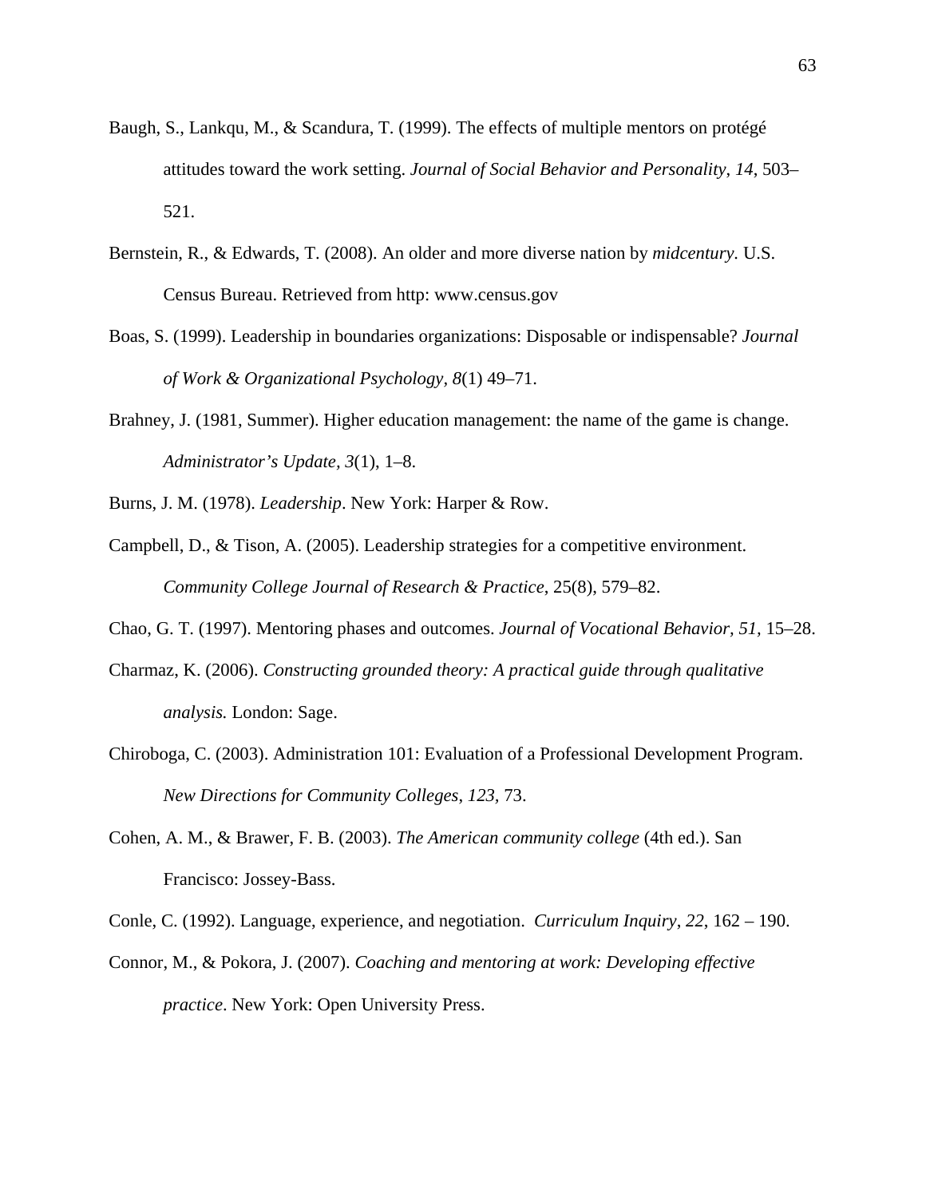Baugh, S., Lankqu, M., & Scandura, T. (1999). The effects of multiple mentors on protégé attitudes toward the work setting. *Journal of Social Behavior and Personality*, *14*, 503–521.

Bernstein, R., & Edwards, T. (2008). An older and more diverse nation by *midcentury*. U.S. Census Bureau. Retrieved from http: www.census.gov

Boas, S. (1999). Leadership in boundaries organizations: Disposable or indispensable? *Journal of Work & Organizational Psychology, 8*(1) 49–71.

Brahney, J. (1981, Summer). Higher education management: the name of the game is change. *Administrator's Update*, *3*(1), 1–8.

Burns, J. M. (1978). *Leadership*. New York: Harper & Row.

Campbell, D., & Tison, A. (2005). Leadership strategies for a competitive environment. *Community College Journal of Research & Practice*, 25(8), 579–82.

Chao, G. T. (1997). Mentoring phases and outcomes. *Journal of Vocational Behavior, 51*, 15–28.

Charmaz, K. (2006). *Constructing grounded theory: A practical guide through qualitative analysis.* London: Sage.

Chiroboga, C. (2003). Administration 101: Evaluation of a Professional Development Program. *New Directions for Community Colleges*, *123*, 73.

Cohen, A. M., & Brawer, F. B. (2003). *The American community college* (4th ed.). San Francisco: Jossey-Bass.

Conle, C. (1992). Language, experience, and negotiation. *Curriculum Inquiry*, *22*, 162 – 190.

Connor, M., & Pokora, J. (2007). *Coaching and mentoring at work: Developing effective practice*. New York: Open University Press.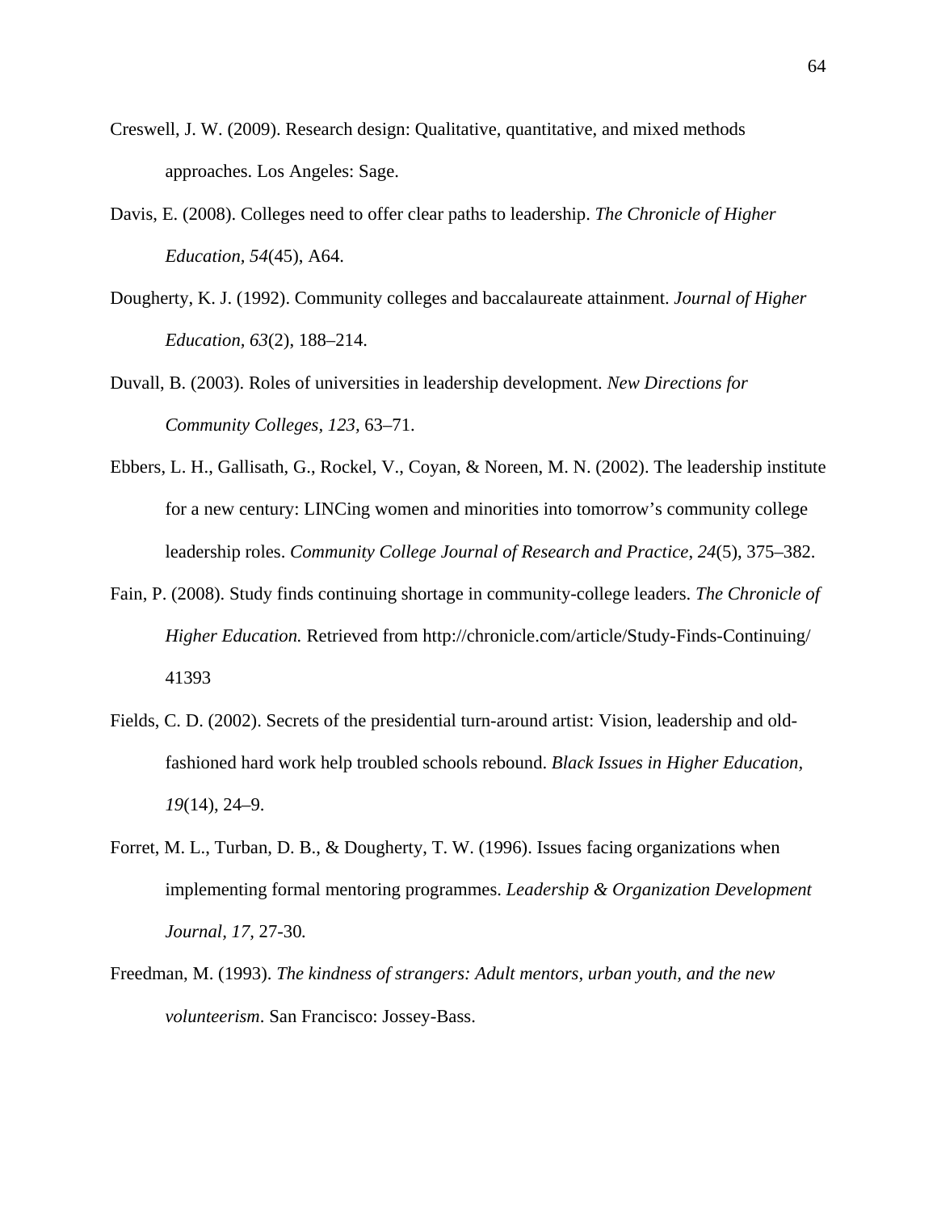Creswell, J. W. (2009). Research design: Qualitative, quantitative, and mixed methods approaches. Los Angeles: Sage.

Davis, E. (2008). Colleges need to offer clear paths to leadership. *The Chronicle of Higher Education, 54*(45), A64.

Dougherty, K. J. (1992). Community colleges and baccalaureate attainment. *Journal of Higher Education, 63*(2), 188–214.

Duvall, B. (2003). Roles of universities in leadership development. *New Directions for Community Colleges, 123,* 63–71.

Ebbers, L. H., Gallisath, G., Rockel, V., Coyan, & Noreen, M. N. (2002). The leadership institute for a new century: LINCing women and minorities into tomorrow's community college leadership roles. *Community College Journal of Research and Practice, 24*(5), 375–382.

Fain, P. (2008). Study finds continuing shortage in community-college leaders. *The Chronicle of Higher Education.* Retrieved from http://chronicle.com/article/Study-Finds-Continuing/41393

Fields, C. D. (2002). Secrets of the presidential turn-around artist: Vision, leadership and old-fashioned hard work help troubled schools rebound. *Black Issues in Higher Education, 19*(14), 24–9.

Forret, M. L., Turban, D. B., & Dougherty, T. W. (1996). Issues facing organizations when implementing formal mentoring programmes. *Leadership & Organization Development Journal, 17,* 27-30.

Freedman, M. (1993). *The kindness of strangers: Adult mentors, urban youth, and the new volunteerism*. San Francisco: Jossey-Bass.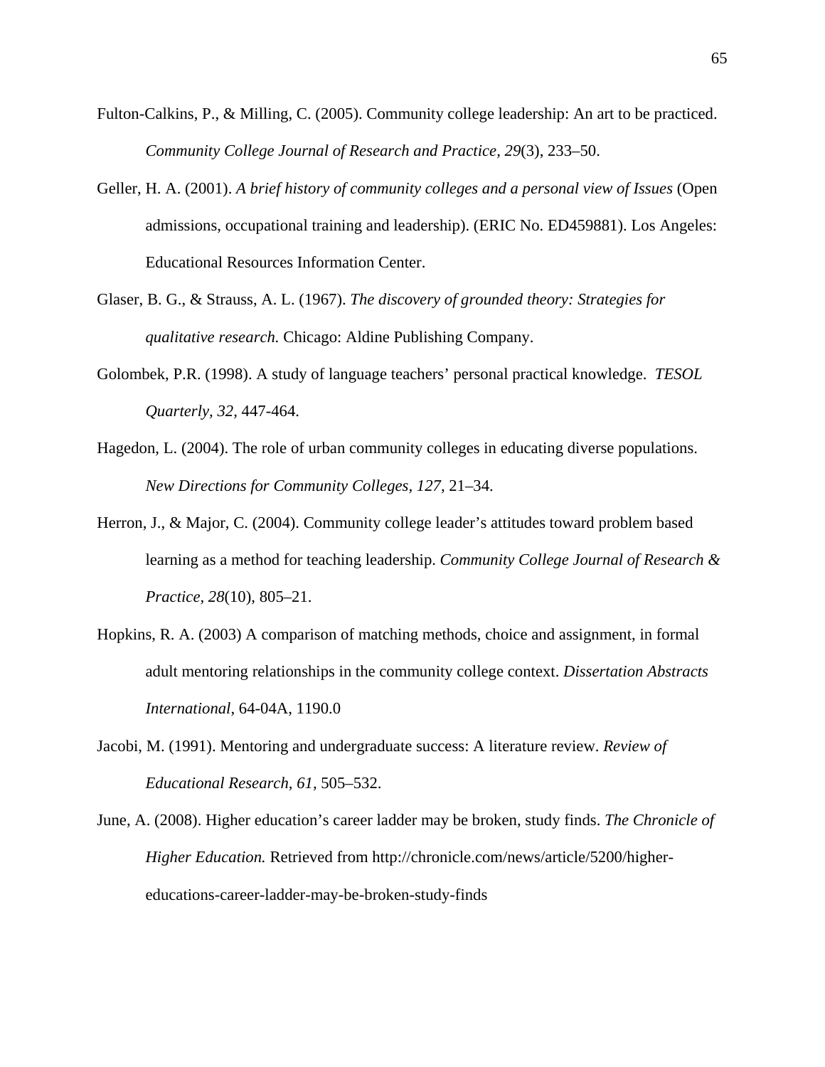Fulton-Calkins, P., & Milling, C. (2005). Community college leadership: An art to be practiced. *Community College Journal of Research and Practice, 29*(3), 233–50.

Geller, H. A. (2001). *A brief history of community colleges and a personal view of Issues* (Open admissions, occupational training and leadership). (ERIC No. ED459881). Los Angeles: Educational Resources Information Center.

Glaser, B. G., & Strauss, A. L. (1967). *The discovery of grounded theory: Strategies for qualitative research.* Chicago: Aldine Publishing Company.

Golombek, P.R. (1998). A study of language teachers' personal practical knowledge. *TESOL Quarterly, 32*, 447-464.

Hagedon, L. (2004). The role of urban community colleges in educating diverse populations. *New Directions for Community Colleges, 127*, 21–34.

Herron, J., & Major, C. (2004). Community college leader's attitudes toward problem based learning as a method for teaching leadership. *Community College Journal of Research & Practice, 28*(10), 805–21.

Hopkins, R. A. (2003) A comparison of matching methods, choice and assignment, in formal adult mentoring relationships in the community college context. *Dissertation Abstracts International*, 64-04A, 1190.0

Jacobi, M. (1991). Mentoring and undergraduate success: A literature review. *Review of Educational Research, 61*, 505–532.

June, A. (2008). Higher education's career ladder may be broken, study finds. *The Chronicle of Higher Education.* Retrieved from http://chronicle.com/news/article/5200/higher-educations-career-ladder-may-be-broken-study-finds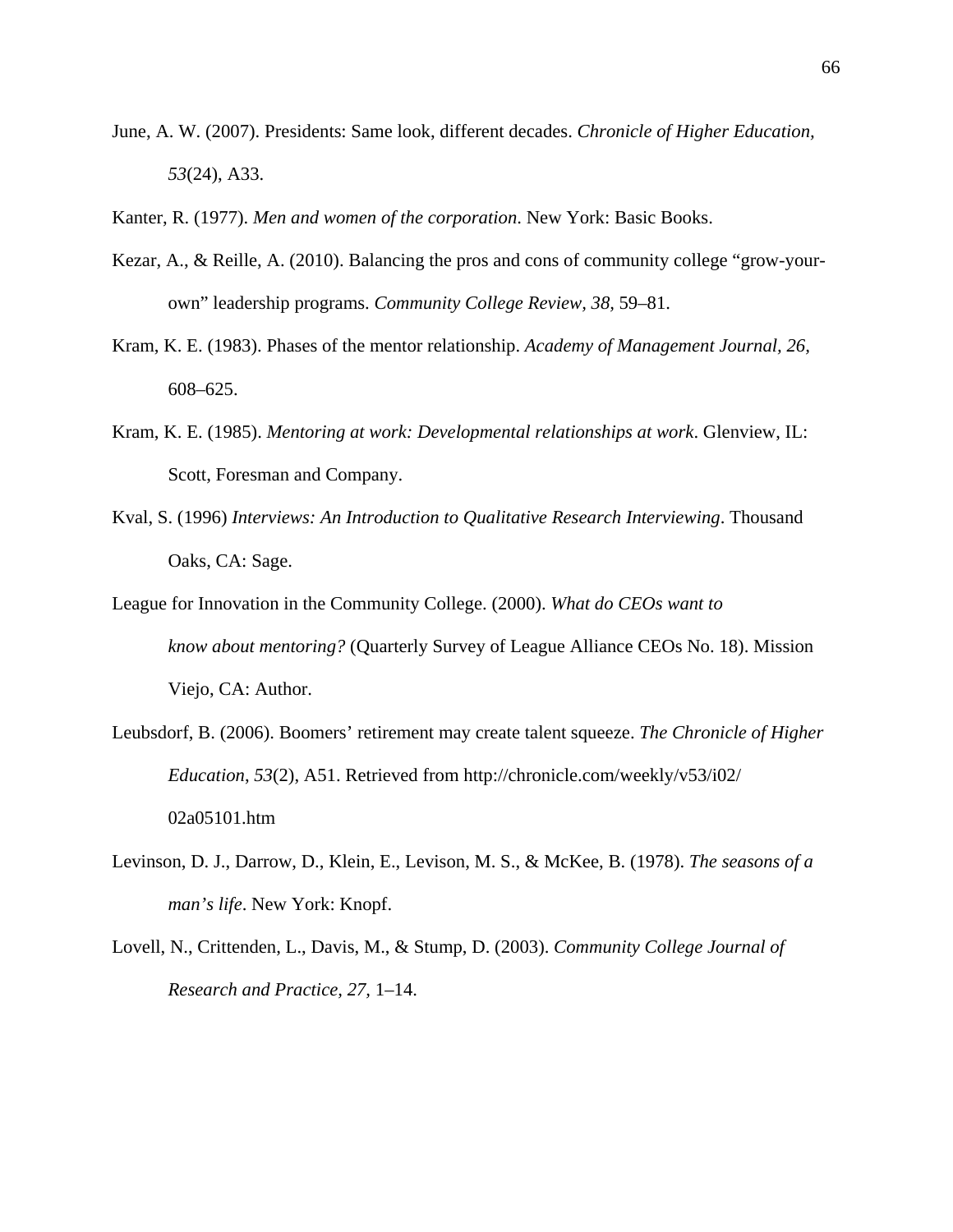June, A. W. (2007). Presidents: Same look, different decades. *Chronicle of Higher Education, 53*(24), A33.

Kanter, R. (1977). *Men and women of the corporation*. New York: Basic Books.

Kezar, A., & Reille, A. (2010). Balancing the pros and cons of community college “grow-your-own” leadership programs. *Community College Review, 38*, 59–81.

Kram, K. E. (1983). Phases of the mentor relationship. *Academy of Management Journal, 26*, 608–625.

Kram, K. E. (1985). *Mentoring at work: Developmental relationships at work*. Glenview, IL: Scott, Foresman and Company.

Kval, S. (1996) *Interviews: An Introduction to Qualitative Research Interviewing*. Thousand Oaks, CA: Sage.

League for Innovation in the Community College. (2000). *What do CEOs want to know about mentoring?* (Quarterly Survey of League Alliance CEOs No. 18). Mission Viejo, CA: Author.

Leubsdorf, B. (2006). Boomers’ retirement may create talent squeeze. *The Chronicle of Higher Education*, *53*(2), A51. Retrieved from http://chronicle.com/weekly/v53/i02/02a05101.htm

Levinson, D. J., Darrow, D., Klein, E., Levison, M. S., & McKee, B. (1978). *The seasons of a man’s life*. New York: Knopf.

Lovell, N., Crittenden, L., Davis, M., & Stump, D. (2003). *Community College Journal of Research and Practice, 27,* 1–14.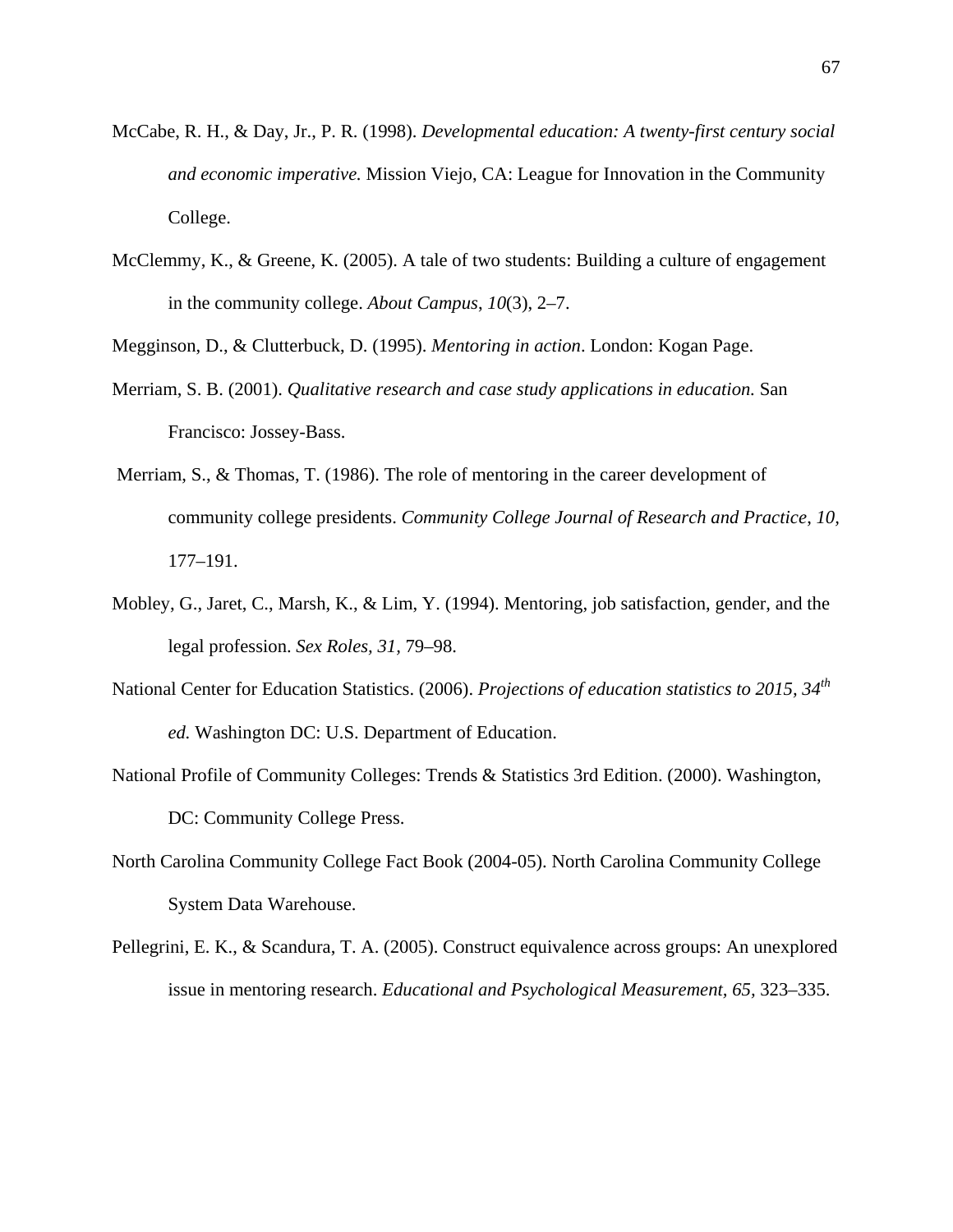McCabe, R. H., & Day, Jr., P. R. (1998). *Developmental education: A twenty-first century social and economic imperative.* Mission Viejo, CA: League for Innovation in the Community College.

McClemmy, K., & Greene, K. (2005). A tale of two students: Building a culture of engagement in the community college. *About Campus*, *10*(3), 2–7.

Megginson, D., & Clutterbuck, D. (1995). *Mentoring in action*. London: Kogan Page.

Merriam, S. B. (2001). *Qualitative research and case study applications in education.* San Francisco: Jossey-Bass.

Merriam, S., & Thomas, T. (1986). The role of mentoring in the career development of community college presidents. *Community College Journal of Research and Practice*, *10,* 177–191.

Mobley, G., Jaret, C., Marsh, K., & Lim, Y. (1994). Mentoring, job satisfaction, gender, and the legal profession. *Sex Roles, 31,* 79–98.

National Center for Education Statistics. (2006). *Projections of education statistics to 2015, 34th ed.* Washington DC: U.S. Department of Education.

National Profile of Community Colleges: Trends & Statistics 3rd Edition. (2000). Washington, DC: Community College Press.

North Carolina Community College Fact Book (2004-05). North Carolina Community College System Data Warehouse.

Pellegrini, E. K., & Scandura, T. A. (2005). Construct equivalence across groups: An unexplored issue in mentoring research. *Educational and Psychological Measurement, 65,* 323–335.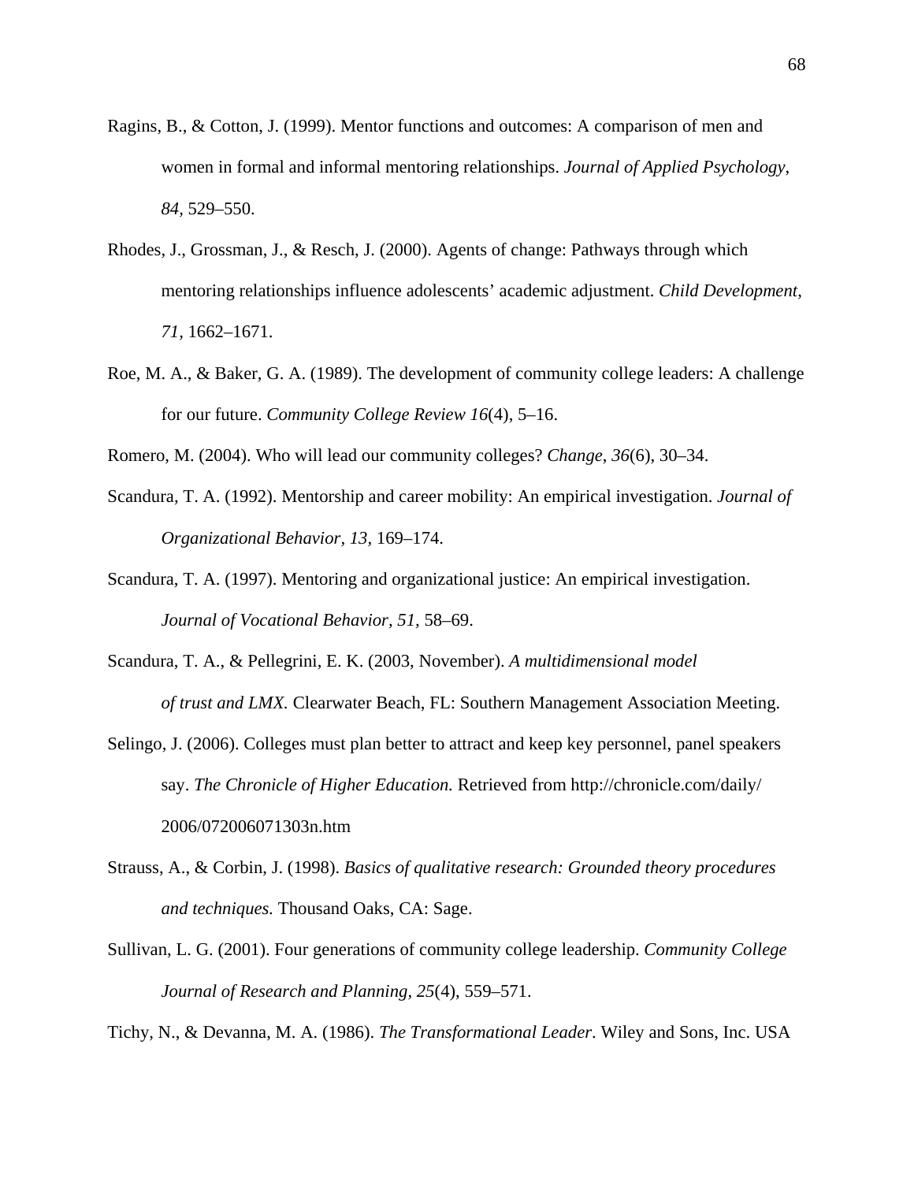Ragins, B., & Cotton, J. (1999). Mentor functions and outcomes: A comparison of men and women in formal and informal mentoring relationships. *Journal of Applied Psychology*, *84*, 529–550.

Rhodes, J., Grossman, J., & Resch, J. (2000). Agents of change: Pathways through which mentoring relationships influence adolescents' academic adjustment. *Child Development*, *71*, 1662–1671.

Roe, M. A., & Baker, G. A. (1989). The development of community college leaders: A challenge for our future. *Community College Review 16*(4), 5–16.

Romero, M. (2004). Who will lead our community colleges? *Change*, *36*(6), 30–34.

Scandura, T. A. (1992). Mentorship and career mobility: An empirical investigation. *Journal of Organizational Behavior*, *13*, 169–174.

Scandura, T. A. (1997). Mentoring and organizational justice: An empirical investigation. *Journal of Vocational Behavior*, *51*, 58–69.

Scandura, T. A., & Pellegrini, E. K. (2003, November). *A multidimensional model of trust and LMX*. Clearwater Beach, FL: Southern Management Association Meeting.

Selingo, J. (2006). Colleges must plan better to attract and keep key personnel, panel speakers say. *The Chronicle of Higher Education.* Retrieved from http://chronicle.com/daily/2006/072006071303n.htm

Strauss, A., & Corbin, J. (1998). *Basics of qualitative research: Grounded theory procedures and techniques.* Thousand Oaks, CA: Sage.

Sullivan, L. G. (2001). Four generations of community college leadership. *Community College Journal of Research and Planning*, *25*(4), 559–571.

Tichy, N., & Devanna, M. A. (1986). *The Transformational Leader*. Wiley and Sons, Inc. USA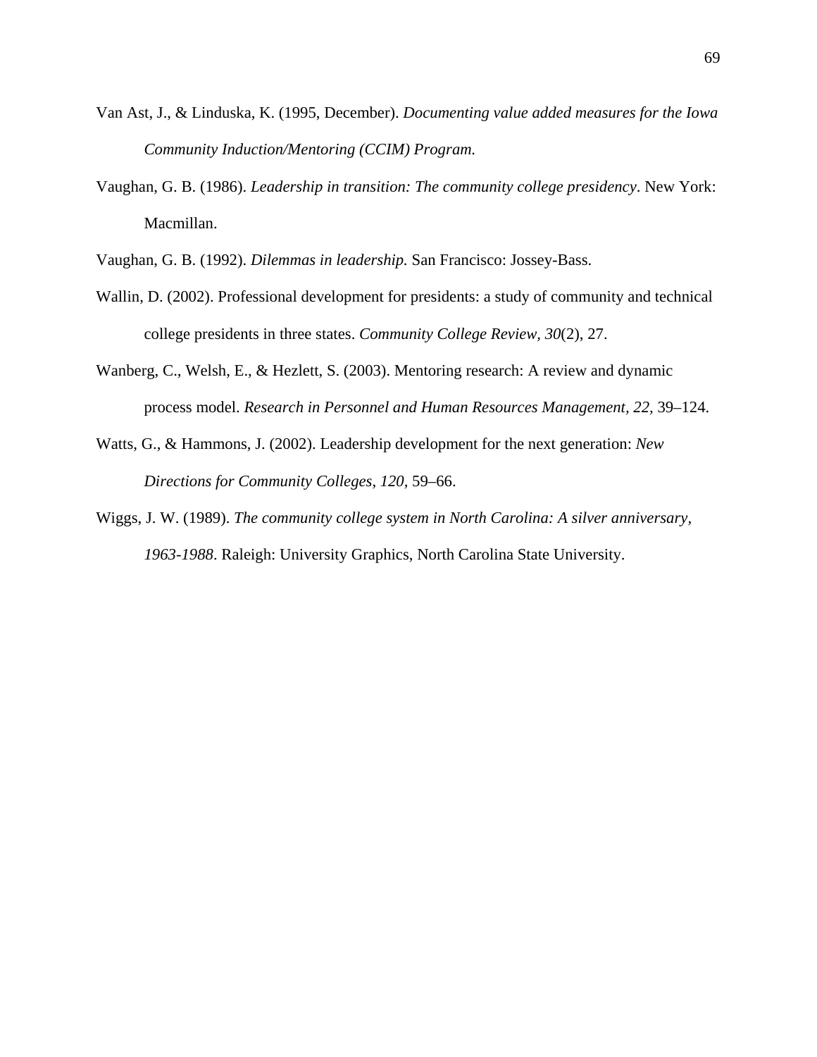Van Ast, J., & Linduska, K. (1995, December). *Documenting value added measures for the Iowa Community Induction/Mentoring (CCIM) Program.*

Vaughan, G. B. (1986). *Leadership in transition: The community college presidency*. New York: Macmillan.

Vaughan, G. B. (1992). *Dilemmas in leadership.* San Francisco: Jossey-Bass.

Wallin, D. (2002). Professional development for presidents: a study of community and technical college presidents in three states. *Community College Review, 30*(2), 27.

Wanberg, C., Welsh, E., & Hezlett, S. (2003). Mentoring research: A review and dynamic process model. *Research in Personnel and Human Resources Management, 22,* 39–124.

Watts, G., & Hammons, J. (2002). Leadership development for the next generation: *New Directions for Community Colleges*, *120*, 59–66.

Wiggs, J. W. (1989). *The community college system in North Carolina: A silver anniversary, 1963-1988*. Raleigh: University Graphics, North Carolina State University.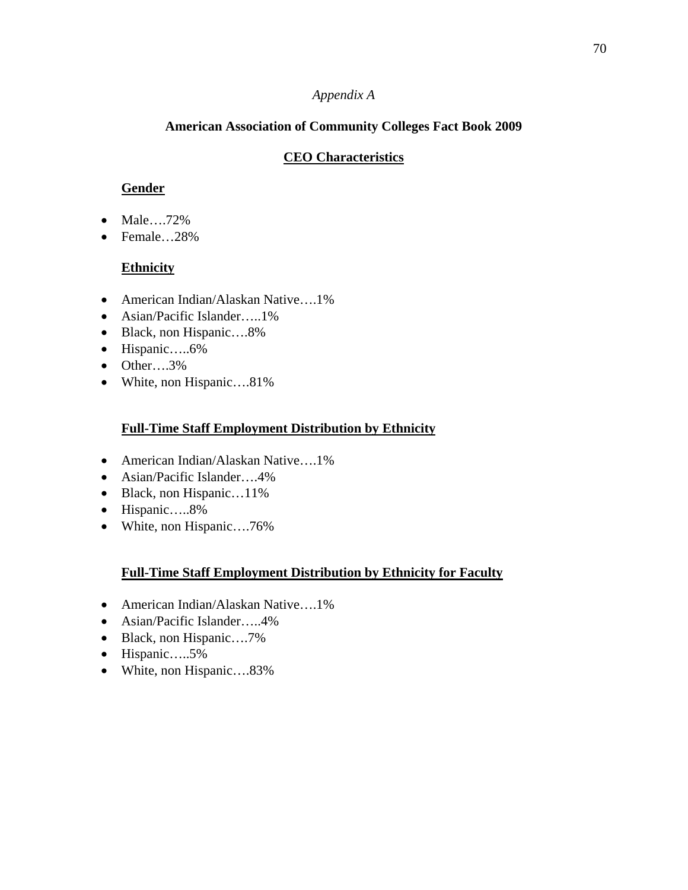*Appendix A*

## American Association of Community Colleges Fact Book 2009

### CEO Characteristics

#### Gender

- Male….72%
- Female…28%

#### Ethnicity

- American Indian/Alaskan Native….1%
- Asian/Pacific Islander…..1%
- Black, non Hispanic….8%
- Hispanic…..6%
- Other….3%
- White, non Hispanic….81%

#### Full-Time Staff Employment Distribution by Ethnicity

- American Indian/Alaskan Native….1%
- Asian/Pacific Islander….4%
- Black, non Hispanic…11%
- Hispanic…..8%
- White, non Hispanic….76%

#### Full-Time Staff Employment Distribution by Ethnicity for Faculty

- American Indian/Alaskan Native….1%
- Asian/Pacific Islander…..4%
- Black, non Hispanic….7%
- Hispanic…..5%
- White, non Hispanic….83%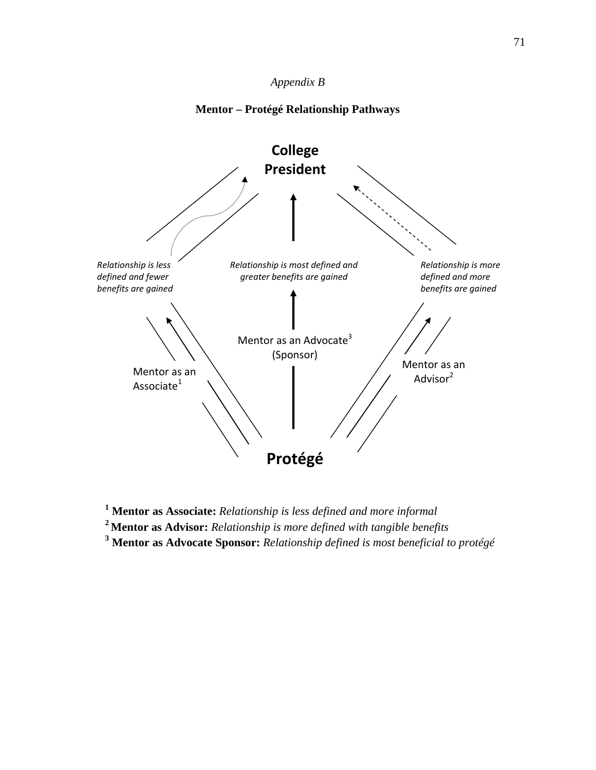*Appendix B*

**Mentor – Protégé Relationship Pathways**

College President

Relationship is less defined and fewer benefits are gained

Relationship is most defined and greater benefits are gained

Relationship is more defined and more benefits are gained

Mentor as an Advocate[3] (Sponsor)

Mentor as an Associate[1]

Mentor as an Advisor[2]

Protégé

[1] **Mentor as Associate:** *Relationship is less defined and more informal*

[2] **Mentor as Advisor:** *Relationship is more defined with tangible benefits*

[3] **Mentor as Advocate Sponsor:** *Relationship defined is most beneficial to protégé*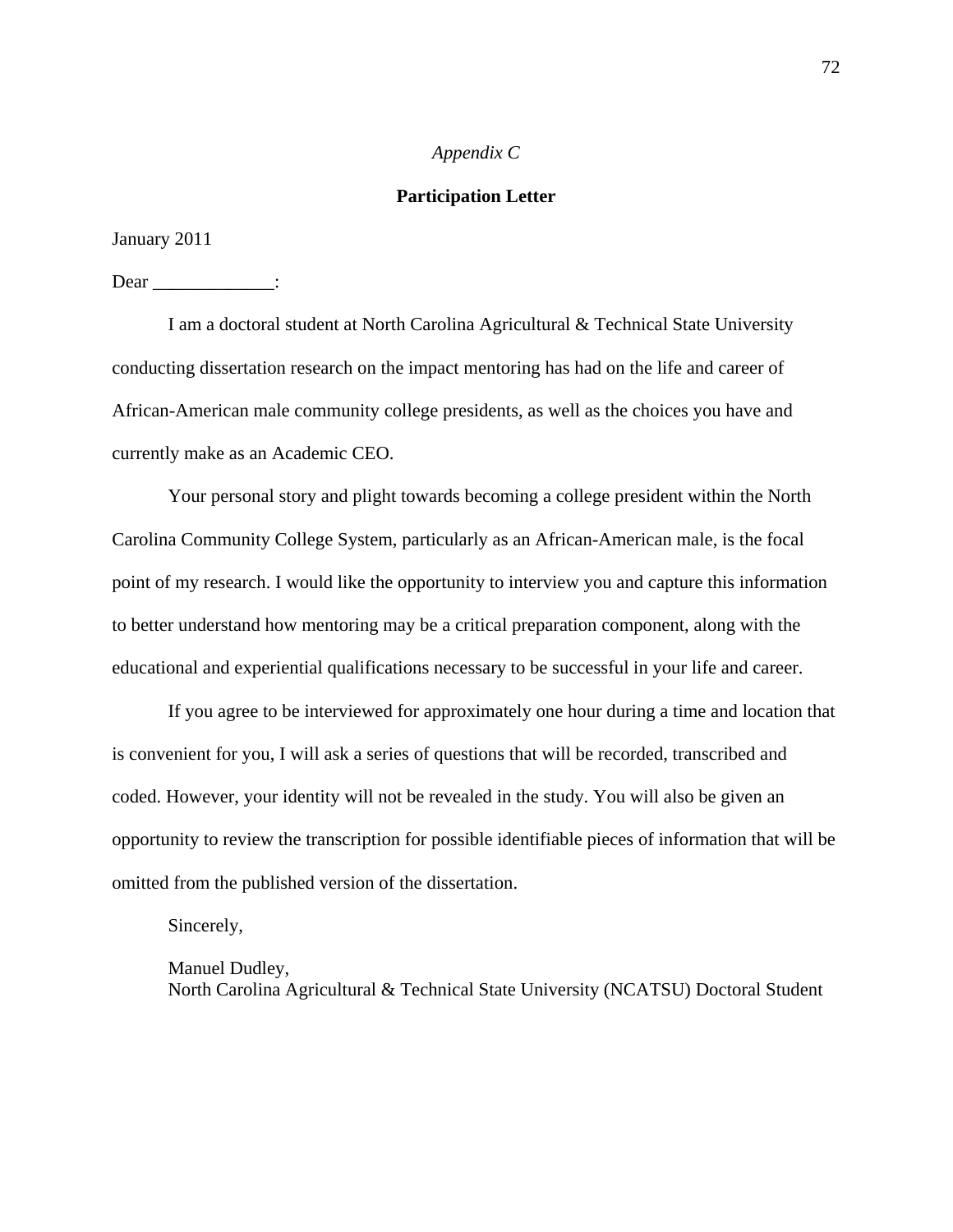*Appendix C*

**Participation Letter**

January 2011

Dear _____________:

I am a doctoral student at North Carolina Agricultural & Technical State University conducting dissertation research on the impact mentoring has had on the life and career of African-American male community college presidents, as well as the choices you have and currently make as an Academic CEO.

Your personal story and plight towards becoming a college president within the North Carolina Community College System, particularly as an African-American male, is the focal point of my research. I would like the opportunity to interview you and capture this information to better understand how mentoring may be a critical preparation component, along with the educational and experiential qualifications necessary to be successful in your life and career.

If you agree to be interviewed for approximately one hour during a time and location that is convenient for you, I will ask a series of questions that will be recorded, transcribed and coded. However, your identity will not be revealed in the study. You will also be given an opportunity to review the transcription for possible identifiable pieces of information that will be omitted from the published version of the dissertation.

Sincerely,

Manuel Dudley,
North Carolina Agricultural & Technical State University (NCATSU) Doctoral Student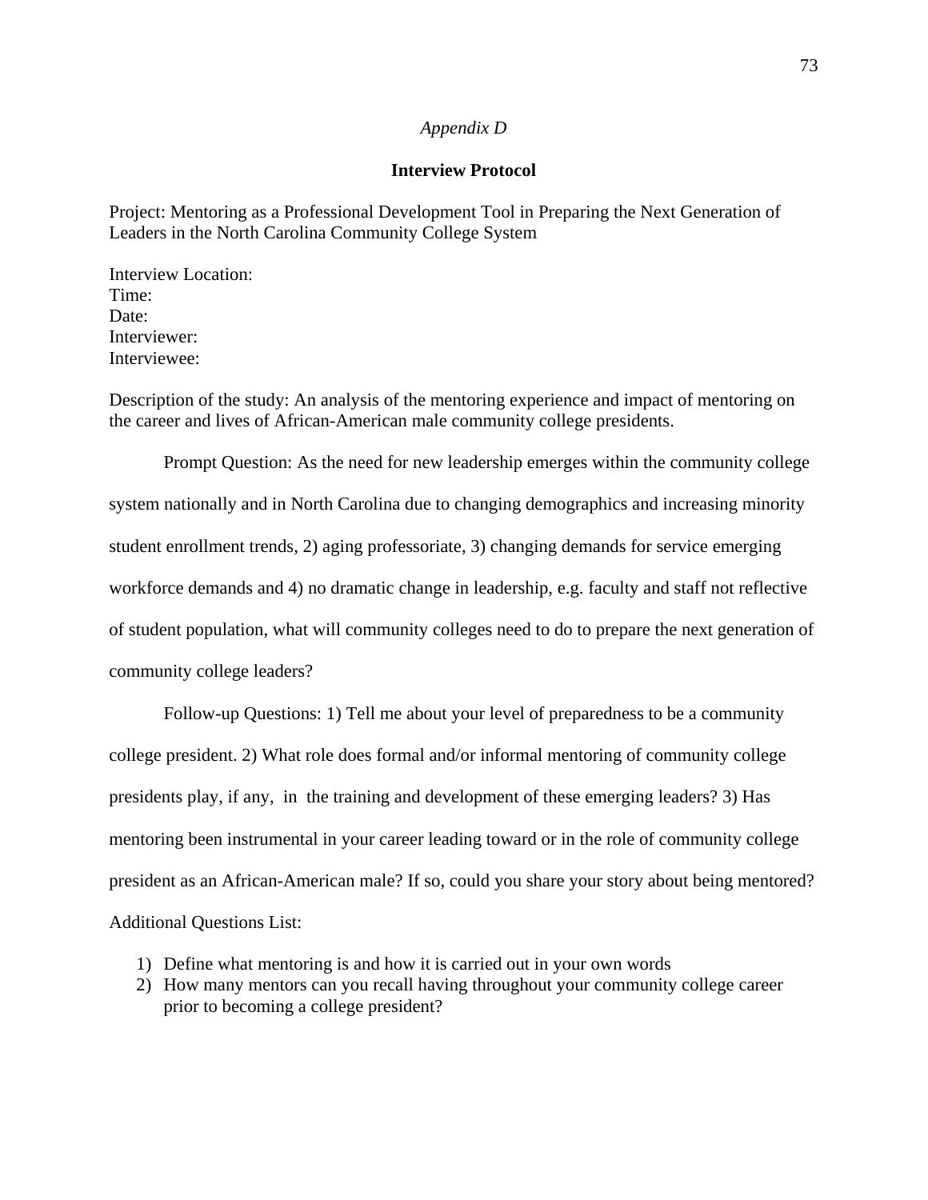*Appendix D*

**Interview Protocol**

Project: Mentoring as a Professional Development Tool in Preparing the Next Generation of Leaders in the North Carolina Community College System

Interview Location:
Time:
Date:
Interviewer:
Interviewee:

Description of the study: An analysis of the mentoring experience and impact of mentoring on the career and lives of African-American male community college presidents.

Prompt Question: As the need for new leadership emerges within the community college system nationally and in North Carolina due to changing demographics and increasing minority student enrollment trends, 2) aging professoriate, 3) changing demands for service emerging workforce demands and 4) no dramatic change in leadership, e.g. faculty and staff not reflective of student population, what will community colleges need to do to prepare the next generation of community college leaders?

Follow-up Questions: 1) Tell me about your level of preparedness to be a community college president. 2) What role does formal and/or informal mentoring of community college presidents play, if any, in the training and development of these emerging leaders? 3) Has mentoring been instrumental in your career leading toward or in the role of community college president as an African-American male? If so, could you share your story about being mentored?

Additional Questions List:

1) Define what mentoring is and how it is carried out in your own words
2) How many mentors can you recall having throughout your community college career prior to becoming a college president?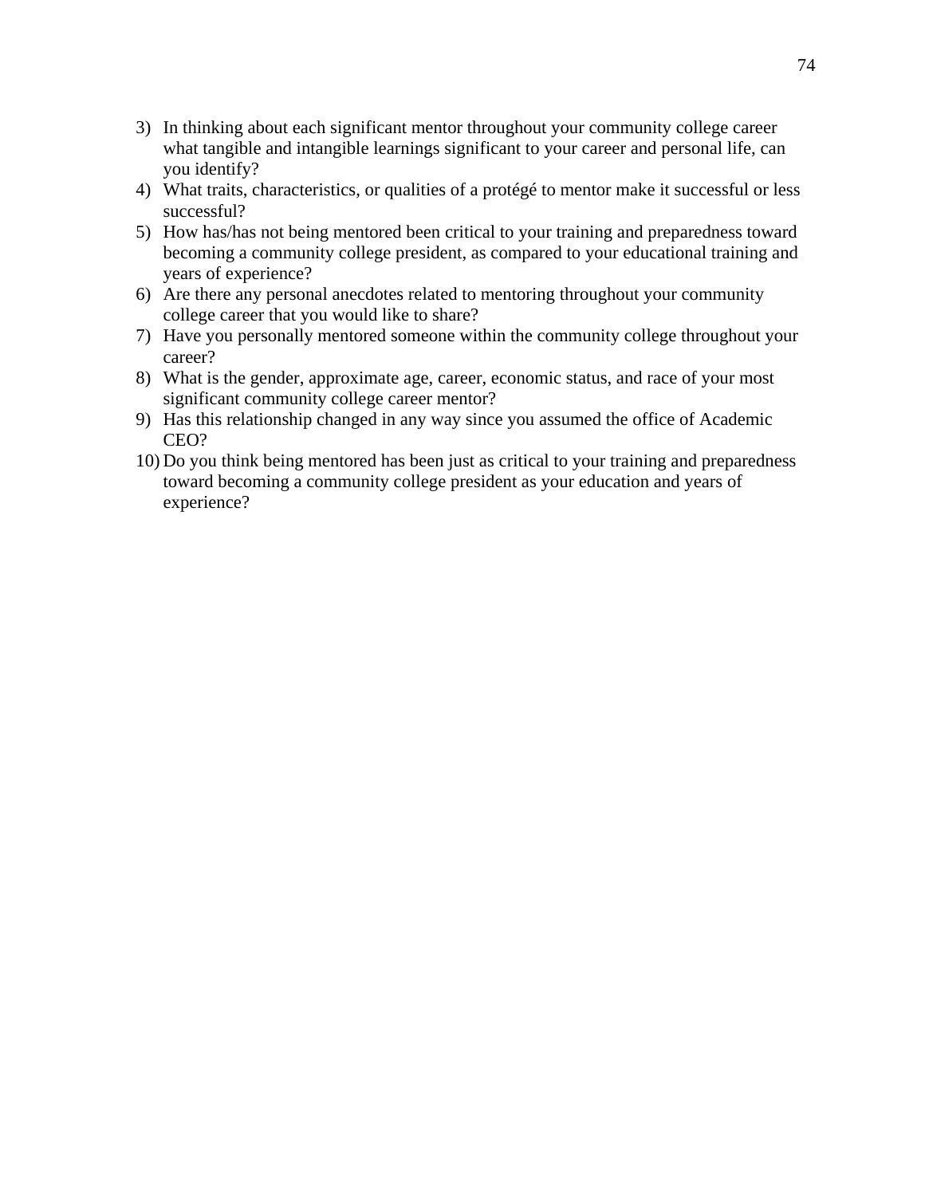3) In thinking about each significant mentor throughout your community college career what tangible and intangible learnings significant to your career and personal life, can you identify?
4) What traits, characteristics, or qualities of a protégé to mentor make it successful or less successful?
5) How has/has not being mentored been critical to your training and preparedness toward becoming a community college president, as compared to your educational training and years of experience?
6) Are there any personal anecdotes related to mentoring throughout your community college career that you would like to share?
7) Have you personally mentored someone within the community college throughout your career?
8) What is the gender, approximate age, career, economic status, and race of your most significant community college career mentor?
9) Has this relationship changed in any way since you assumed the office of Academic CEO?
10) Do you think being mentored has been just as critical to your training and preparedness toward becoming a community college president as your education and years of experience?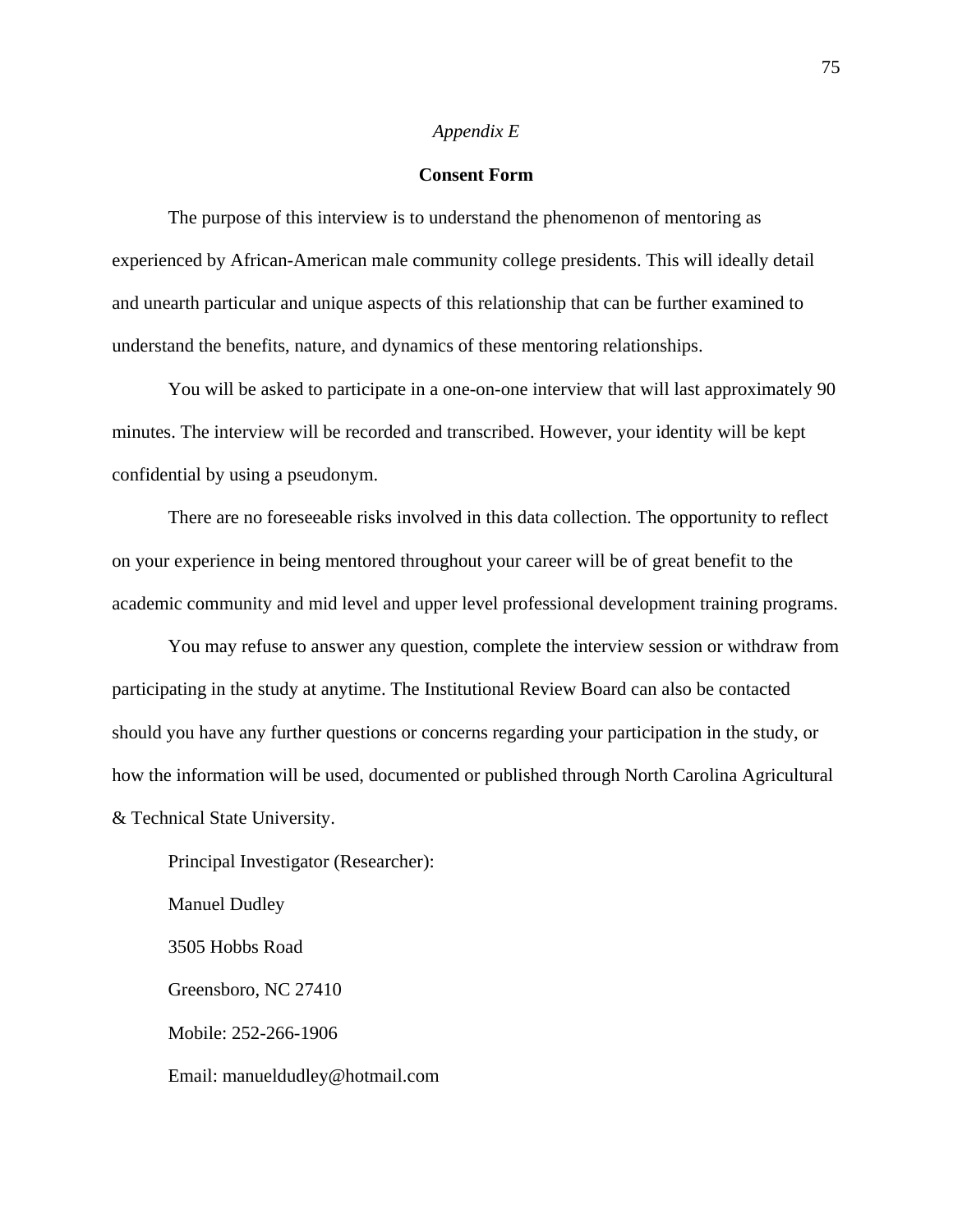*Appendix E*

## Consent Form

The purpose of this interview is to understand the phenomenon of mentoring as experienced by African-American male community college presidents. This will ideally detail and unearth particular and unique aspects of this relationship that can be further examined to understand the benefits, nature, and dynamics of these mentoring relationships.

You will be asked to participate in a one-on-one interview that will last approximately 90 minutes. The interview will be recorded and transcribed. However, your identity will be kept confidential by using a pseudonym.

There are no foreseeable risks involved in this data collection. The opportunity to reflect on your experience in being mentored throughout your career will be of great benefit to the academic community and mid level and upper level professional development training programs.

You may refuse to answer any question, complete the interview session or withdraw from participating in the study at anytime. The Institutional Review Board can also be contacted should you have any further questions or concerns regarding your participation in the study, or how the information will be used, documented or published through North Carolina Agricultural & Technical State University.

Principal Investigator (Researcher):

Manuel Dudley

3505 Hobbs Road

Greensboro, NC 27410

Mobile: 252-266-1906

Email: manueldudley@hotmail.com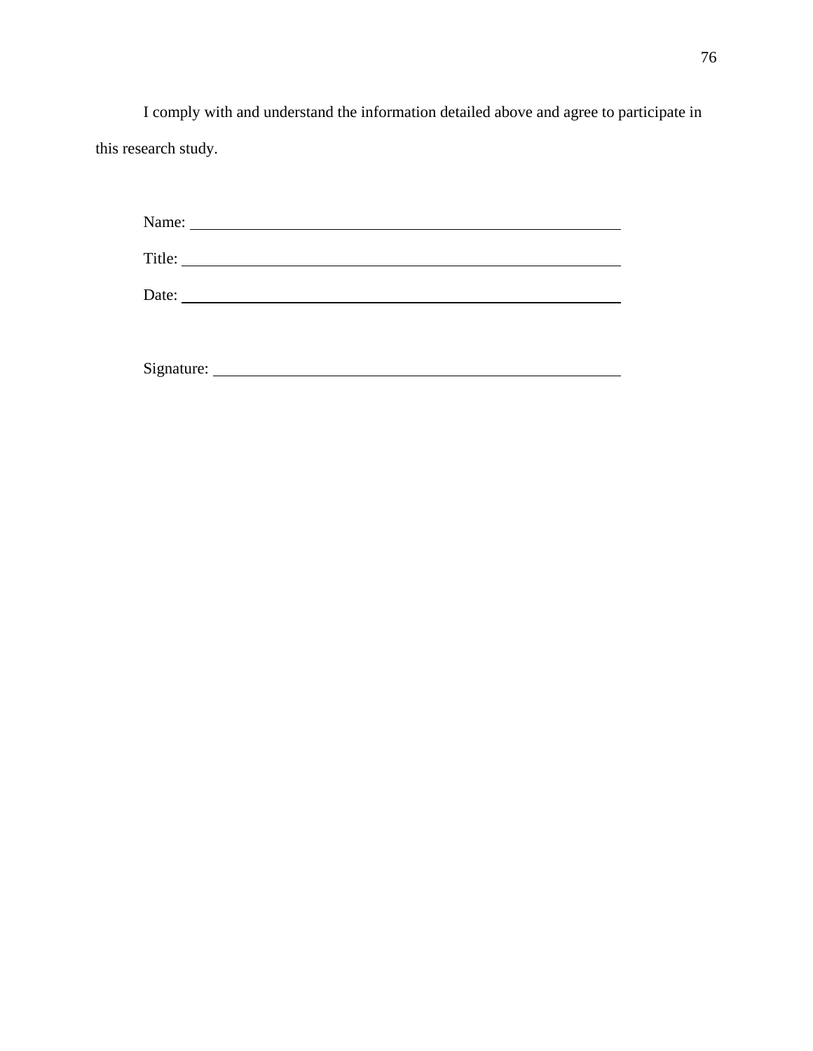I comply with and understand the information detailed above and agree to participate in this research study.

Name: ______________________________________________

Title: ______________________________________________

Date: ______________________________________________

Signature: __________________________________________